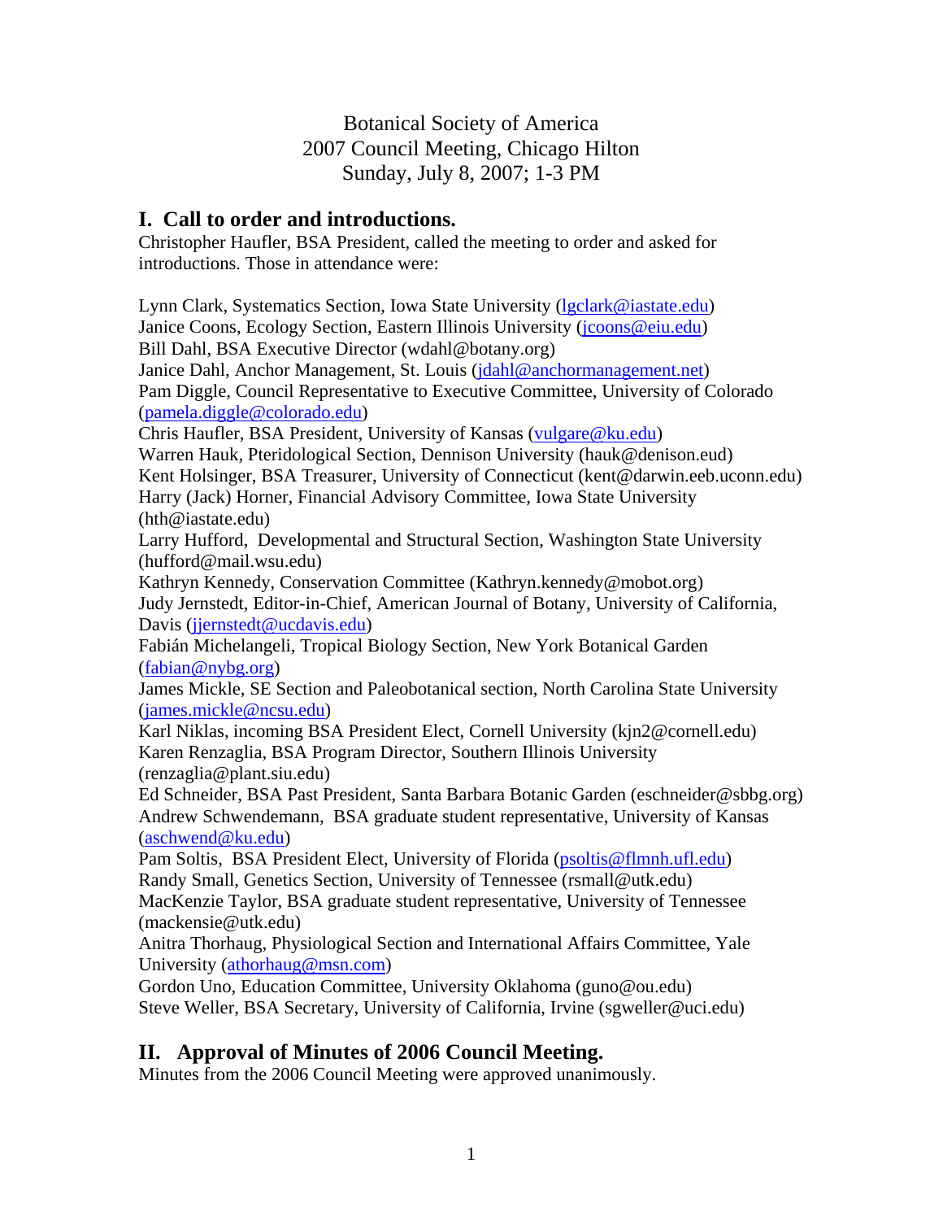Botanical Society of America
2007 Council Meeting, Chicago Hilton
Sunday, July 8, 2007; 1-3 PM

## I. Call to order and introductions.

Christopher Haufler, BSA President, called the meeting to order and asked for introductions. Those in attendance were:

Lynn Clark, Systematics Section, Iowa State University (lgclark@iastate.edu)
Janice Coons, Ecology Section, Eastern Illinois University (jcoons@eiu.edu)
Bill Dahl, BSA Executive Director (wdahl@botany.org)
Janice Dahl, Anchor Management, St. Louis (jdahl@anchormanagement.net)
Pam Diggle, Council Representative to Executive Committee, University of Colorado (pamela.diggle@colorado.edu)
Chris Haufler, BSA President, University of Kansas (vulgare@ku.edu)
Warren Hauk, Pteridological Section, Dennison University (hauk@denison.eud)
Kent Holsinger, BSA Treasurer, University of Connecticut (kent@darwin.eeb.uconn.edu)
Harry (Jack) Horner, Financial Advisory Committee, Iowa State University (hth@iastate.edu)
Larry Hufford, Developmental and Structural Section, Washington State University (hufford@mail.wsu.edu)
Kathryn Kennedy, Conservation Committee (Kathryn.kennedy@mobot.org)
Judy Jernstedt, Editor-in-Chief, American Journal of Botany, University of California, Davis (jjernstedt@ucdavis.edu)
Fabián Michelangeli, Tropical Biology Section, New York Botanical Garden (fabian@nybg.org)
James Mickle, SE Section and Paleobotanical section, North Carolina State University (james.mickle@ncsu.edu)
Karl Niklas, incoming BSA President Elect, Cornell University (kjn2@cornell.edu)
Karen Renzaglia, BSA Program Director, Southern Illinois University (renzaglia@plant.siu.edu)
Ed Schneider, BSA Past President, Santa Barbara Botanic Garden (eschneider@sbbg.org)
Andrew Schwendemann, BSA graduate student representative, University of Kansas (aschwend@ku.edu)
Pam Soltis, BSA President Elect, University of Florida (psoltis@flmnh.ufl.edu)
Randy Small, Genetics Section, University of Tennessee (rsmall@utk.edu)
MacKenzie Taylor, BSA graduate student representative, University of Tennessee (mackensie@utk.edu)
Anitra Thorhaug, Physiological Section and International Affairs Committee, Yale University (athorhaug@msn.com)
Gordon Uno, Education Committee, University Oklahoma (guno@ou.edu)
Steve Weller, BSA Secretary, University of California, Irvine (sgweller@uci.edu)

## II. Approval of Minutes of 2006 Council Meeting.

Minutes from the 2006 Council Meeting were approved unanimously.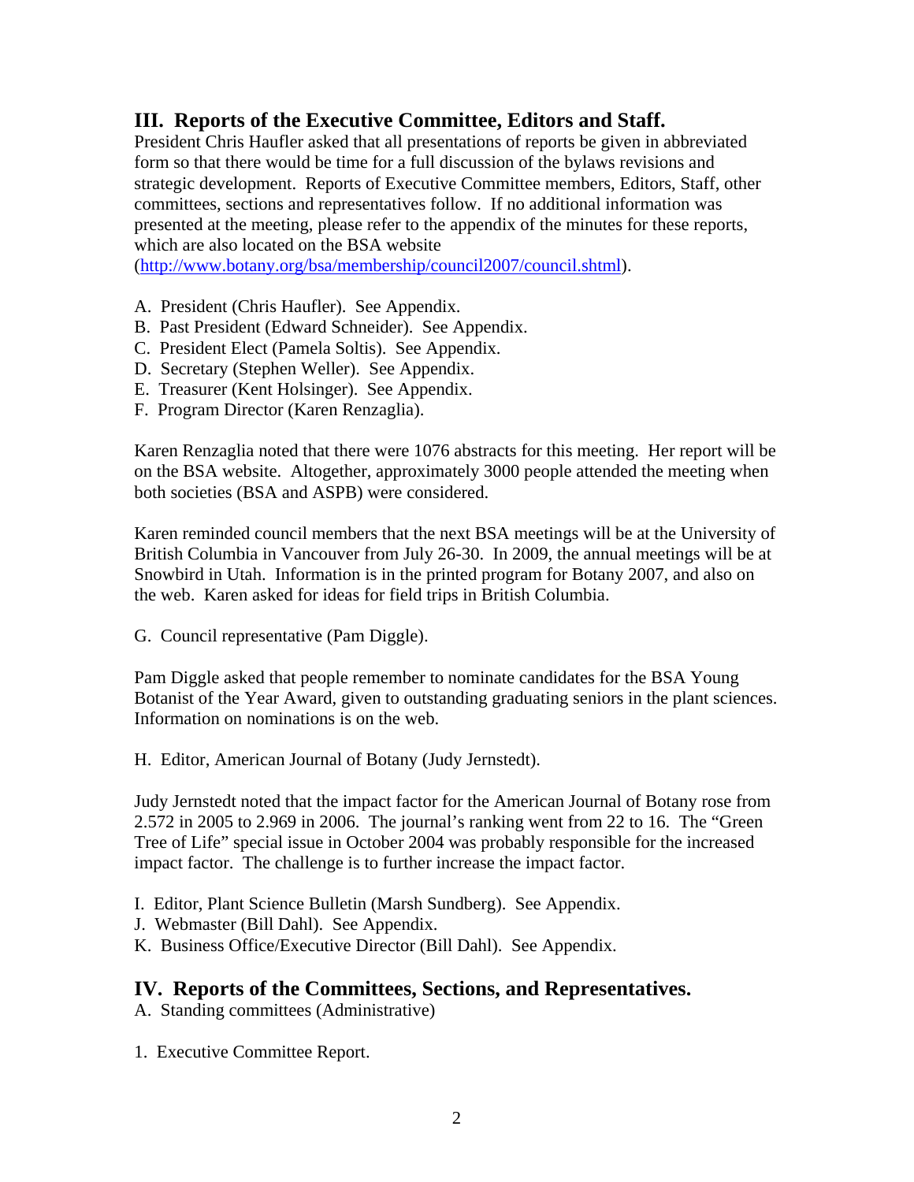## III. Reports of the Executive Committee, Editors and Staff.

President Chris Haufler asked that all presentations of reports be given in abbreviated form so that there would be time for a full discussion of the bylaws revisions and strategic development. Reports of Executive Committee members, Editors, Staff, other committees, sections and representatives follow. If no additional information was presented at the meeting, please refer to the appendix of the minutes for these reports, which are also located on the BSA website (http://www.botany.org/bsa/membership/council2007/council.shtml).

A. President (Chris Haufler). See Appendix.
B. Past President (Edward Schneider). See Appendix.
C. President Elect (Pamela Soltis). See Appendix.
D. Secretary (Stephen Weller). See Appendix.
E. Treasurer (Kent Holsinger). See Appendix.
F. Program Director (Karen Renzaglia).

Karen Renzaglia noted that there were 1076 abstracts for this meeting. Her report will be on the BSA website. Altogether, approximately 3000 people attended the meeting when both societies (BSA and ASPB) were considered.

Karen reminded council members that the next BSA meetings will be at the University of British Columbia in Vancouver from July 26-30. In 2009, the annual meetings will be at Snowbird in Utah. Information is in the printed program for Botany 2007, and also on the web. Karen asked for ideas for field trips in British Columbia.

G. Council representative (Pam Diggle).

Pam Diggle asked that people remember to nominate candidates for the BSA Young Botanist of the Year Award, given to outstanding graduating seniors in the plant sciences. Information on nominations is on the web.

H. Editor, American Journal of Botany (Judy Jernstedt).

Judy Jernstedt noted that the impact factor for the American Journal of Botany rose from 2.572 in 2005 to 2.969 in 2006. The journal's ranking went from 22 to 16. The "Green Tree of Life" special issue in October 2004 was probably responsible for the increased impact factor. The challenge is to further increase the impact factor.

I. Editor, Plant Science Bulletin (Marsh Sundberg). See Appendix.
J. Webmaster (Bill Dahl). See Appendix.
K. Business Office/Executive Director (Bill Dahl). See Appendix.

## IV. Reports of the Committees, Sections, and Representatives.

A. Standing committees (Administrative)

1. Executive Committee Report.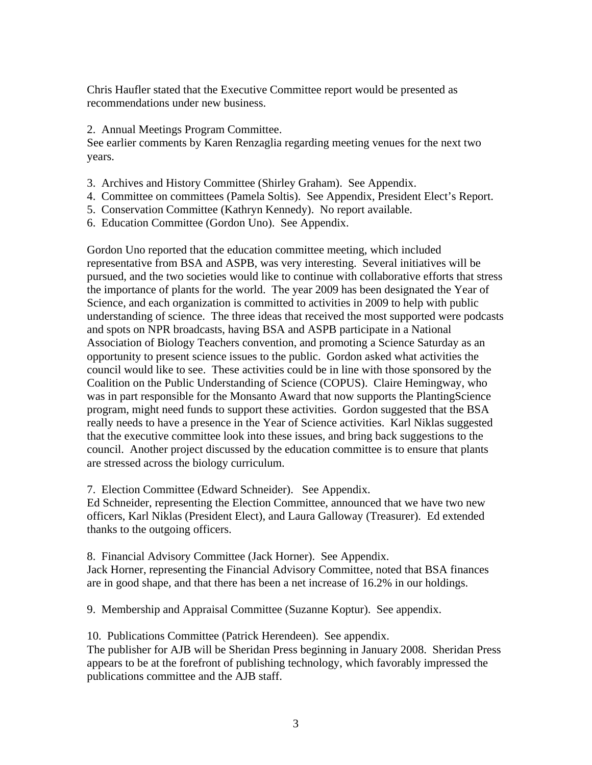Chris Haufler stated that the Executive Committee report would be presented as recommendations under new business.

2. Annual Meetings Program Committee.
See earlier comments by Karen Renzaglia regarding meeting venues for the next two years.

3. Archives and History Committee (Shirley Graham). See Appendix.
4. Committee on committees (Pamela Soltis). See Appendix, President Elect's Report.
5. Conservation Committee (Kathryn Kennedy). No report available.
6. Education Committee (Gordon Uno). See Appendix.

Gordon Uno reported that the education committee meeting, which included representative from BSA and ASPB, was very interesting. Several initiatives will be pursued, and the two societies would like to continue with collaborative efforts that stress the importance of plants for the world. The year 2009 has been designated the Year of Science, and each organization is committed to activities in 2009 to help with public understanding of science. The three ideas that received the most supported were podcasts and spots on NPR broadcasts, having BSA and ASPB participate in a National Association of Biology Teachers convention, and promoting a Science Saturday as an opportunity to present science issues to the public. Gordon asked what activities the council would like to see. These activities could be in line with those sponsored by the Coalition on the Public Understanding of Science (COPUS). Claire Hemingway, who was in part responsible for the Monsanto Award that now supports the PlantingScience program, might need funds to support these activities. Gordon suggested that the BSA really needs to have a presence in the Year of Science activities. Karl Niklas suggested that the executive committee look into these issues, and bring back suggestions to the council. Another project discussed by the education committee is to ensure that plants are stressed across the biology curriculum.

7. Election Committee (Edward Schneider). See Appendix.
Ed Schneider, representing the Election Committee, announced that we have two new officers, Karl Niklas (President Elect), and Laura Galloway (Treasurer). Ed extended thanks to the outgoing officers.

8. Financial Advisory Committee (Jack Horner). See Appendix.
Jack Horner, representing the Financial Advisory Committee, noted that BSA finances are in good shape, and that there has been a net increase of 16.2% in our holdings.

9. Membership and Appraisal Committee (Suzanne Koptur). See appendix.

10. Publications Committee (Patrick Herendeen). See appendix.
The publisher for AJB will be Sheridan Press beginning in January 2008. Sheridan Press appears to be at the forefront of publishing technology, which favorably impressed the publications committee and the AJB staff.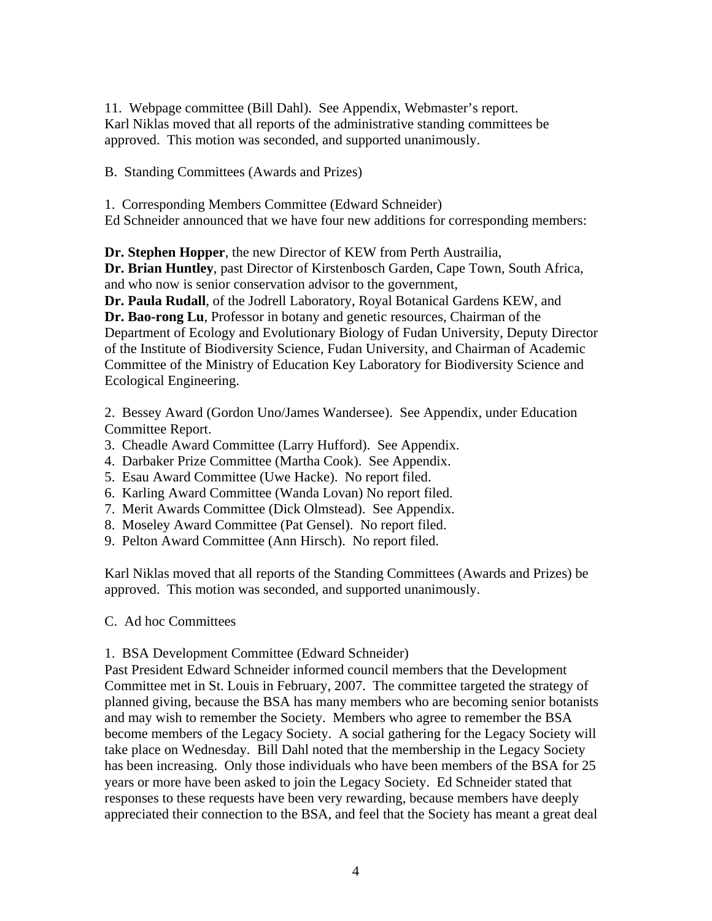11. Webpage committee (Bill Dahl). See Appendix, Webmaster's report.
Karl Niklas moved that all reports of the administrative standing committees be approved. This motion was seconded, and supported unanimously.

B. Standing Committees (Awards and Prizes)

1. Corresponding Members Committee (Edward Schneider)
Ed Schneider announced that we have four new additions for corresponding members:

**Dr. Stephen Hopper**, the new Director of KEW from Perth Austrailia,
**Dr. Brian Huntley**, past Director of Kirstenbosch Garden, Cape Town, South Africa, and who now is senior conservation advisor to the government,
**Dr. Paula Rudall**, of the Jodrell Laboratory, Royal Botanical Gardens KEW, and
**Dr. Bao-rong Lu**, Professor in botany and genetic resources, Chairman of the Department of Ecology and Evolutionary Biology of Fudan University, Deputy Director of the Institute of Biodiversity Science, Fudan University, and Chairman of Academic Committee of the Ministry of Education Key Laboratory for Biodiversity Science and Ecological Engineering.

2. Bessey Award (Gordon Uno/James Wandersee). See Appendix, under Education Committee Report.
3. Cheadle Award Committee (Larry Hufford). See Appendix.
4. Darbaker Prize Committee (Martha Cook). See Appendix.
5. Esau Award Committee (Uwe Hacke). No report filed.
6. Karling Award Committee (Wanda Lovan) No report filed.
7. Merit Awards Committee (Dick Olmstead). See Appendix.
8. Moseley Award Committee (Pat Gensel). No report filed.
9. Pelton Award Committee (Ann Hirsch). No report filed.

Karl Niklas moved that all reports of the Standing Committees (Awards and Prizes) be approved. This motion was seconded, and supported unanimously.

C. Ad hoc Committees

1. BSA Development Committee (Edward Schneider)
Past President Edward Schneider informed council members that the Development Committee met in St. Louis in February, 2007. The committee targeted the strategy of planned giving, because the BSA has many members who are becoming senior botanists and may wish to remember the Society. Members who agree to remember the BSA become members of the Legacy Society. A social gathering for the Legacy Society will take place on Wednesday. Bill Dahl noted that the membership in the Legacy Society has been increasing. Only those individuals who have been members of the BSA for 25 years or more have been asked to join the Legacy Society. Ed Schneider stated that responses to these requests have been very rewarding, because members have deeply appreciated their connection to the BSA, and feel that the Society has meant a great deal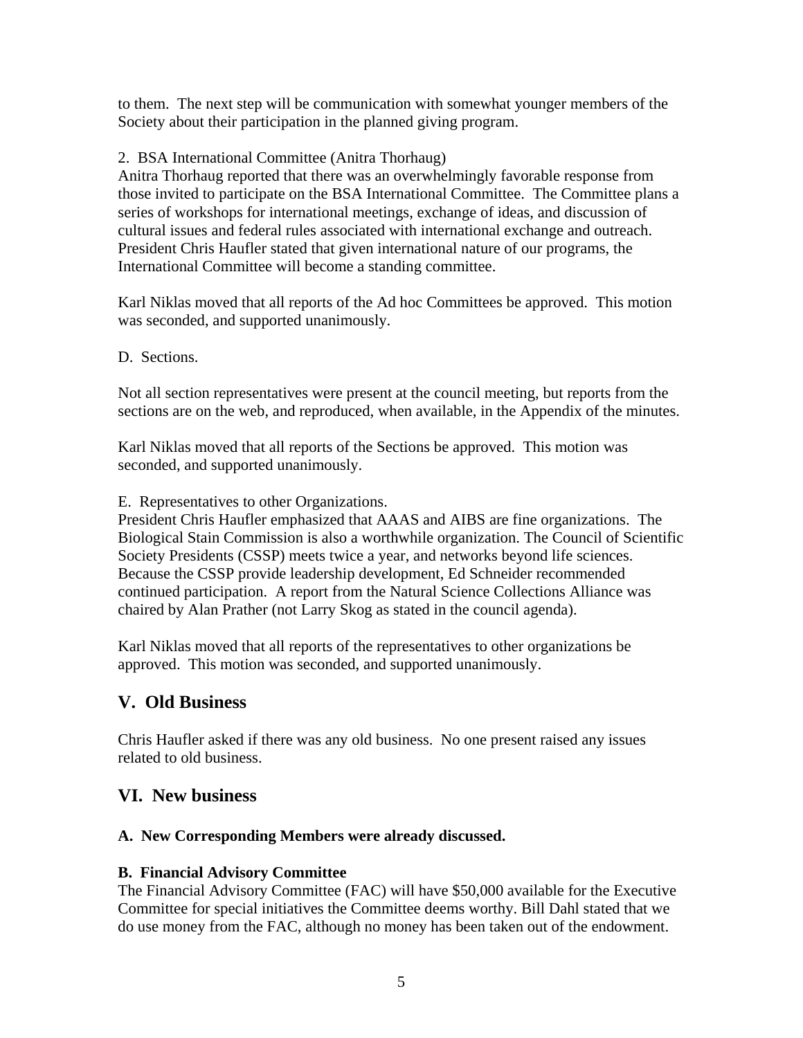to them. The next step will be communication with somewhat younger members of the Society about their participation in the planned giving program.

2. BSA International Committee (Anitra Thorhaug)

Anitra Thorhaug reported that there was an overwhelmingly favorable response from those invited to participate on the BSA International Committee. The Committee plans a series of workshops for international meetings, exchange of ideas, and discussion of cultural issues and federal rules associated with international exchange and outreach. President Chris Haufler stated that given international nature of our programs, the International Committee will become a standing committee.

Karl Niklas moved that all reports of the Ad hoc Committees be approved. This motion was seconded, and supported unanimously.

D. Sections.

Not all section representatives were present at the council meeting, but reports from the sections are on the web, and reproduced, when available, in the Appendix of the minutes.

Karl Niklas moved that all reports of the Sections be approved. This motion was seconded, and supported unanimously.

E. Representatives to other Organizations.

President Chris Haufler emphasized that AAAS and AIBS are fine organizations. The Biological Stain Commission is also a worthwhile organization. The Council of Scientific Society Presidents (CSSP) meets twice a year, and networks beyond life sciences. Because the CSSP provide leadership development, Ed Schneider recommended continued participation. A report from the Natural Science Collections Alliance was chaired by Alan Prather (not Larry Skog as stated in the council agenda).

Karl Niklas moved that all reports of the representatives to other organizations be approved. This motion was seconded, and supported unanimously.

## V. Old Business

Chris Haufler asked if there was any old business. No one present raised any issues related to old business.

## VI. New business

**A. New Corresponding Members were already discussed.**

**B. Financial Advisory Committee**

The Financial Advisory Committee (FAC) will have $50,000 available for the Executive Committee for special initiatives the Committee deems worthy. Bill Dahl stated that we do use money from the FAC, although no money has been taken out of the endowment.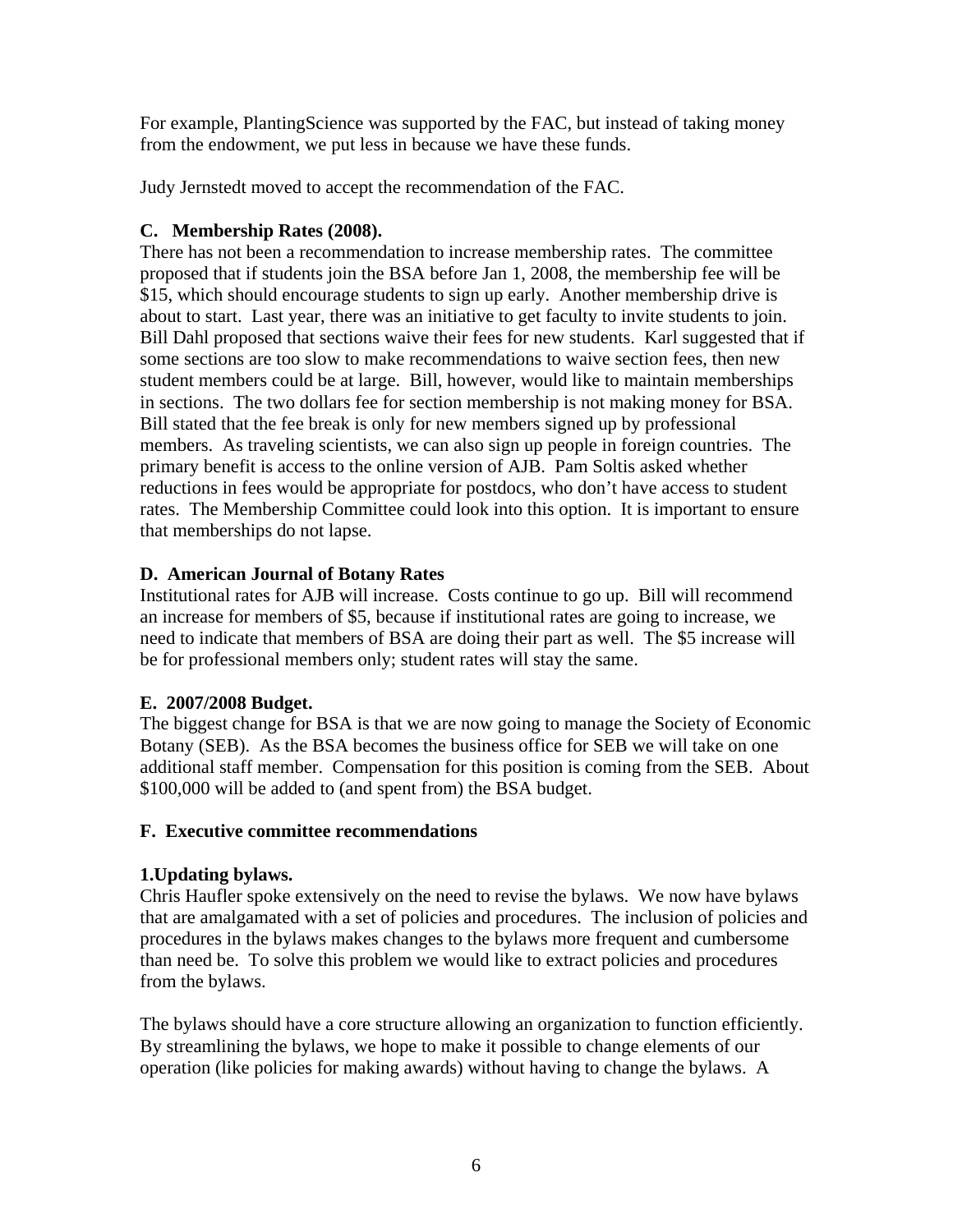For example, PlantingScience was supported by the FAC, but instead of taking money from the endowment, we put less in because we have these funds.

Judy Jernstedt moved to accept the recommendation of the FAC.

**C. Membership Rates (2008).**

There has not been a recommendation to increase membership rates. The committee proposed that if students join the BSA before Jan 1, 2008, the membership fee will be $15, which should encourage students to sign up early. Another membership drive is about to start. Last year, there was an initiative to get faculty to invite students to join. Bill Dahl proposed that sections waive their fees for new students. Karl suggested that if some sections are too slow to make recommendations to waive section fees, then new student members could be at large. Bill, however, would like to maintain memberships in sections. The two dollars fee for section membership is not making money for BSA. Bill stated that the fee break is only for new members signed up by professional members. As traveling scientists, we can also sign up people in foreign countries. The primary benefit is access to the online version of AJB. Pam Soltis asked whether reductions in fees would be appropriate for postdocs, who don't have access to student rates. The Membership Committee could look into this option. It is important to ensure that memberships do not lapse.

**D. American Journal of Botany Rates**

Institutional rates for AJB will increase. Costs continue to go up. Bill will recommend an increase for members of $5, because if institutional rates are going to increase, we need to indicate that members of BSA are doing their part as well. The $5 increase will be for professional members only; student rates will stay the same.

**E. 2007/2008 Budget.**

The biggest change for BSA is that we are now going to manage the Society of Economic Botany (SEB). As the BSA becomes the business office for SEB we will take on one additional staff member. Compensation for this position is coming from the SEB. About $100,000 will be added to (and spent from) the BSA budget.

**F. Executive committee recommendations**

**1.Updating bylaws.**

Chris Haufler spoke extensively on the need to revise the bylaws. We now have bylaws that are amalgamated with a set of policies and procedures. The inclusion of policies and procedures in the bylaws makes changes to the bylaws more frequent and cumbersome than need be. To solve this problem we would like to extract policies and procedures from the bylaws.

The bylaws should have a core structure allowing an organization to function efficiently. By streamlining the bylaws, we hope to make it possible to change elements of our operation (like policies for making awards) without having to change the bylaws. A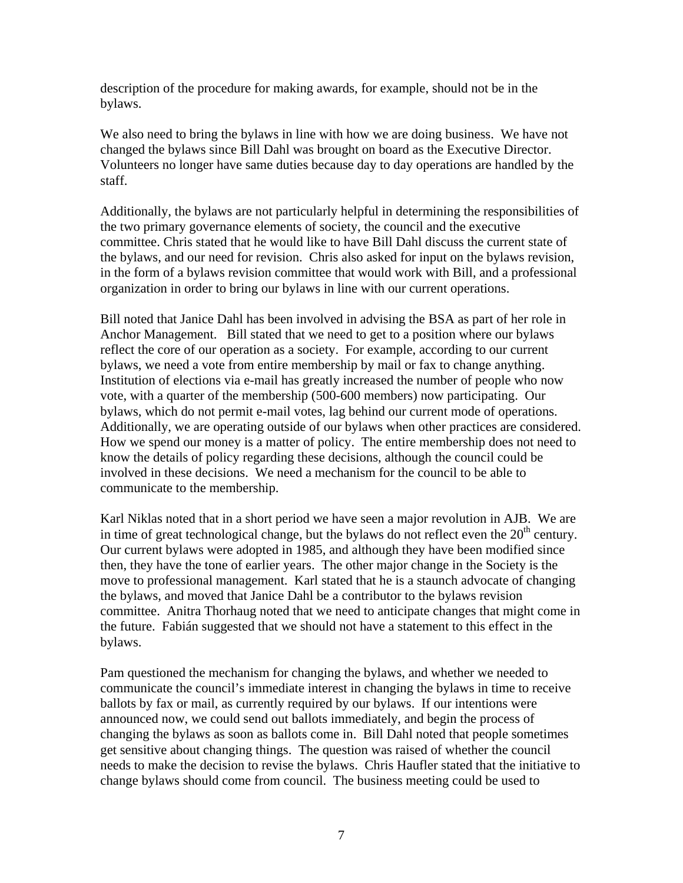description of the procedure for making awards, for example, should not be in the bylaws.

We also need to bring the bylaws in line with how we are doing business. We have not changed the bylaws since Bill Dahl was brought on board as the Executive Director. Volunteers no longer have same duties because day to day operations are handled by the staff.

Additionally, the bylaws are not particularly helpful in determining the responsibilities of the two primary governance elements of society, the council and the executive committee. Chris stated that he would like to have Bill Dahl discuss the current state of the bylaws, and our need for revision. Chris also asked for input on the bylaws revision, in the form of a bylaws revision committee that would work with Bill, and a professional organization in order to bring our bylaws in line with our current operations.

Bill noted that Janice Dahl has been involved in advising the BSA as part of her role in Anchor Management. Bill stated that we need to get to a position where our bylaws reflect the core of our operation as a society. For example, according to our current bylaws, we need a vote from entire membership by mail or fax to change anything. Institution of elections via e-mail has greatly increased the number of people who now vote, with a quarter of the membership (500-600 members) now participating. Our bylaws, which do not permit e-mail votes, lag behind our current mode of operations. Additionally, we are operating outside of our bylaws when other practices are considered. How we spend our money is a matter of policy. The entire membership does not need to know the details of policy regarding these decisions, although the council could be involved in these decisions. We need a mechanism for the council to be able to communicate to the membership.

Karl Niklas noted that in a short period we have seen a major revolution in AJB. We are in time of great technological change, but the bylaws do not reflect even the 20th century. Our current bylaws were adopted in 1985, and although they have been modified since then, they have the tone of earlier years. The other major change in the Society is the move to professional management. Karl stated that he is a staunch advocate of changing the bylaws, and moved that Janice Dahl be a contributor to the bylaws revision committee. Anitra Thorhaug noted that we need to anticipate changes that might come in the future. Fabián suggested that we should not have a statement to this effect in the bylaws.

Pam questioned the mechanism for changing the bylaws, and whether we needed to communicate the council's immediate interest in changing the bylaws in time to receive ballots by fax or mail, as currently required by our bylaws. If our intentions were announced now, we could send out ballots immediately, and begin the process of changing the bylaws as soon as ballots come in. Bill Dahl noted that people sometimes get sensitive about changing things. The question was raised of whether the council needs to make the decision to revise the bylaws. Chris Haufler stated that the initiative to change bylaws should come from council. The business meeting could be used to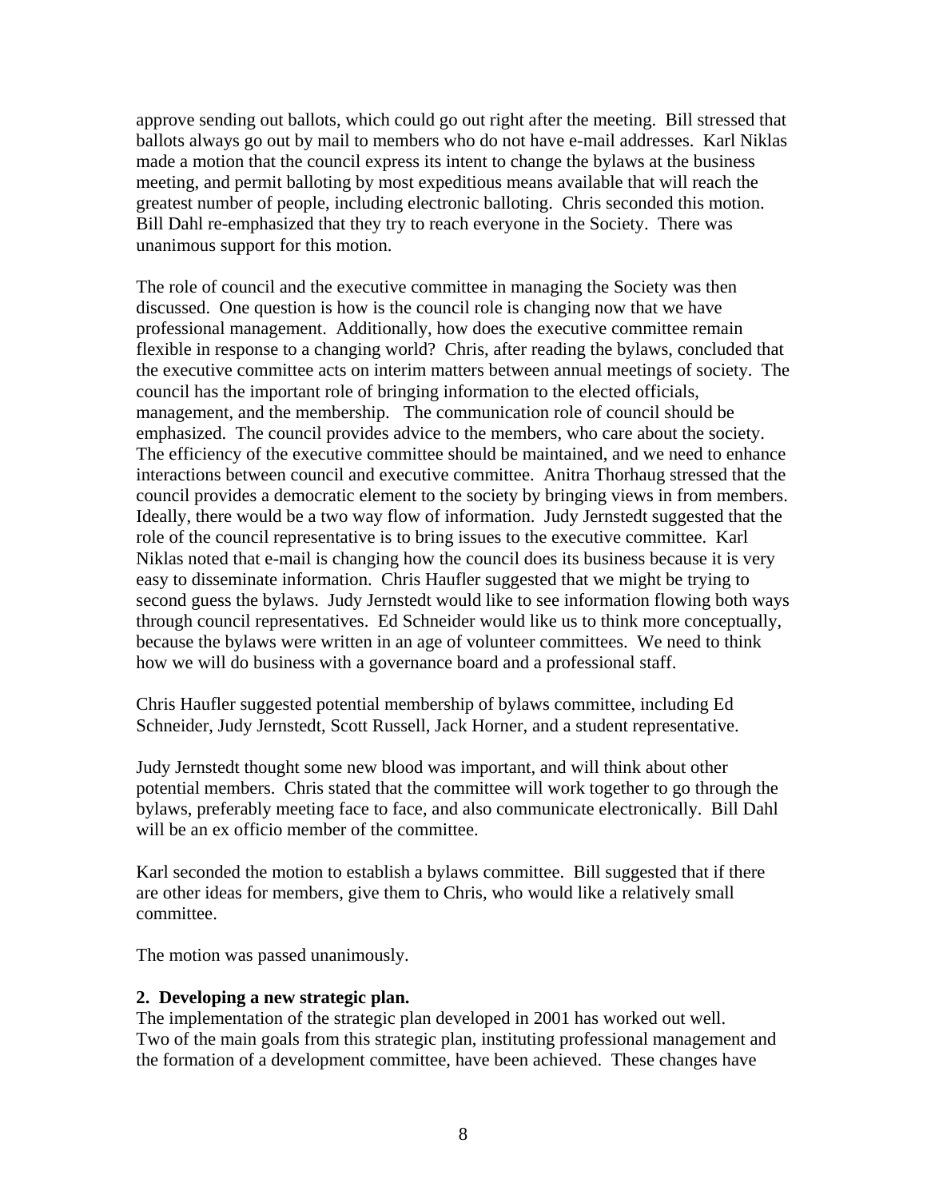approve sending out ballots, which could go out right after the meeting. Bill stressed that ballots always go out by mail to members who do not have e-mail addresses. Karl Niklas made a motion that the council express its intent to change the bylaws at the business meeting, and permit balloting by most expeditious means available that will reach the greatest number of people, including electronic balloting. Chris seconded this motion. Bill Dahl re-emphasized that they try to reach everyone in the Society. There was unanimous support for this motion.

The role of council and the executive committee in managing the Society was then discussed. One question is how is the council role is changing now that we have professional management. Additionally, how does the executive committee remain flexible in response to a changing world? Chris, after reading the bylaws, concluded that the executive committee acts on interim matters between annual meetings of society. The council has the important role of bringing information to the elected officials, management, and the membership. The communication role of council should be emphasized. The council provides advice to the members, who care about the society. The efficiency of the executive committee should be maintained, and we need to enhance interactions between council and executive committee. Anitra Thorhaug stressed that the council provides a democratic element to the society by bringing views in from members. Ideally, there would be a two way flow of information. Judy Jernstedt suggested that the role of the council representative is to bring issues to the executive committee. Karl Niklas noted that e-mail is changing how the council does its business because it is very easy to disseminate information. Chris Haufler suggested that we might be trying to second guess the bylaws. Judy Jernstedt would like to see information flowing both ways through council representatives. Ed Schneider would like us to think more conceptually, because the bylaws were written in an age of volunteer committees. We need to think how we will do business with a governance board and a professional staff.

Chris Haufler suggested potential membership of bylaws committee, including Ed Schneider, Judy Jernstedt, Scott Russell, Jack Horner, and a student representative.

Judy Jernstedt thought some new blood was important, and will think about other potential members. Chris stated that the committee will work together to go through the bylaws, preferably meeting face to face, and also communicate electronically. Bill Dahl will be an ex officio member of the committee.

Karl seconded the motion to establish a bylaws committee. Bill suggested that if there are other ideas for members, give them to Chris, who would like a relatively small committee.

The motion was passed unanimously.

**2. Developing a new strategic plan.**

The implementation of the strategic plan developed in 2001 has worked out well. Two of the main goals from this strategic plan, instituting professional management and the formation of a development committee, have been achieved. These changes have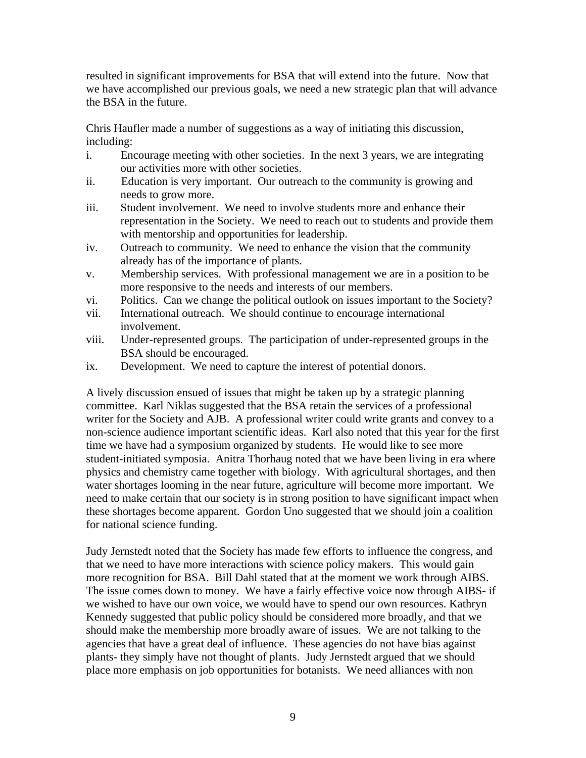resulted in significant improvements for BSA that will extend into the future. Now that we have accomplished our previous goals, we need a new strategic plan that will advance the BSA in the future.

Chris Haufler made a number of suggestions as a way of initiating this discussion, including:

i. Encourage meeting with other societies. In the next 3 years, we are integrating our activities more with other societies.
ii. Education is very important. Our outreach to the community is growing and needs to grow more.
iii. Student involvement. We need to involve students more and enhance their representation in the Society. We need to reach out to students and provide them with mentorship and opportunities for leadership.
iv. Outreach to community. We need to enhance the vision that the community already has of the importance of plants.
v. Membership services. With professional management we are in a position to be more responsive to the needs and interests of our members.
vi. Politics. Can we change the political outlook on issues important to the Society?
vii. International outreach. We should continue to encourage international involvement.
viii. Under-represented groups. The participation of under-represented groups in the BSA should be encouraged.
ix. Development. We need to capture the interest of potential donors.

A lively discussion ensued of issues that might be taken up by a strategic planning committee. Karl Niklas suggested that the BSA retain the services of a professional writer for the Society and AJB. A professional writer could write grants and convey to a non-science audience important scientific ideas. Karl also noted that this year for the first time we have had a symposium organized by students. He would like to see more student-initiated symposia. Anitra Thorhaug noted that we have been living in era where physics and chemistry came together with biology. With agricultural shortages, and then water shortages looming in the near future, agriculture will become more important. We need to make certain that our society is in strong position to have significant impact when these shortages become apparent. Gordon Uno suggested that we should join a coalition for national science funding.

Judy Jernstedt noted that the Society has made few efforts to influence the congress, and that we need to have more interactions with science policy makers. This would gain more recognition for BSA. Bill Dahl stated that at the moment we work through AIBS. The issue comes down to money. We have a fairly effective voice now through AIBS- if we wished to have our own voice, we would have to spend our own resources. Kathryn Kennedy suggested that public policy should be considered more broadly, and that we should make the membership more broadly aware of issues. We are not talking to the agencies that have a great deal of influence. These agencies do not have bias against plants- they simply have not thought of plants. Judy Jernstedt argued that we should place more emphasis on job opportunities for botanists. We need alliances with non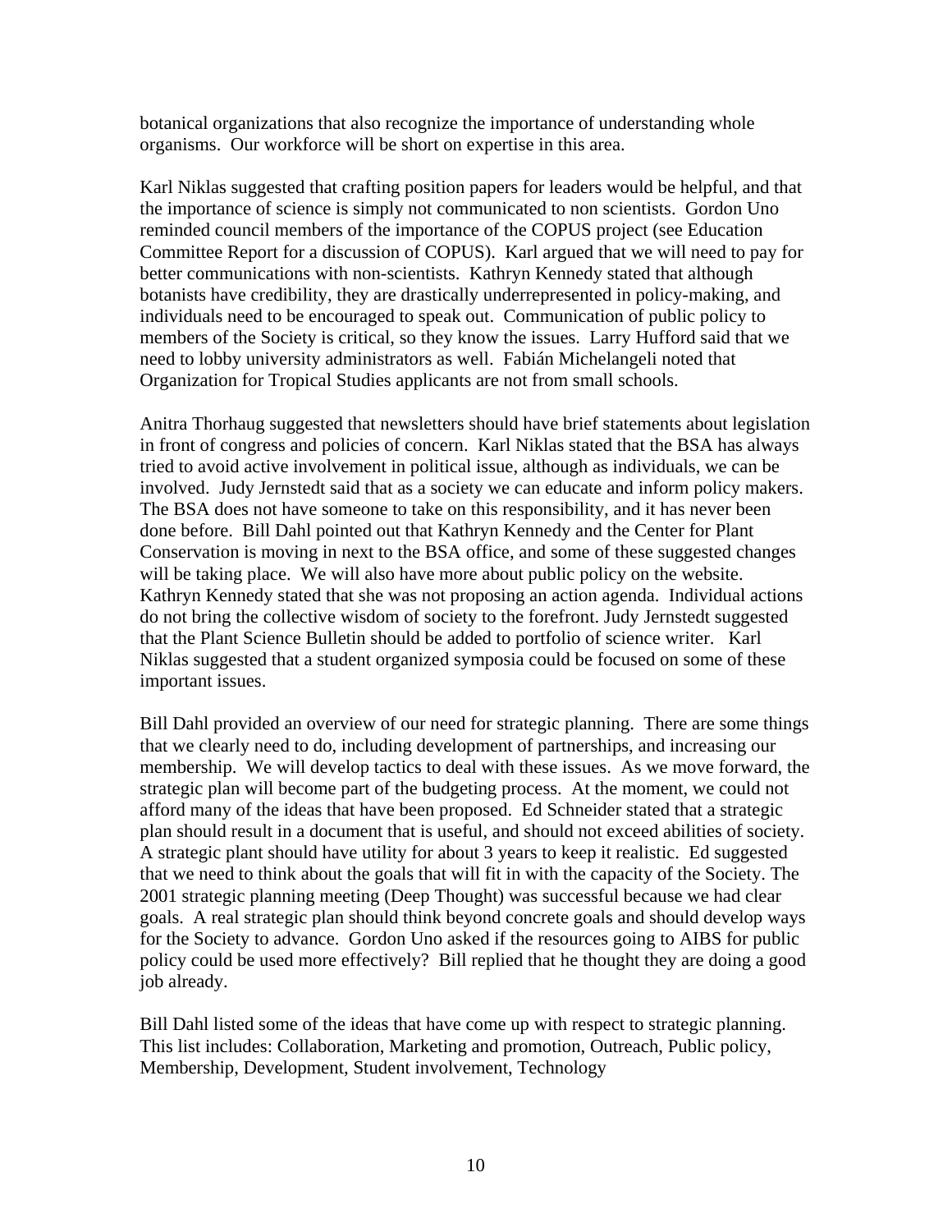botanical organizations that also recognize the importance of understanding whole organisms. Our workforce will be short on expertise in this area.

Karl Niklas suggested that crafting position papers for leaders would be helpful, and that the importance of science is simply not communicated to non scientists. Gordon Uno reminded council members of the importance of the COPUS project (see Education Committee Report for a discussion of COPUS). Karl argued that we will need to pay for better communications with non-scientists. Kathryn Kennedy stated that although botanists have credibility, they are drastically underrepresented in policy-making, and individuals need to be encouraged to speak out. Communication of public policy to members of the Society is critical, so they know the issues. Larry Hufford said that we need to lobby university administrators as well. Fabián Michelangeli noted that Organization for Tropical Studies applicants are not from small schools.

Anitra Thorhaug suggested that newsletters should have brief statements about legislation in front of congress and policies of concern. Karl Niklas stated that the BSA has always tried to avoid active involvement in political issue, although as individuals, we can be involved. Judy Jernstedt said that as a society we can educate and inform policy makers. The BSA does not have someone to take on this responsibility, and it has never been done before. Bill Dahl pointed out that Kathryn Kennedy and the Center for Plant Conservation is moving in next to the BSA office, and some of these suggested changes will be taking place. We will also have more about public policy on the website. Kathryn Kennedy stated that she was not proposing an action agenda. Individual actions do not bring the collective wisdom of society to the forefront. Judy Jernstedt suggested that the Plant Science Bulletin should be added to portfolio of science writer. Karl Niklas suggested that a student organized symposia could be focused on some of these important issues.

Bill Dahl provided an overview of our need for strategic planning. There are some things that we clearly need to do, including development of partnerships, and increasing our membership. We will develop tactics to deal with these issues. As we move forward, the strategic plan will become part of the budgeting process. At the moment, we could not afford many of the ideas that have been proposed. Ed Schneider stated that a strategic plan should result in a document that is useful, and should not exceed abilities of society. A strategic plant should have utility for about 3 years to keep it realistic. Ed suggested that we need to think about the goals that will fit in with the capacity of the Society. The 2001 strategic planning meeting (Deep Thought) was successful because we had clear goals. A real strategic plan should think beyond concrete goals and should develop ways for the Society to advance. Gordon Uno asked if the resources going to AIBS for public policy could be used more effectively? Bill replied that he thought they are doing a good job already.

Bill Dahl listed some of the ideas that have come up with respect to strategic planning. This list includes: Collaboration, Marketing and promotion, Outreach, Public policy, Membership, Development, Student involvement, Technology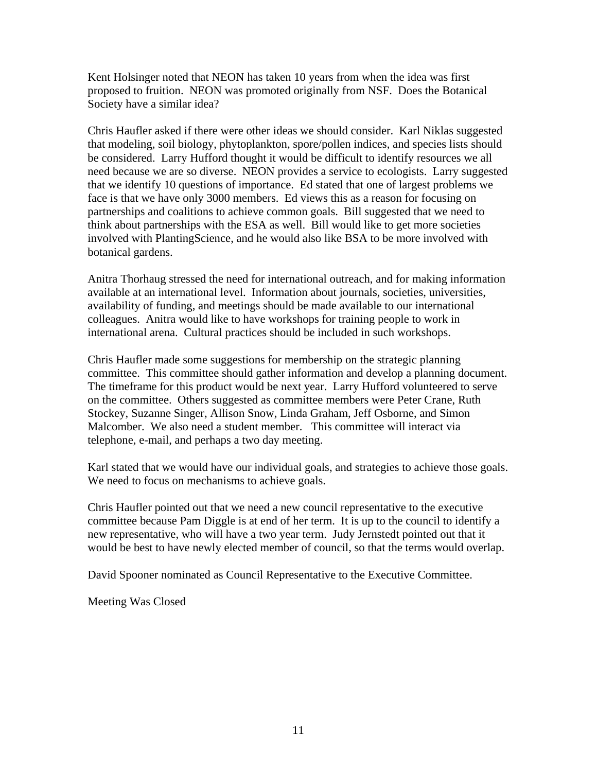Kent Holsinger noted that NEON has taken 10 years from when the idea was first proposed to fruition. NEON was promoted originally from NSF. Does the Botanical Society have a similar idea?

Chris Haufler asked if there were other ideas we should consider. Karl Niklas suggested that modeling, soil biology, phytoplankton, spore/pollen indices, and species lists should be considered. Larry Hufford thought it would be difficult to identify resources we all need because we are so diverse. NEON provides a service to ecologists. Larry suggested that we identify 10 questions of importance. Ed stated that one of largest problems we face is that we have only 3000 members. Ed views this as a reason for focusing on partnerships and coalitions to achieve common goals. Bill suggested that we need to think about partnerships with the ESA as well. Bill would like to get more societies involved with PlantingScience, and he would also like BSA to be more involved with botanical gardens.

Anitra Thorhaug stressed the need for international outreach, and for making information available at an international level. Information about journals, societies, universities, availability of funding, and meetings should be made available to our international colleagues. Anitra would like to have workshops for training people to work in international arena. Cultural practices should be included in such workshops.

Chris Haufler made some suggestions for membership on the strategic planning committee. This committee should gather information and develop a planning document. The timeframe for this product would be next year. Larry Hufford volunteered to serve on the committee. Others suggested as committee members were Peter Crane, Ruth Stockey, Suzanne Singer, Allison Snow, Linda Graham, Jeff Osborne, and Simon Malcomber. We also need a student member. This committee will interact via telephone, e-mail, and perhaps a two day meeting.

Karl stated that we would have our individual goals, and strategies to achieve those goals. We need to focus on mechanisms to achieve goals.

Chris Haufler pointed out that we need a new council representative to the executive committee because Pam Diggle is at end of her term. It is up to the council to identify a new representative, who will have a two year term. Judy Jernstedt pointed out that it would be best to have newly elected member of council, so that the terms would overlap.

David Spooner nominated as Council Representative to the Executive Committee.

Meeting Was Closed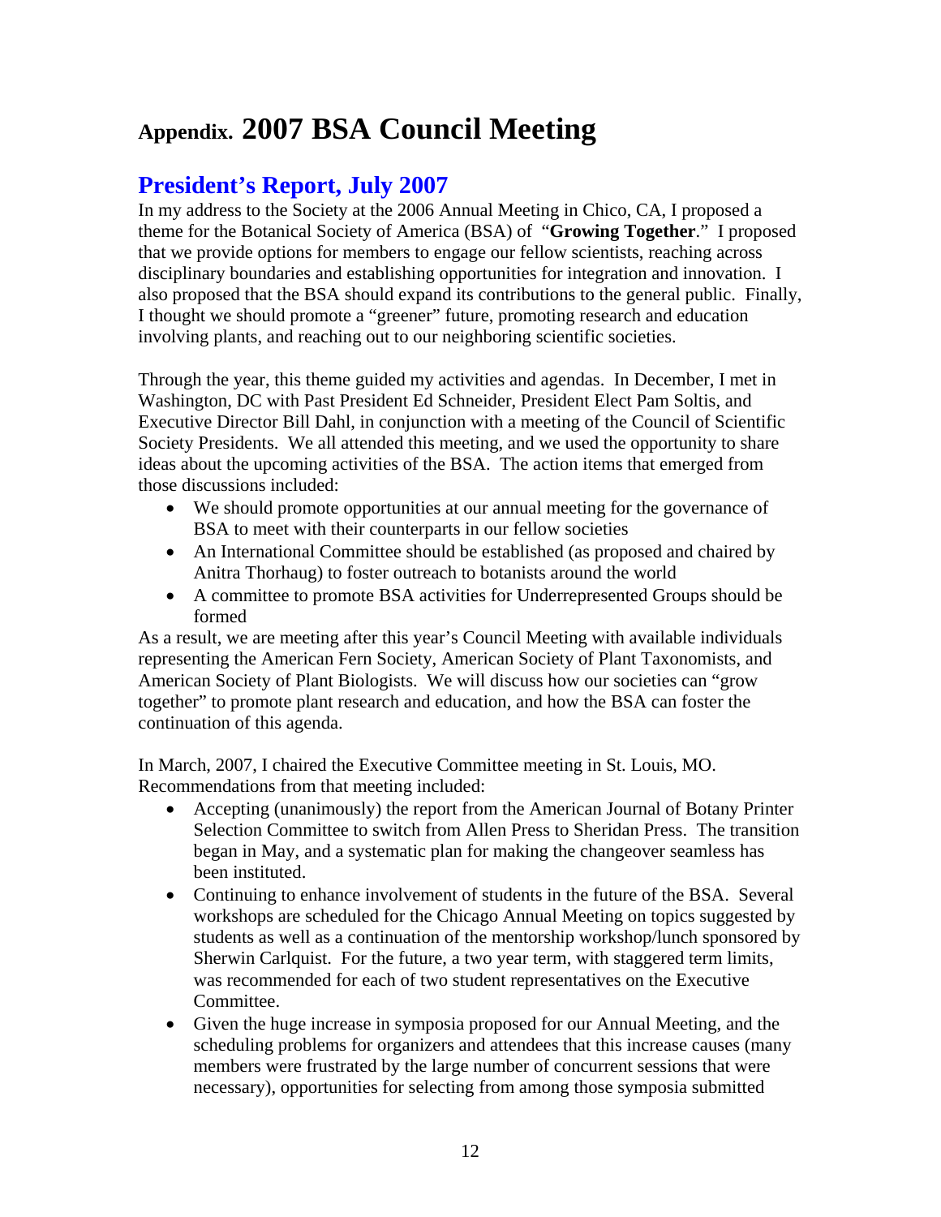# Appendix. 2007 BSA Council Meeting

## President's Report, July 2007

In my address to the Society at the 2006 Annual Meeting in Chico, CA, I proposed a theme for the Botanical Society of America (BSA) of "**Growing Together**." I proposed that we provide options for members to engage our fellow scientists, reaching across disciplinary boundaries and establishing opportunities for integration and innovation. I also proposed that the BSA should expand its contributions to the general public. Finally, I thought we should promote a "greener" future, promoting research and education involving plants, and reaching out to our neighboring scientific societies.

Through the year, this theme guided my activities and agendas. In December, I met in Washington, DC with Past President Ed Schneider, President Elect Pam Soltis, and Executive Director Bill Dahl, in conjunction with a meeting of the Council of Scientific Society Presidents. We all attended this meeting, and we used the opportunity to share ideas about the upcoming activities of the BSA. The action items that emerged from those discussions included:

- We should promote opportunities at our annual meeting for the governance of BSA to meet with their counterparts in our fellow societies
- An International Committee should be established (as proposed and chaired by Anitra Thorhaug) to foster outreach to botanists around the world
- A committee to promote BSA activities for Underrepresented Groups should be formed

As a result, we are meeting after this year's Council Meeting with available individuals representing the American Fern Society, American Society of Plant Taxonomists, and American Society of Plant Biologists. We will discuss how our societies can "grow together" to promote plant research and education, and how the BSA can foster the continuation of this agenda.

In March, 2007, I chaired the Executive Committee meeting in St. Louis, MO. Recommendations from that meeting included:

- Accepting (unanimously) the report from the American Journal of Botany Printer Selection Committee to switch from Allen Press to Sheridan Press. The transition began in May, and a systematic plan for making the changeover seamless has been instituted.
- Continuing to enhance involvement of students in the future of the BSA. Several workshops are scheduled for the Chicago Annual Meeting on topics suggested by students as well as a continuation of the mentorship workshop/lunch sponsored by Sherwin Carlquist. For the future, a two year term, with staggered term limits, was recommended for each of two student representatives on the Executive Committee.
- Given the huge increase in symposia proposed for our Annual Meeting, and the scheduling problems for organizers and attendees that this increase causes (many members were frustrated by the large number of concurrent sessions that were necessary), opportunities for selecting from among those symposia submitted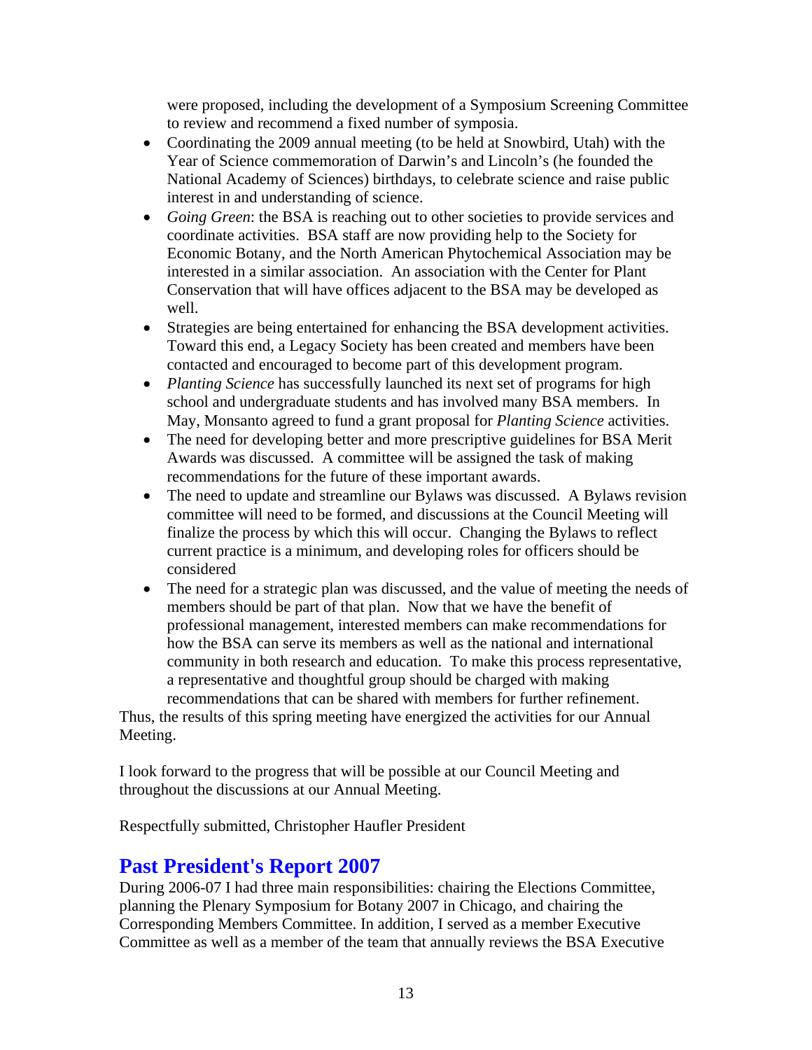were proposed, including the development of a Symposium Screening Committee to review and recommend a fixed number of symposia.

- Coordinating the 2009 annual meeting (to be held at Snowbird, Utah) with the Year of Science commemoration of Darwin's and Lincoln's (he founded the National Academy of Sciences) birthdays, to celebrate science and raise public interest in and understanding of science.
- *Going Green*: the BSA is reaching out to other societies to provide services and coordinate activities. BSA staff are now providing help to the Society for Economic Botany, and the North American Phytochemical Association may be interested in a similar association. An association with the Center for Plant Conservation that will have offices adjacent to the BSA may be developed as well.
- Strategies are being entertained for enhancing the BSA development activities. Toward this end, a Legacy Society has been created and members have been contacted and encouraged to become part of this development program.
- *Planting Science* has successfully launched its next set of programs for high school and undergraduate students and has involved many BSA members. In May, Monsanto agreed to fund a grant proposal for *Planting Science* activities.
- The need for developing better and more prescriptive guidelines for BSA Merit Awards was discussed. A committee will be assigned the task of making recommendations for the future of these important awards.
- The need to update and streamline our Bylaws was discussed. A Bylaws revision committee will need to be formed, and discussions at the Council Meeting will finalize the process by which this will occur. Changing the Bylaws to reflect current practice is a minimum, and developing roles for officers should be considered
- The need for a strategic plan was discussed, and the value of meeting the needs of members should be part of that plan. Now that we have the benefit of professional management, interested members can make recommendations for how the BSA can serve its members as well as the national and international community in both research and education. To make this process representative, a representative and thoughtful group should be charged with making recommendations that can be shared with members for further refinement.

Thus, the results of this spring meeting have energized the activities for our Annual Meeting.

I look forward to the progress that will be possible at our Council Meeting and throughout the discussions at our Annual Meeting.

Respectfully submitted, Christopher Haufler President

## Past President's Report 2007

During 2006-07 I had three main responsibilities: chairing the Elections Committee, planning the Plenary Symposium for Botany 2007 in Chicago, and chairing the Corresponding Members Committee. In addition, I served as a member Executive Committee as well as a member of the team that annually reviews the BSA Executive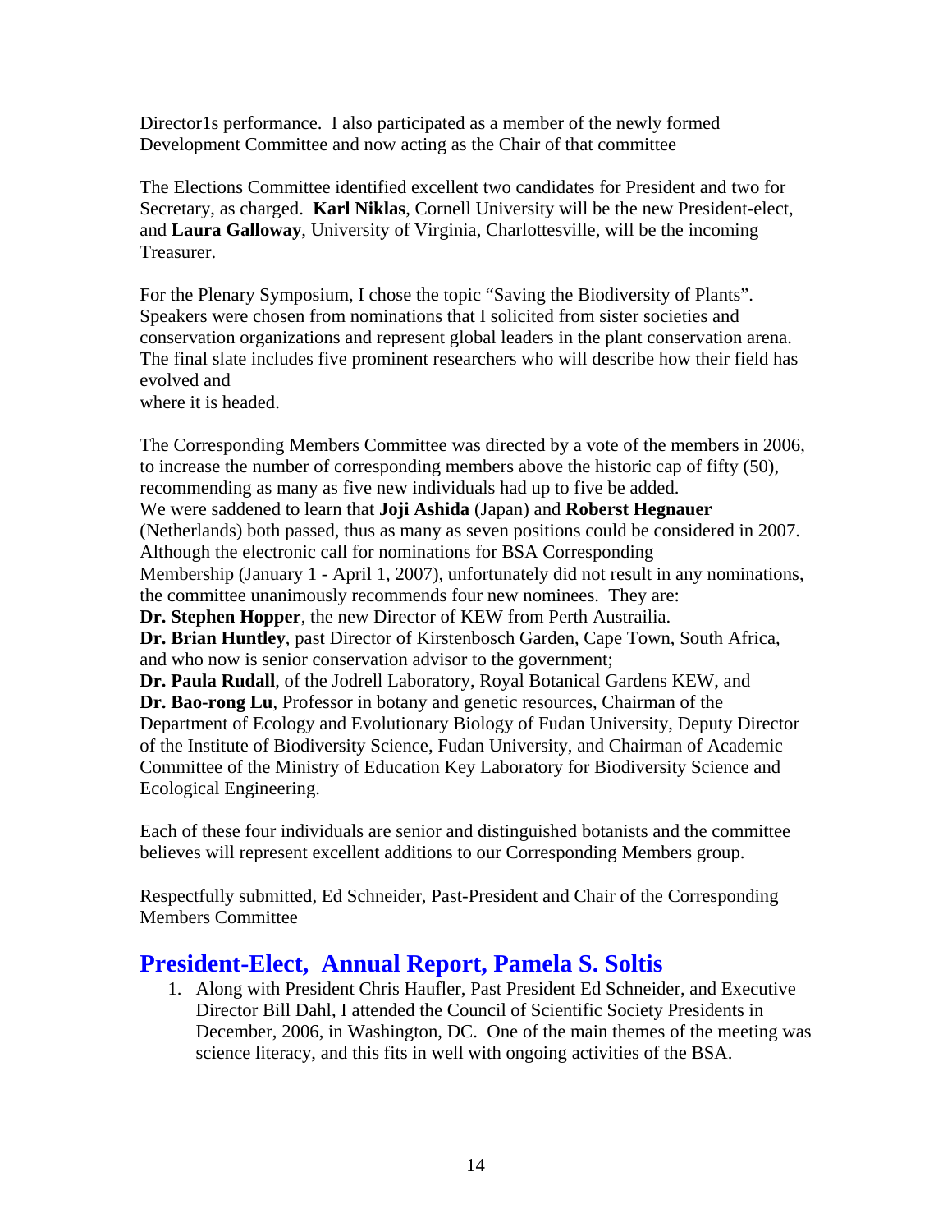Director1s performance. I also participated as a member of the newly formed Development Committee and now acting as the Chair of that committee

The Elections Committee identified excellent two candidates for President and two for Secretary, as charged. **Karl Niklas**, Cornell University will be the new President-elect, and **Laura Galloway**, University of Virginia, Charlottesville, will be the incoming Treasurer.

For the Plenary Symposium, I chose the topic "Saving the Biodiversity of Plants". Speakers were chosen from nominations that I solicited from sister societies and conservation organizations and represent global leaders in the plant conservation arena. The final slate includes five prominent researchers who will describe how their field has evolved and
where it is headed.

The Corresponding Members Committee was directed by a vote of the members in 2006, to increase the number of corresponding members above the historic cap of fifty (50), recommending as many as five new individuals had up to five be added.
We were saddened to learn that **Joji Ashida** (Japan) and **Roberst Hegnauer** (Netherlands) both passed, thus as many as seven positions could be considered in 2007. Although the electronic call for nominations for BSA Corresponding Membership (January 1 - April 1, 2007), unfortunately did not result in any nominations, the committee unanimously recommends four new nominees. They are:
**Dr. Stephen Hopper**, the new Director of KEW from Perth Austrailia.
**Dr. Brian Huntley**, past Director of Kirstenbosch Garden, Cape Town, South Africa, and who now is senior conservation advisor to the government;
**Dr. Paula Rudall**, of the Jodrell Laboratory, Royal Botanical Gardens KEW, and
**Dr. Bao-rong Lu**, Professor in botany and genetic resources, Chairman of the Department of Ecology and Evolutionary Biology of Fudan University, Deputy Director of the Institute of Biodiversity Science, Fudan University, and Chairman of Academic Committee of the Ministry of Education Key Laboratory for Biodiversity Science and Ecological Engineering.

Each of these four individuals are senior and distinguished botanists and the committee believes will represent excellent additions to our Corresponding Members group.

Respectfully submitted, Ed Schneider, Past-President and Chair of the Corresponding Members Committee

## President-Elect, Annual Report, Pamela S. Soltis

1. Along with President Chris Haufler, Past President Ed Schneider, and Executive Director Bill Dahl, I attended the Council of Scientific Society Presidents in December, 2006, in Washington, DC. One of the main themes of the meeting was science literacy, and this fits in well with ongoing activities of the BSA.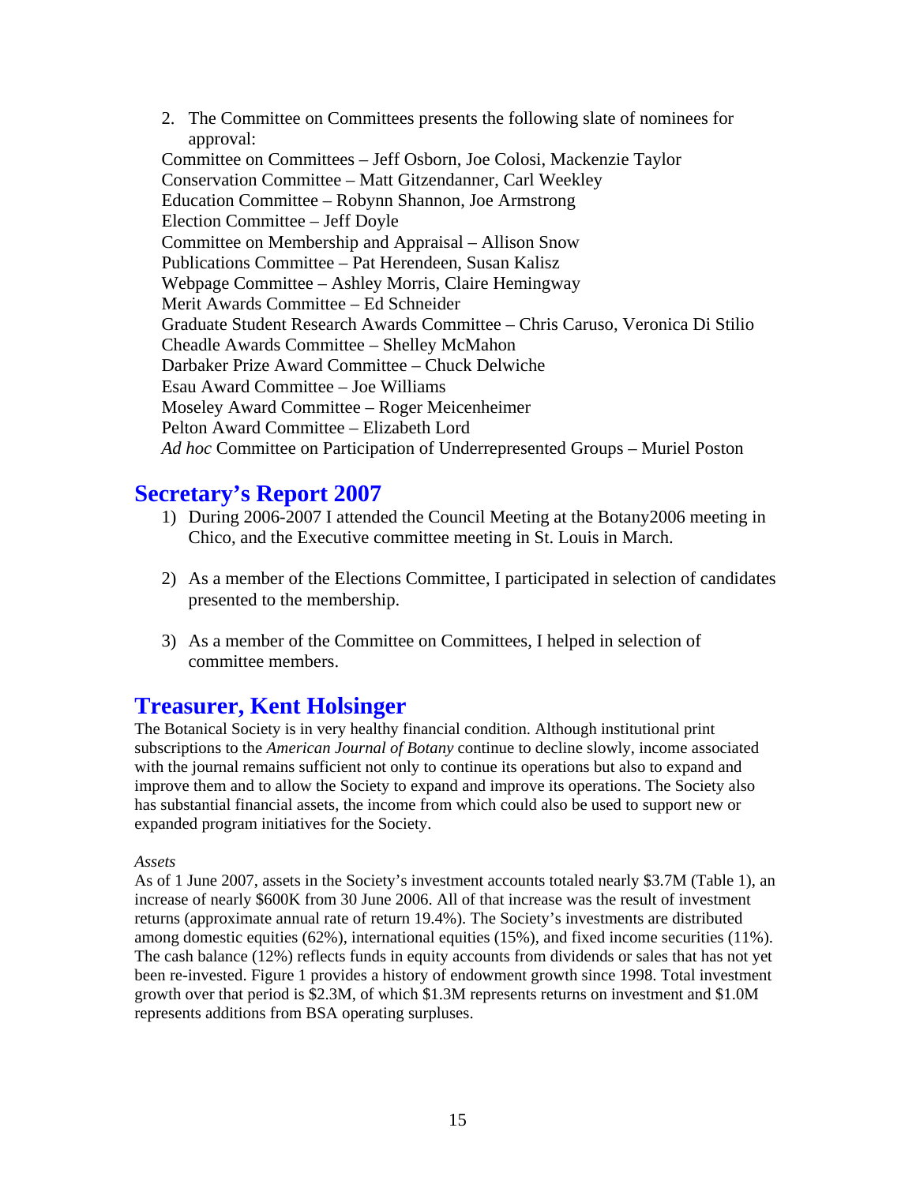2. The Committee on Committees presents the following slate of nominees for approval:

Committee on Committees – Jeff Osborn, Joe Colosi, Mackenzie Taylor
Conservation Committee – Matt Gitzendanner, Carl Weekley
Education Committee – Robynn Shannon, Joe Armstrong
Election Committee – Jeff Doyle
Committee on Membership and Appraisal – Allison Snow
Publications Committee – Pat Herendeen, Susan Kalisz
Webpage Committee – Ashley Morris, Claire Hemingway
Merit Awards Committee – Ed Schneider
Graduate Student Research Awards Committee – Chris Caruso, Veronica Di Stilio
Cheadle Awards Committee – Shelley McMahon
Darbaker Prize Award Committee – Chuck Delwiche
Esau Award Committee – Joe Williams
Moseley Award Committee – Roger Meicenheimer
Pelton Award Committee – Elizabeth Lord
*Ad hoc* Committee on Participation of Underrepresented Groups – Muriel Poston

## Secretary's Report 2007

1) During 2006-2007 I attended the Council Meeting at the Botany2006 meeting in Chico, and the Executive committee meeting in St. Louis in March.

2) As a member of the Elections Committee, I participated in selection of candidates presented to the membership.

3) As a member of the Committee on Committees, I helped in selection of committee members.

## Treasurer, Kent Holsinger

The Botanical Society is in very healthy financial condition. Although institutional print subscriptions to the *American Journal of Botany* continue to decline slowly, income associated with the journal remains sufficient not only to continue its operations but also to expand and improve them and to allow the Society to expand and improve its operations. The Society also has substantial financial assets, the income from which could also be used to support new or expanded program initiatives for the Society.

*Assets*

As of 1 June 2007, assets in the Society's investment accounts totaled nearly \$3.7M (Table 1), an increase of nearly \$600K from 30 June 2006. All of that increase was the result of investment returns (approximate annual rate of return 19.4%). The Society's investments are distributed among domestic equities (62%), international equities (15%), and fixed income securities (11%). The cash balance (12%) reflects funds in equity accounts from dividends or sales that has not yet been re-invested. Figure 1 provides a history of endowment growth since 1998. Total investment growth over that period is \$2.3M, of which \$1.3M represents returns on investment and \$1.0M represents additions from BSA operating surpluses.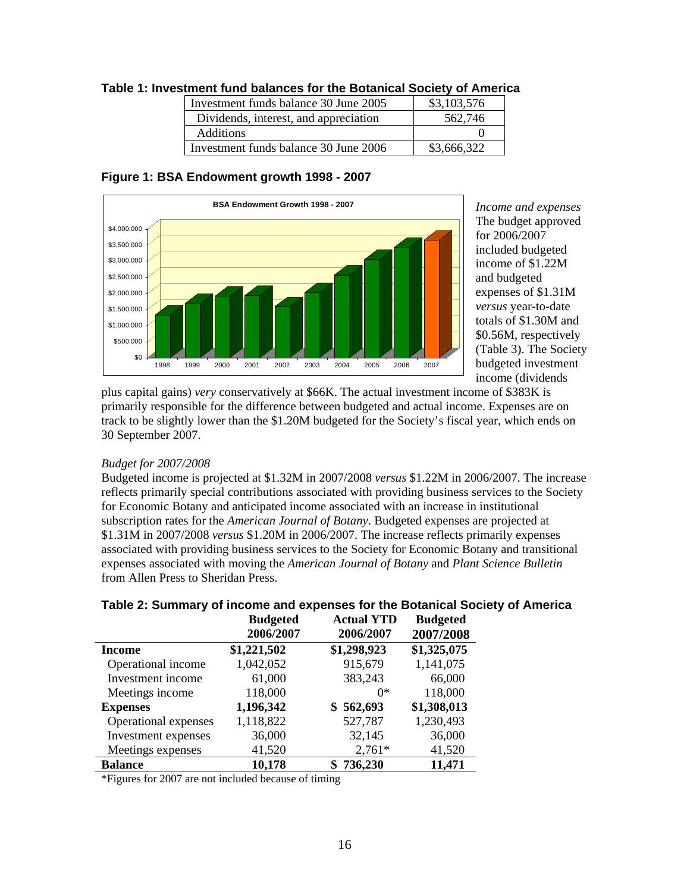**Table 1: Investment fund balances for the Botanical Society of America**

| | |
|---|---|
| Investment funds balance 30 June 2005 | $3,103,576 |
| Dividends, interest, and appreciation | 562,746 |
| Additions | 0 |
| Investment funds balance 30 June 2006 | $3,666,322 |

**Figure 1: BSA Endowment growth 1998 - 2007**

*Income and expenses*
The budget approved for 2006/2007 included budgeted income of $1.22M and budgeted expenses of $1.31M *versus* year-to-date totals of $1.30M and $0.56M, respectively (Table 3). The Society budgeted investment income (dividends plus capital gains) *very* conservatively at $66K. The actual investment income of $383K is primarily responsible for the difference between budgeted and actual income. Expenses are on track to be slightly lower than the $1.20M budgeted for the Society's fiscal year, which ends on 30 September 2007.

*Budget for 2007/2008*
Budgeted income is projected at $1.32M in 2007/2008 *versus* $1.22M in 2006/2007. The increase reflects primarily special contributions associated with providing business services to the Society for Economic Botany and anticipated income associated with an increase in institutional subscription rates for the *American Journal of Botany*. Budgeted expenses are projected at $1.31M in 2007/2008 *versus* $1.20M in 2006/2007. The increase reflects primarily expenses associated with providing business services to the Society for Economic Botany and transitional expenses associated with moving the *American Journal of Botany* and *Plant Science Bulletin* from Allen Press to Sheridan Press.

**Table 2: Summary of income and expenses for the Botanical Society of America**

| | Budgeted 2006/2007 | Actual YTD 2006/2007 | Budgeted 2007/2008 |
|---|---|---|---|
| **Income** | **$1,221,502** | **$1,298,923** | **$1,325,075** |
| Operational income | 1,042,052 | 915,679 | 1,141,075 |
| Investment income | 61,000 | 383,243 | 66,000 |
| Meetings income | 118,000 | 0* | 118,000 |
| **Expenses** | **1,196,342** | **$ 562,693** | **$1,308,013** |
| Operational expenses | 1,118,822 | 527,787 | 1,230,493 |
| Investment expenses | 36,000 | 32,145 | 36,000 |
| Meetings expenses | 41,520 | 2,761* | 41,520 |
| **Balance** | **10,178** | **$ 736,230** | **11,471** |

*Figures for 2007 are not included because of timing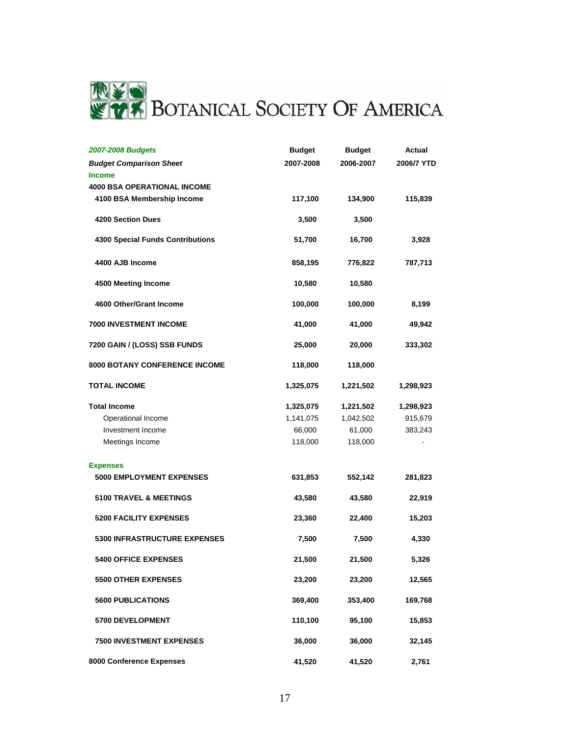# BOTANICAL SOCIETY OF AMERICA

| *2007-2008 Budgets* | Budget | Budget | Actual |
|---|---|---|---|
| ***Budget Comparison Sheet*** | **2007-2008** | **2006-2007** | **2006/7 YTD** |
| **Income** | | | |
| **4000 BSA OPERATIONAL INCOME** | | | |
| **4100 BSA Membership Income** | **117,100** | **134,900** | **115,839** |
| **4200 Section Dues** | **3,500** | **3,500** | |
| **4300 Special Funds Contributions** | **51,700** | **16,700** | **3,928** |
| **4400 AJB Income** | **858,195** | **776,822** | **787,713** |
| **4500 Meeting Income** | **10,580** | **10,580** | |
| **4600 Other/Grant Income** | **100,000** | **100,000** | **8,199** |
| **7000 INVESTMENT INCOME** | **41,000** | **41,000** | **49,942** |
| **7200 GAIN / (LOSS) SSB FUNDS** | **25,000** | **20,000** | **333,302** |
| **8000 BOTANY CONFERENCE INCOME** | **118,000** | **118,000** | |
| **TOTAL INCOME** | **1,325,075** | **1,221,502** | **1,298,923** |
| **Total Income** | **1,325,075** | **1,221,502** | **1,298,923** |
| Operational Income | 1,141,075 | 1,042,502 | 915,679 |
| Investment Income | 66,000 | 61,000 | 383,243 |
| Meetings Income | 118,000 | 118,000 | - |
| **Expenses** | | | |
| **5000 EMPLOYMENT EXPENSES** | **631,853** | **552,142** | **281,823** |
| **5100 TRAVEL & MEETINGS** | **43,580** | **43,580** | **22,919** |
| **5200 FACILITY EXPENSES** | **23,360** | **22,400** | **15,203** |
| **5300 INFRASTRUCTURE EXPENSES** | **7,500** | **7,500** | **4,330** |
| **5400 OFFICE EXPENSES** | **21,500** | **21,500** | **5,326** |
| **5500 OTHER EXPENSES** | **23,200** | **23,200** | **12,565** |
| **5600 PUBLICATIONS** | **369,400** | **353,400** | **169,768** |
| **5700 DEVELOPMENT** | **110,100** | **95,100** | **15,853** |
| **7500 INVESTMENT EXPENSES** | **36,000** | **36,000** | **32,145** |
| **8000 Conference Expenses** | **41,520** | **41,520** | **2,761** |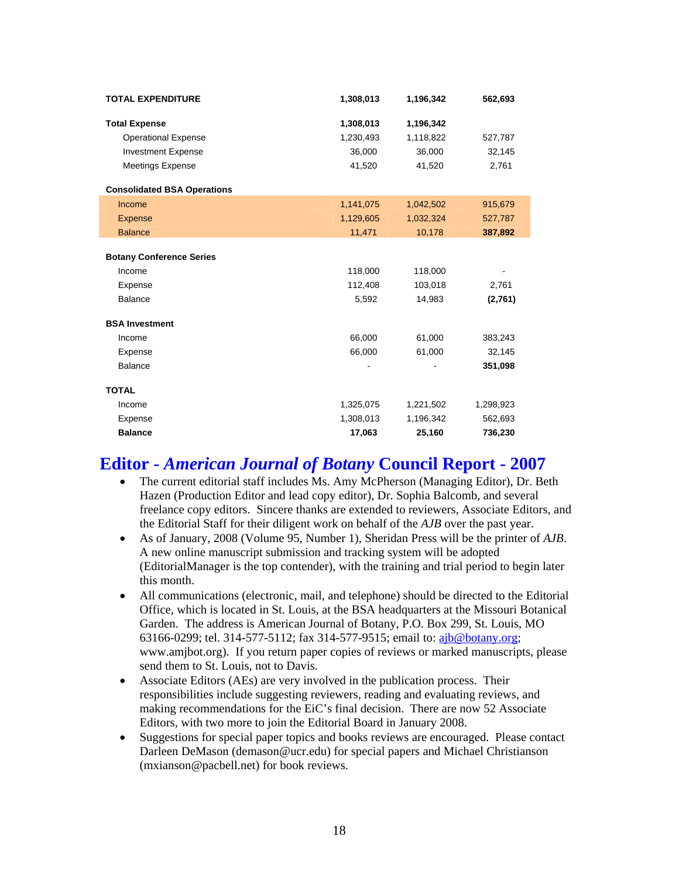| | | | |
|---|---|---|---|
| **TOTAL EXPENDITURE** | **1,308,013** | **1,196,342** | **562,693** |
| **Total Expense** | **1,308,013** | **1,196,342** | |
| Operational Expense | 1,230,493 | 1,118,822 | 527,787 |
| Investment Expense | 36,000 | 36,000 | 32,145 |
| Meetings Expense | 41,520 | 41,520 | 2,761 |
| **Consolidated BSA Operations** | | | |
| Income | 1,141,075 | 1,042,502 | 915,679 |
| Expense | 1,129,605 | 1,032,324 | 527,787 |
| Balance | 11,471 | 10,178 | **387,892** |
| **Botany Conference Series** | | | |
| Income | 118,000 | 118,000 | - |
| Expense | 112,408 | 103,018 | 2,761 |
| Balance | 5,592 | 14,983 | **(2,761)** |
| **BSA Investment** | | | |
| Income | 66,000 | 61,000 | 383,243 |
| Expense | 66,000 | 61,000 | 32,145 |
| Balance | - | - | **351,098** |
| **TOTAL** | | | |
| Income | 1,325,075 | 1,221,502 | 1,298,923 |
| Expense | 1,308,013 | 1,196,342 | 562,693 |
| **Balance** | **17,063** | **25,160** | **736,230** |

## Editor - *American Journal of Botany* Council Report - 2007

- The current editorial staff includes Ms. Amy McPherson (Managing Editor), Dr. Beth Hazen (Production Editor and lead copy editor), Dr. Sophia Balcomb, and several freelance copy editors. Sincere thanks are extended to reviewers, Associate Editors, and the Editorial Staff for their diligent work on behalf of the *AJB* over the past year.
- As of January, 2008 (Volume 95, Number 1), Sheridan Press will be the printer of *AJB*. A new online manuscript submission and tracking system will be adopted (EditorialManager is the top contender), with the training and trial period to begin later this month.
- All communications (electronic, mail, and telephone) should be directed to the Editorial Office, which is located in St. Louis, at the BSA headquarters at the Missouri Botanical Garden. The address is American Journal of Botany, P.O. Box 299, St. Louis, MO 63166-0299; tel. 314-577-5112; fax 314-577-9515; email to: ajb@botany.org; www.amjbot.org). If you return paper copies of reviews or marked manuscripts, please send them to St. Louis, not to Davis.
- Associate Editors (AEs) are very involved in the publication process. Their responsibilities include suggesting reviewers, reading and evaluating reviews, and making recommendations for the EiC's final decision. There are now 52 Associate Editors, with two more to join the Editorial Board in January 2008.
- Suggestions for special paper topics and books reviews are encouraged. Please contact Darleen DeMason (demason@ucr.edu) for special papers and Michael Christianson (mxianson@pacbell.net) for book reviews.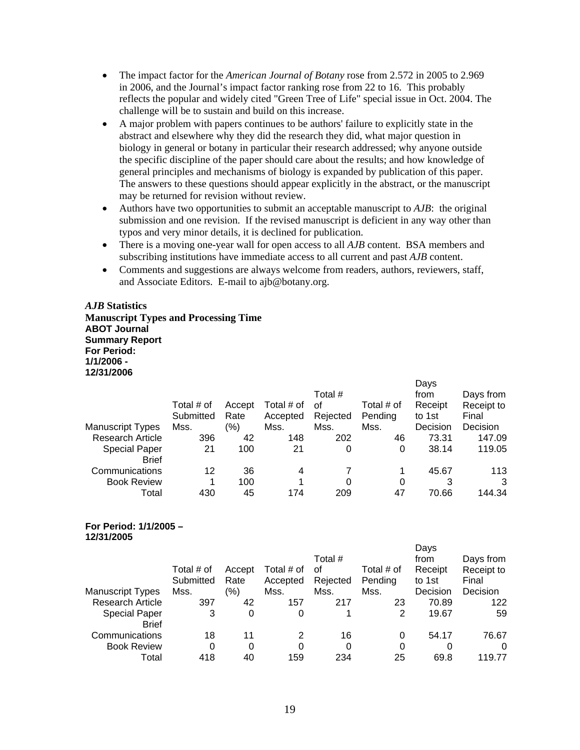- The impact factor for the *American Journal of Botany* rose from 2.572 in 2005 to 2.969 in 2006, and the Journal's impact factor ranking rose from 22 to 16. This probably reflects the popular and widely cited "Green Tree of Life" special issue in Oct. 2004. The challenge will be to sustain and build on this increase.
- A major problem with papers continues to be authors' failure to explicitly state in the abstract and elsewhere why they did the research they did, what major question in biology in general or botany in particular their research addressed; why anyone outside the specific discipline of the paper should care about the results; and how knowledge of general principles and mechanisms of biology is expanded by publication of this paper. The answers to these questions should appear explicitly in the abstract, or the manuscript may be returned for revision without review.
- Authors have two opportunities to submit an acceptable manuscript to *AJB*: the original submission and one revision. If the revised manuscript is deficient in any way other than typos and very minor details, it is declined for publication.
- There is a moving one-year wall for open access to all *AJB* content. BSA members and subscribing institutions have immediate access to all current and past *AJB* content.
- Comments and suggestions are always welcome from readers, authors, reviewers, staff, and Associate Editors. E-mail to ajb@botany.org.

***AJB* Statistics**
**Manuscript Types and Processing Time**
**ABOT Journal**
**Summary Report**
**For Period: 1/1/2006 - 12/31/2006**

| Manuscript Types | Total # of Submitted Mss. | Accept Rate (%) | Total # of Accepted Mss. | Total # of Rejected Mss. | Total # of Pending Mss. | Days from Receipt to 1st Decision | Days from Receipt to Final Decision |
|---|---|---|---|---|---|---|---|
| Research Article | 396 | 42 | 148 | 202 | 46 | 73.31 | 147.09 |
| Special Paper | 21 | 100 | 21 | 0 | 0 | 38.14 | 119.05 |
| Brief Communications | 12 | 36 | 4 | 7 | 1 | 45.67 | 113 |
| Book Review | 1 | 100 | 1 | 0 | 0 | 3 | 3 |
| Total | 430 | 45 | 174 | 209 | 47 | 70.66 | 144.34 |

**For Period: 1/1/2005 – 12/31/2005**

| Manuscript Types | Total # of Submitted Mss. | Accept Rate (%) | Total # of Accepted Mss. | Total # of Rejected Mss. | Total # of Pending Mss. | Days from Receipt to 1st Decision | Days from Receipt to Final Decision |
|---|---|---|---|---|---|---|---|
| Research Article | 397 | 42 | 157 | 217 | 23 | 70.89 | 122 |
| Special Paper | 3 | 0 | 0 | 1 | 2 | 19.67 | 59 |
| Brief Communications | 18 | 11 | 2 | 16 | 0 | 54.17 | 76.67 |
| Book Review | 0 | 0 | 0 | 0 | 0 | 0 | 0 |
| Total | 418 | 40 | 159 | 234 | 25 | 69.8 | 119.77 |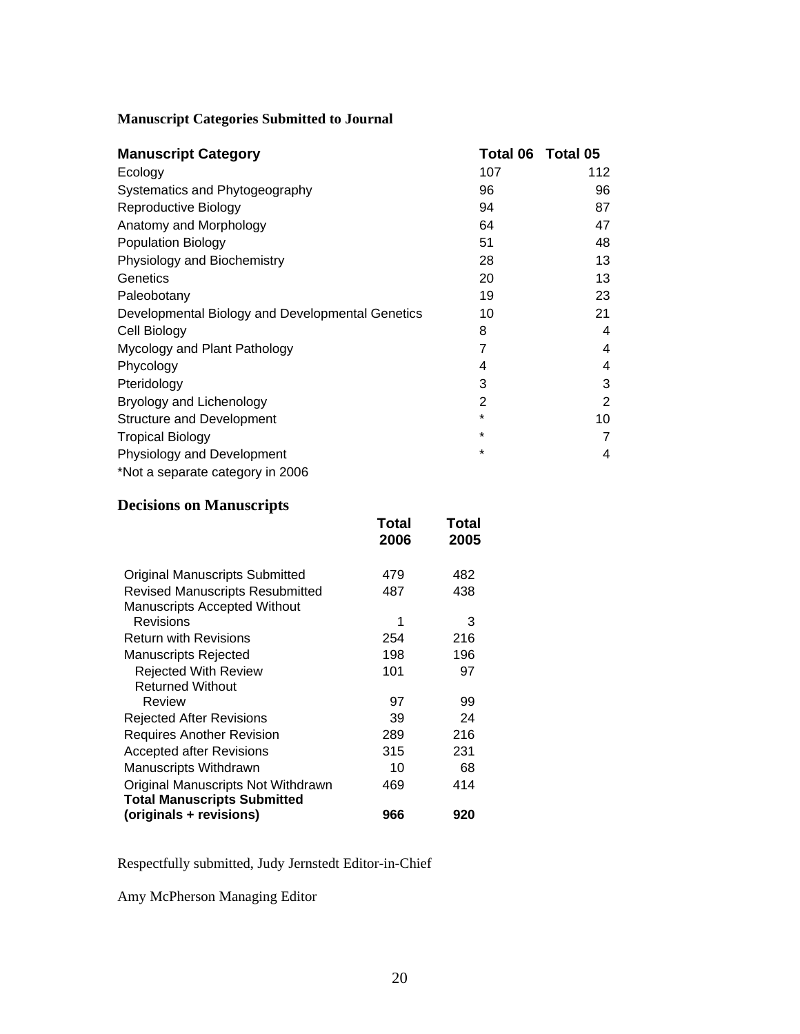**Manuscript Categories Submitted to Journal**

| Manuscript Category | Total 06 | Total 05 |
|---|---|---|
| Ecology | 107 | 112 |
| Systematics and Phytogeography | 96 | 96 |
| Reproductive Biology | 94 | 87 |
| Anatomy and Morphology | 64 | 47 |
| Population Biology | 51 | 48 |
| Physiology and Biochemistry | 28 | 13 |
| Genetics | 20 | 13 |
| Paleobotany | 19 | 23 |
| Developmental Biology and Developmental Genetics | 10 | 21 |
| Cell Biology | 8 | 4 |
| Mycology and Plant Pathology | 7 | 4 |
| Phycology | 4 | 4 |
| Pteridology | 3 | 3 |
| Bryology and Lichenology | 2 | 2 |
| Structure and Development | * | 10 |
| Tropical Biology | * | 7 |
| Physiology and Development | * | 4 |

*Not a separate category in 2006

## Decisions on Manuscripts

| | Total 2006 | Total 2005 |
|---|---|---|
| Original Manuscripts Submitted | 479 | 482 |
| Revised Manuscripts Resubmitted | 487 | 438 |
| Manuscripts Accepted Without Revisions | 1 | 3 |
| Return with Revisions | 254 | 216 |
| Manuscripts Rejected | 198 | 196 |
| Rejected With Review | 101 | 97 |
| Returned Without Review | 97 | 99 |
| Rejected After Revisions | 39 | 24 |
| Requires Another Revision | 289 | 216 |
| Accepted after Revisions | 315 | 231 |
| Manuscripts Withdrawn | 10 | 68 |
| Original Manuscripts Not Withdrawn | 469 | 414 |
| **Total Manuscripts Submitted (originals + revisions)** | **966** | **920** |

Respectfully submitted, Judy Jernstedt Editor-in-Chief

Amy McPherson Managing Editor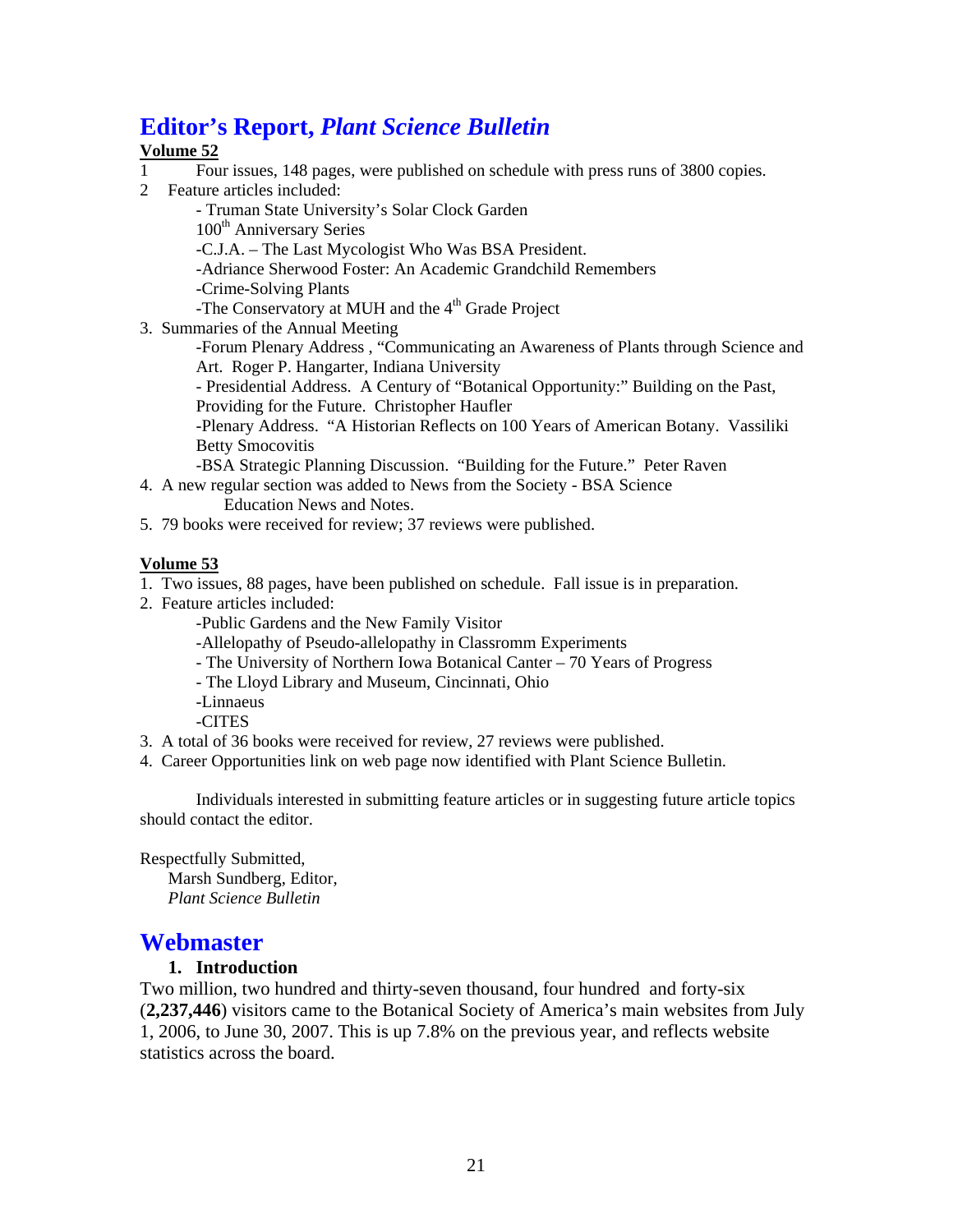## Editor's Report, *Plant Science Bulletin*

**Volume 52**

1 Four issues, 148 pages, were published on schedule with press runs of 3800 copies.

2 Feature articles included:

- Truman State University's Solar Clock Garden

100th Anniversary Series

-C.J.A. – The Last Mycologist Who Was BSA President.

-Adriance Sherwood Foster: An Academic Grandchild Remembers

-Crime-Solving Plants

-The Conservatory at MUH and the 4th Grade Project

3. Summaries of the Annual Meeting

-Forum Plenary Address , "Communicating an Awareness of Plants through Science and Art. Roger P. Hangarter, Indiana University

- Presidential Address. A Century of "Botanical Opportunity:" Building on the Past, Providing for the Future. Christopher Haufler

-Plenary Address. "A Historian Reflects on 100 Years of American Botany. Vassiliki Betty Smocovitis

-BSA Strategic Planning Discussion. "Building for the Future." Peter Raven

4. A new regular section was added to News from the Society - BSA Science Education News and Notes.

5. 79 books were received for review; 37 reviews were published.

**Volume 53**

1. Two issues, 88 pages, have been published on schedule. Fall issue is in preparation.

2. Feature articles included:

-Public Gardens and the New Family Visitor

-Allelopathy of Pseudo-allelopathy in Classromm Experiments

- The University of Northern Iowa Botanical Canter – 70 Years of Progress

- The Lloyd Library and Museum, Cincinnati, Ohio

-Linnaeus

-CITES

3. A total of 36 books were received for review, 27 reviews were published.

4. Career Opportunities link on web page now identified with Plant Science Bulletin.

Individuals interested in submitting feature articles or in suggesting future article topics should contact the editor.

Respectfully Submitted,
Marsh Sundberg, Editor,
*Plant Science Bulletin*

## Webmaster

### 1. Introduction

Two million, two hundred and thirty-seven thousand, four hundred and forty-six (**2,237,446**) visitors came to the Botanical Society of America's main websites from July 1, 2006, to June 30, 2007. This is up 7.8% on the previous year, and reflects website statistics across the board.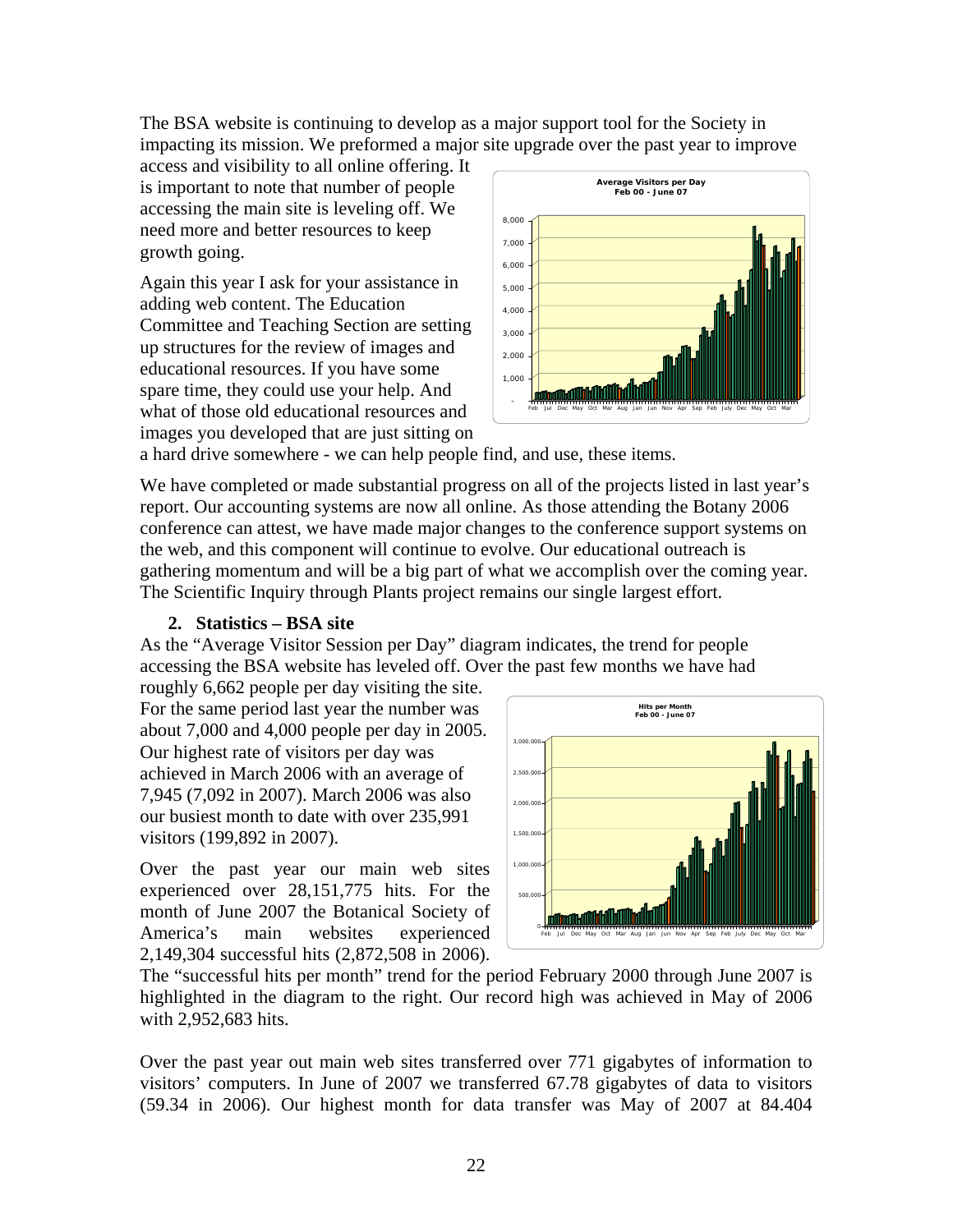The BSA website is continuing to develop as a major support tool for the Society in impacting its mission. We preformed a major site upgrade over the past year to improve access and visibility to all online offering. It is important to note that number of people accessing the main site is leveling off. We need more and better resources to keep growth going.

Again this year I ask for your assistance in adding web content. The Education Committee and Teaching Section are setting up structures for the review of images and educational resources. If you have some spare time, they could use your help. And what of those old educational resources and images you developed that are just sitting on a hard drive somewhere - we can help people find, and use, these items.

We have completed or made substantial progress on all of the projects listed in last year's report. Our accounting systems are now all online. As those attending the Botany 2006 conference can attest, we have made major changes to the conference support systems on the web, and this component will continue to evolve. Our educational outreach is gathering momentum and will be a big part of what we accomplish over the coming year. The Scientific Inquiry through Plants project remains our single largest effort.

### 2. Statistics – BSA site

As the "Average Visitor Session per Day" diagram indicates, the trend for people accessing the BSA website has leveled off. Over the past few months we have had roughly 6,662 people per day visiting the site. For the same period last year the number was about 7,000 and 4,000 people per day in 2005. Our highest rate of visitors per day was achieved in March 2006 with an average of 7,945 (7,092 in 2007). March 2006 was also our busiest month to date with over 235,991 visitors (199,892 in 2007).

Over the past year our main web sites experienced over 28,151,775 hits. For the month of June 2007 the Botanical Society of America's main websites experienced 2,149,304 successful hits (2,872,508 in 2006). The "successful hits per month" trend for the period February 2000 through June 2007 is highlighted in the diagram to the right. Our record high was achieved in May of 2006 with 2,952,683 hits.

Over the past year out main web sites transferred over 771 gigabytes of information to visitors' computers. In June of 2007 we transferred 67.78 gigabytes of data to visitors (59.34 in 2006). Our highest month for data transfer was May of 2007 at 84.404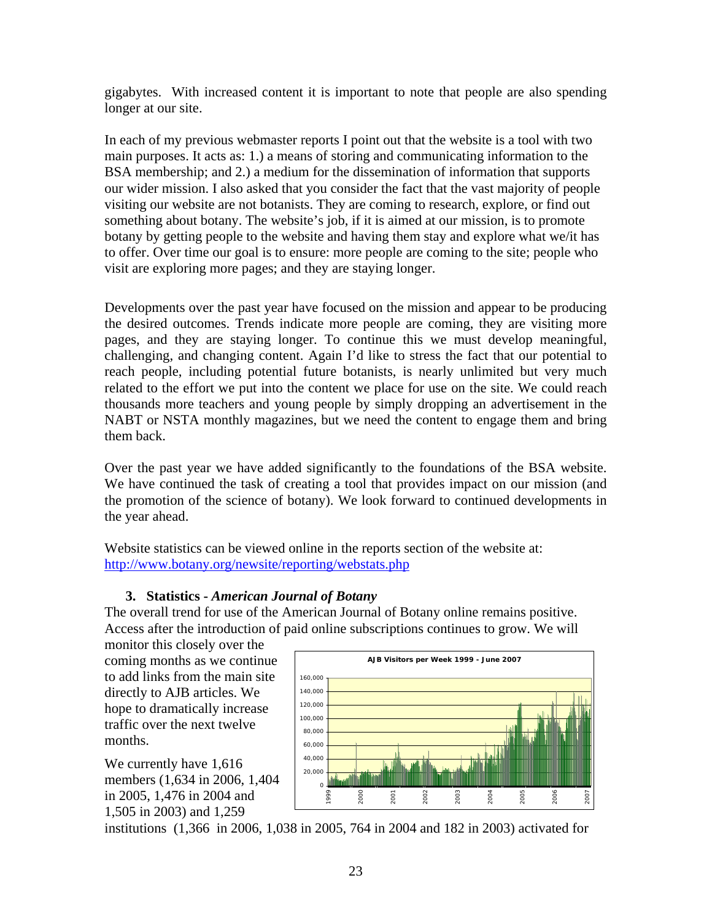gigabytes. With increased content it is important to note that people are also spending longer at our site.

In each of my previous webmaster reports I point out that the website is a tool with two main purposes. It acts as: 1.) a means of storing and communicating information to the BSA membership; and 2.) a medium for the dissemination of information that supports our wider mission. I also asked that you consider the fact that the vast majority of people visiting our website are not botanists. They are coming to research, explore, or find out something about botany. The website's job, if it is aimed at our mission, is to promote botany by getting people to the website and having them stay and explore what we/it has to offer. Over time our goal is to ensure: more people are coming to the site; people who visit are exploring more pages; and they are staying longer.

Developments over the past year have focused on the mission and appear to be producing the desired outcomes. Trends indicate more people are coming, they are visiting more pages, and they are staying longer. To continue this we must develop meaningful, challenging, and changing content. Again I'd like to stress the fact that our potential to reach people, including potential future botanists, is nearly unlimited but very much related to the effort we put into the content we place for use on the site. We could reach thousands more teachers and young people by simply dropping an advertisement in the NABT or NSTA monthly magazines, but we need the content to engage them and bring them back.

Over the past year we have added significantly to the foundations of the BSA website. We have continued the task of creating a tool that provides impact on our mission (and the promotion of the science of botany). We look forward to continued developments in the year ahead.

Website statistics can be viewed online in the reports section of the website at: http://www.botany.org/newsite/reporting/webstats.php

### 3. Statistics - *American Journal of Botany*

The overall trend for use of the American Journal of Botany online remains positive. Access after the introduction of paid online subscriptions continues to grow. We will monitor this closely over the coming months as we continue to add links from the main site directly to AJB articles. We hope to dramatically increase traffic over the next twelve months.

AJB Visitors per Week 1999 - June 2007

We currently have 1,616 members (1,634 in 2006, 1,404 in 2005, 1,476 in 2004 and 1,505 in 2003) and 1,259 institutions (1,366 in 2006, 1,038 in 2005, 764 in 2004 and 182 in 2003) activated for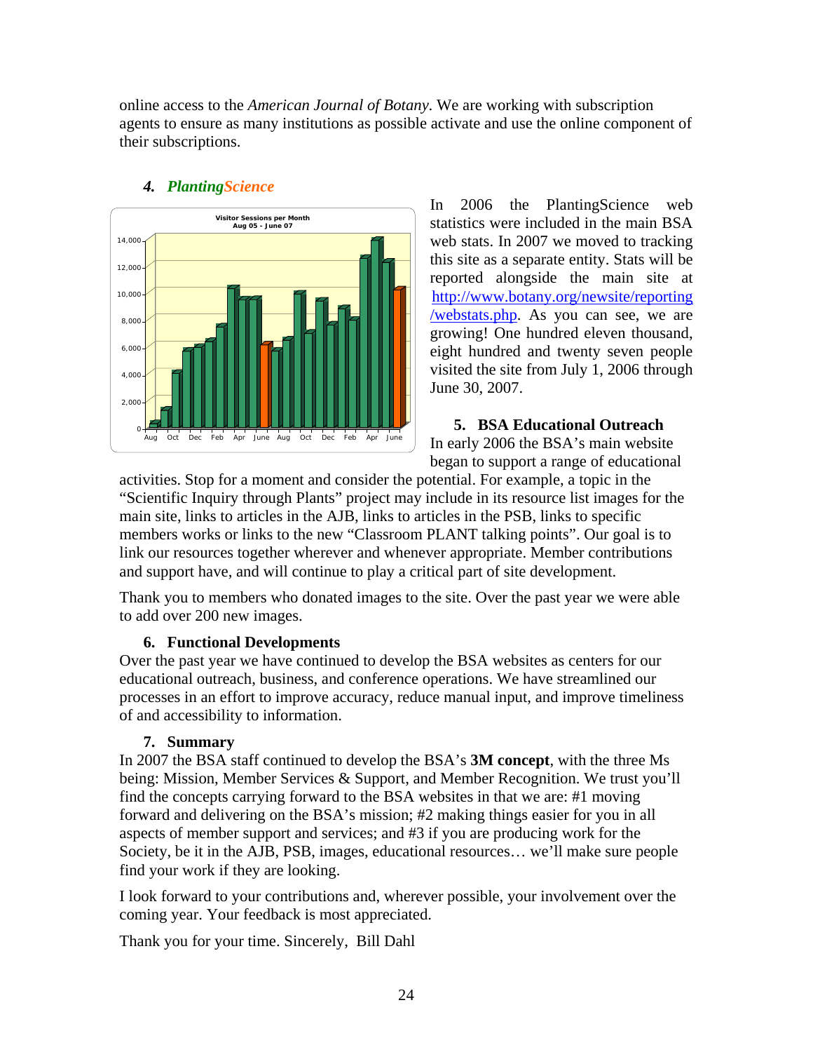online access to the *American Journal of Botany*. We are working with subscription agents to ensure as many institutions as possible activate and use the online component of their subscriptions.

### 4. *PlantingScience*

In 2006 the PlantingScience web statistics were included in the main BSA web stats. In 2007 we moved to tracking this site as a separate entity. Stats will be reported alongside the main site at http://www.botany.org/newsite/reporting/webstats.php. As you can see, we are growing! One hundred eleven thousand, eight hundred and twenty seven people visited the site from July 1, 2006 through June 30, 2007.

### 5. BSA Educational Outreach

In early 2006 the BSA's main website began to support a range of educational activities. Stop for a moment and consider the potential. For example, a topic in the "Scientific Inquiry through Plants" project may include in its resource list images for the main site, links to articles in the AJB, links to articles in the PSB, links to specific members works or links to the new "Classroom PLANT talking points". Our goal is to link our resources together wherever and whenever appropriate. Member contributions and support have, and will continue to play a critical part of site development.

Thank you to members who donated images to the site. Over the past year we were able to add over 200 new images.

### 6. Functional Developments

Over the past year we have continued to develop the BSA websites as centers for our educational outreach, business, and conference operations. We have streamlined our processes in an effort to improve accuracy, reduce manual input, and improve timeliness of and accessibility to information.

### 7. Summary

In 2007 the BSA staff continued to develop the BSA's **3M concept**, with the three Ms being: Mission, Member Services & Support, and Member Recognition. We trust you'll find the concepts carrying forward to the BSA websites in that we are: #1 moving forward and delivering on the BSA's mission; #2 making things easier for you in all aspects of member support and services; and #3 if you are producing work for the Society, be it in the AJB, PSB, images, educational resources… we'll make sure people find your work if they are looking.

I look forward to your contributions and, wherever possible, your involvement over the coming year. Your feedback is most appreciated.

Thank you for your time. Sincerely, Bill Dahl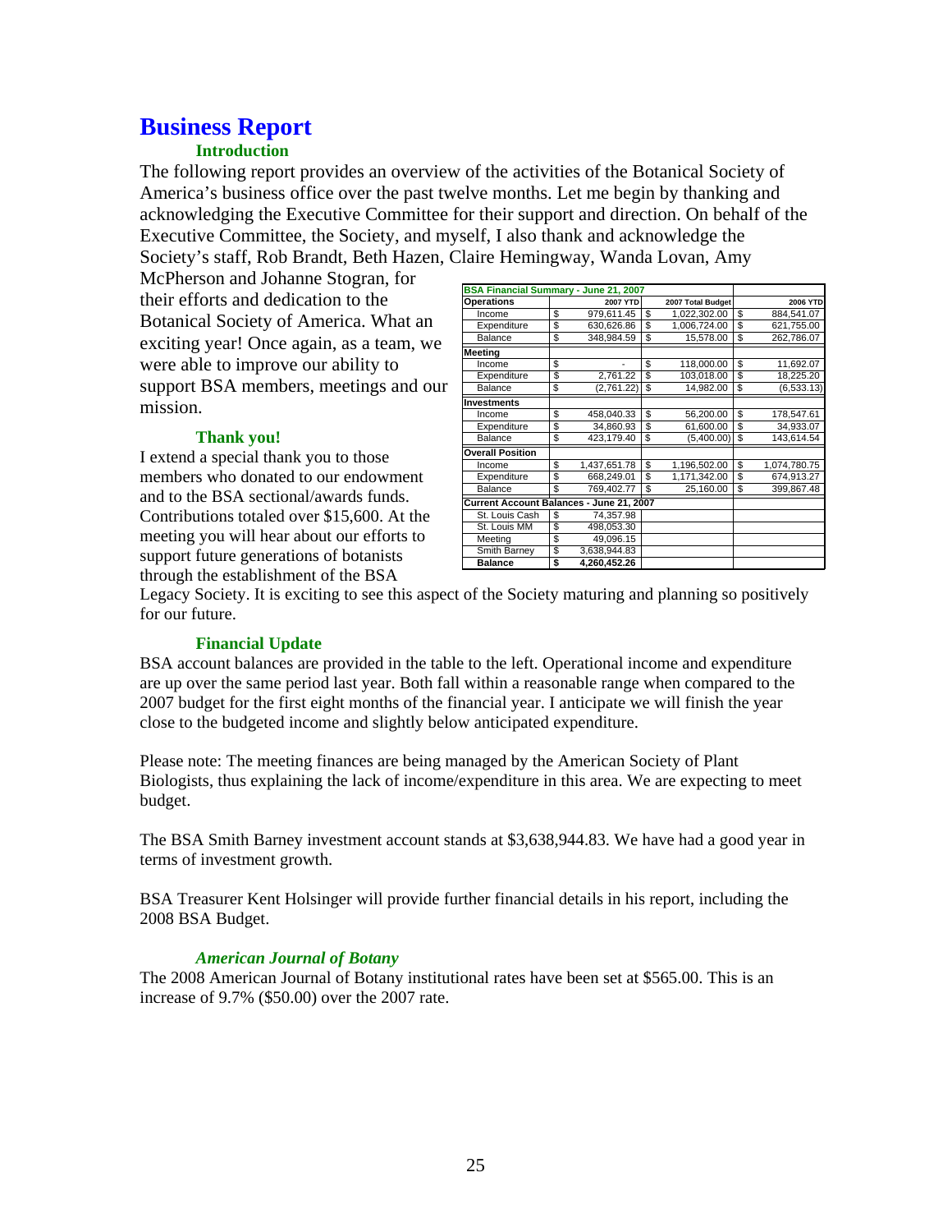# Business Report

### Introduction

The following report provides an overview of the activities of the Botanical Society of America's business office over the past twelve months. Let me begin by thanking and acknowledging the Executive Committee for their support and direction. On behalf of the Executive Committee, the Society, and myself, I also thank and acknowledge the Society's staff, Rob Brandt, Beth Hazen, Claire Hemingway, Wanda Lovan, Amy McPherson and Johanne Stogran, for their efforts and dedication to the Botanical Society of America. What an exciting year! Once again, as a team, we were able to improve our ability to support BSA members, meetings and our mission.

| BSA Financial Summary - June 21, 2007 | | | |
|---|---|---|---|
| **Operations** | **2007 YTD** | **2007 Total Budget** | **2006 YTD** |
| Income | $ 979,611.45 | $ 1,022,302.00 | $ 884,541.07 |
| Expenditure | $ 630,626.86 | $ 1,006,724.00 | $ 621,755.00 |
| Balance | $ 348,984.59 | $ 15,578.00 | $ 262,786.07 |
| **Meeting** | | | |
| Income | $ - | $ 118,000.00 | $ 11,692.07 |
| Expenditure | $ 2,761.22 | $ 103,018.00 | $ 18,225.20 |
| Balance | $ (2,761.22) | $ 14,982.00 | $ (6,533.13) |
| **Investments** | | | |
| Income | $ 458,040.33 | $ 56,200.00 | $ 178,547.61 |
| Expenditure | $ 34,860.93 | $ 61,600.00 | $ 34,933.07 |
| Balance | $ 423,179.40 | $ (5,400.00) | $ 143,614.54 |
| **Overall Position** | | | |
| Income | $ 1,437,651.78 | $ 1,196,502.00 | $ 1,074,780.75 |
| Expenditure | $ 668,249.01 | $ 1,171,342.00 | $ 674,913.27 |
| Balance | $ 769,402.77 | $ 25,160.00 | $ 399,867.48 |
| **Current Account Balances - June 21, 2007** | | | |
| St. Louis Cash | $ 74,357.98 | | |
| St. Louis MM | $ 498,053.30 | | |
| Meeting | $ 49,096.15 | | |
| Smith Barney | $ 3,638,944.83 | | |
| **Balance** | **$ 4,260,452.26** | | |

### Thank you!

I extend a special thank you to those members who donated to our endowment and to the BSA sectional/awards funds. Contributions totaled over $15,600. At the meeting you will hear about our efforts to support future generations of botanists through the establishment of the BSA Legacy Society. It is exciting to see this aspect of the Society maturing and planning so positively for our future.

### Financial Update

BSA account balances are provided in the table to the left. Operational income and expenditure are up over the same period last year. Both fall within a reasonable range when compared to the 2007 budget for the first eight months of the financial year. I anticipate we will finish the year close to the budgeted income and slightly below anticipated expenditure.

Please note: The meeting finances are being managed by the American Society of Plant Biologists, thus explaining the lack of income/expenditure in this area. We are expecting to meet budget.

The BSA Smith Barney investment account stands at $3,638,944.83. We have had a good year in terms of investment growth.

BSA Treasurer Kent Holsinger will provide further financial details in his report, including the 2008 BSA Budget.

### *American Journal of Botany*

The 2008 American Journal of Botany institutional rates have been set at $565.00. This is an increase of 9.7% ($50.00) over the 2007 rate.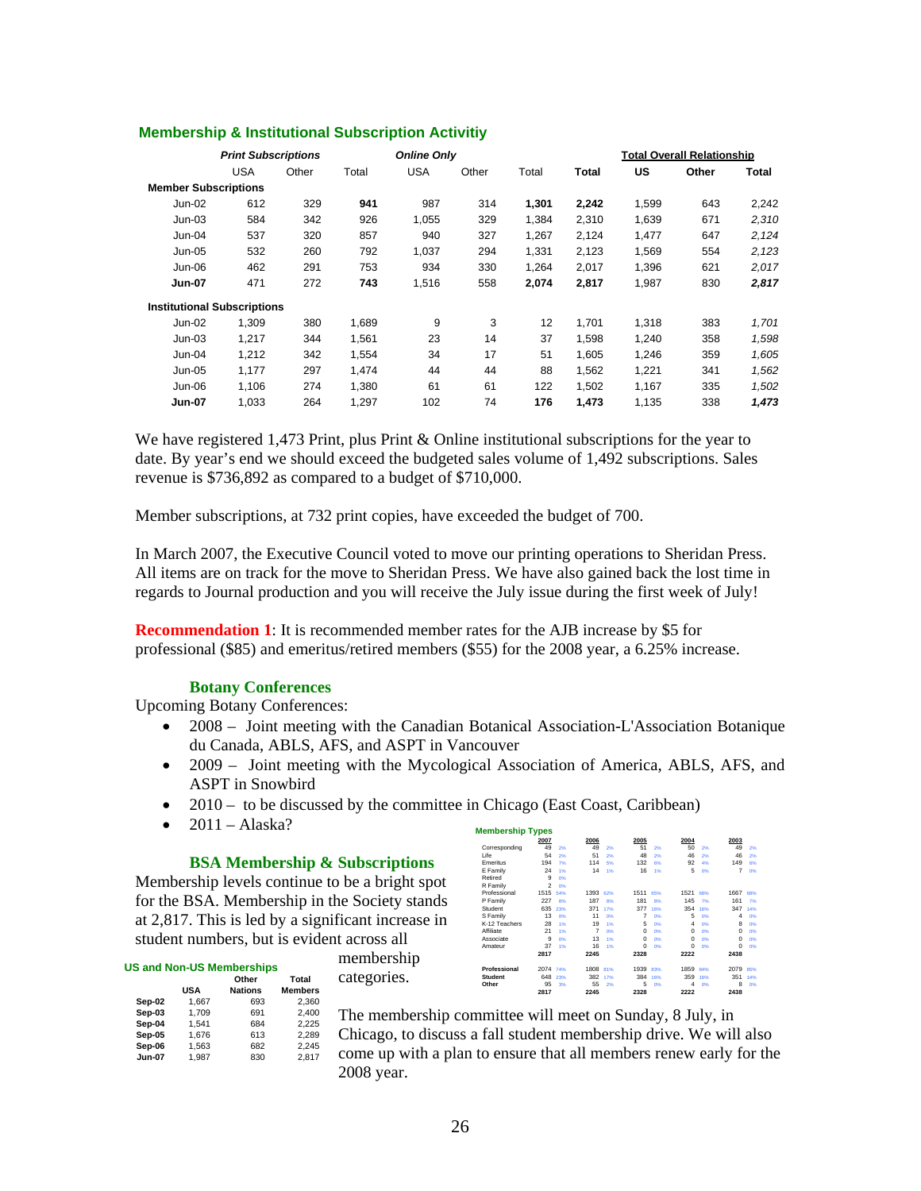## Membership & Institutional Subscription Activitiy

| | *Print Subscriptions* | | | *Online Only* | | | | Total Overall Relationship | | |
|---|---|---|---|---|---|---|---|---|---|---|
| | USA | Other | Total | USA | Other | Total | **Total** | **US** | **Other** | **Total** |
| **Member Subscriptions** | | | | | | | | | | |
| Jun-02 | 612 | 329 | **941** | 987 | 314 | **1,301** | **2,242** | 1,599 | 643 | 2,242 |
| Jun-03 | 584 | 342 | 926 | 1,055 | 329 | 1,384 | 2,310 | 1,639 | 671 | *2,310* |
| Jun-04 | 537 | 320 | 857 | 940 | 327 | 1,267 | 2,124 | 1,477 | 647 | *2,124* |
| Jun-05 | 532 | 260 | 792 | 1,037 | 294 | 1,331 | 2,123 | 1,569 | 554 | *2,123* |
| Jun-06 | 462 | 291 | 753 | 934 | 330 | 1,264 | 2,017 | 1,396 | 621 | *2,017* |
| **Jun-07** | 471 | 272 | **743** | 1,516 | 558 | **2,074** | **2,817** | 1,987 | 830 | ***2,817*** |
| **Institutional Subscriptions** | | | | | | | | | | |
| Jun-02 | 1,309 | 380 | 1,689 | 9 | 3 | 12 | 1,701 | 1,318 | 383 | *1,701* |
| Jun-03 | 1,217 | 344 | 1,561 | 23 | 14 | 37 | 1,598 | 1,240 | 358 | *1,598* |
| Jun-04 | 1,212 | 342 | 1,554 | 34 | 17 | 51 | 1,605 | 1,246 | 359 | *1,605* |
| Jun-05 | 1,177 | 297 | 1,474 | 44 | 44 | 88 | 1,562 | 1,221 | 341 | *1,562* |
| Jun-06 | 1,106 | 274 | 1,380 | 61 | 61 | 122 | 1,502 | 1,167 | 335 | *1,502* |
| **Jun-07** | 1,033 | 264 | 1,297 | 102 | 74 | **176** | **1,473** | 1,135 | 338 | ***1,473*** |

We have registered 1,473 Print, plus Print & Online institutional subscriptions for the year to date. By year's end we should exceed the budgeted sales volume of 1,492 subscriptions. Sales revenue is $736,892 as compared to a budget of $710,000.

Member subscriptions, at 732 print copies, have exceeded the budget of 700.

In March 2007, the Executive Council voted to move our printing operations to Sheridan Press. All items are on track for the move to Sheridan Press. We have also gained back the lost time in regards to Journal production and you will receive the July issue during the first week of July!

**Recommendation 1**: It is recommended member rates for the AJB increase by $5 for professional ($85) and emeritus/retired members ($55) for the 2008 year, a 6.25% increase.

### Botany Conferences

Upcoming Botany Conferences:

- 2008 – Joint meeting with the Canadian Botanical Association-L'Association Botanique du Canada, ABLS, AFS, and ASPT in Vancouver
- 2009 – Joint meeting with the Mycological Association of America, ABLS, AFS, and ASPT in Snowbird
- 2010 – to be discussed by the committee in Chicago (East Coast, Caribbean)
- 2011 – Alaska?

### BSA Membership & Subscriptions

Membership levels continue to be a bright spot for the BSA. Membership in the Society stands at 2,817. This is led by a significant increase in student numbers, but is evident across all membership categories.

**Membership Types**

| | 2007 | | 2006 | | 2005 | | 2004 | | 2003 | |
|---|---|---|---|---|---|---|---|---|---|---|
| Corresponding | 49 | 2% | 49 | 2% | 51 | 2% | 50 | 2% | 49 | 2% |
| Life | 54 | 2% | 51 | 2% | 48 | 2% | 46 | 2% | 46 | 2% |
| Emeritus | 194 | 7% | 114 | 5% | 132 | 6% | 92 | 4% | 149 | 6% |
| E Family | 24 | 1% | 14 | 1% | 16 | 1% | 5 | 0% | 7 | 0% |
| Retired | 9 | 0% | | | | | | | | |
| R Family | 2 | 0% | | | | | | | | |
| Professional | 1515 | 54% | 1393 | 62% | 1511 | 65% | 1521 | 68% | 1667 | 68% |
| P Family | 227 | 8% | 187 | 8% | 181 | 8% | 145 | 7% | 161 | 7% |
| Student | 635 | 23% | 371 | 17% | 377 | 16% | 354 | 16% | 347 | 14% |
| S Family | 13 | 0% | 11 | 0% | 7 | 0% | 5 | 0% | 4 | 0% |
| K-12 Teachers | 28 | 1% | 19 | 1% | 5 | 0% | 4 | 0% | 8 | 0% |
| Affiliate | 21 | 1% | 7 | 0% | 0 | 0% | 0 | 0% | 0 | 0% |
| Associate | 9 | 0% | 13 | 1% | 0 | 0% | 0 | 0% | 0 | 0% |
| Amateur | 37 | 1% | 16 | 1% | 0 | 0% | 0 | 0% | 0 | 0% |
| | **2817** | | **2245** | | **2328** | | **2222** | | **2438** | |
| **Professional** | 2074 | 74% | 1808 | 81% | 1939 | 83% | 1859 | 84% | 2079 | 85% |
| **Student** | 648 | 23% | 382 | 17% | 384 | 16% | 359 | 16% | 351 | 14% |
| **Other** | 95 | 3% | 55 | 2% | 5 | 0% | 4 | 0% | 8 | 0% |
| | **2817** | | **2245** | | **2328** | | **2222** | | **2438** | |

**US and Non-US Memberships**

| | USA | Other Nations | Total Members |
|---|---|---|---|
| **Sep-02** | 1,667 | 693 | 2,360 |
| **Sep-03** | 1,709 | 691 | 2,400 |
| **Sep-04** | 1,541 | 684 | 2,225 |
| **Sep-05** | 1,676 | 613 | 2,289 |
| **Sep-06** | 1,563 | 682 | 2,245 |
| **Jun-07** | 1,987 | 830 | 2,817 |

The membership committee will meet on Sunday, 8 July, in Chicago, to discuss a fall student membership drive. We will also come up with a plan to ensure that all members renew early for the 2008 year.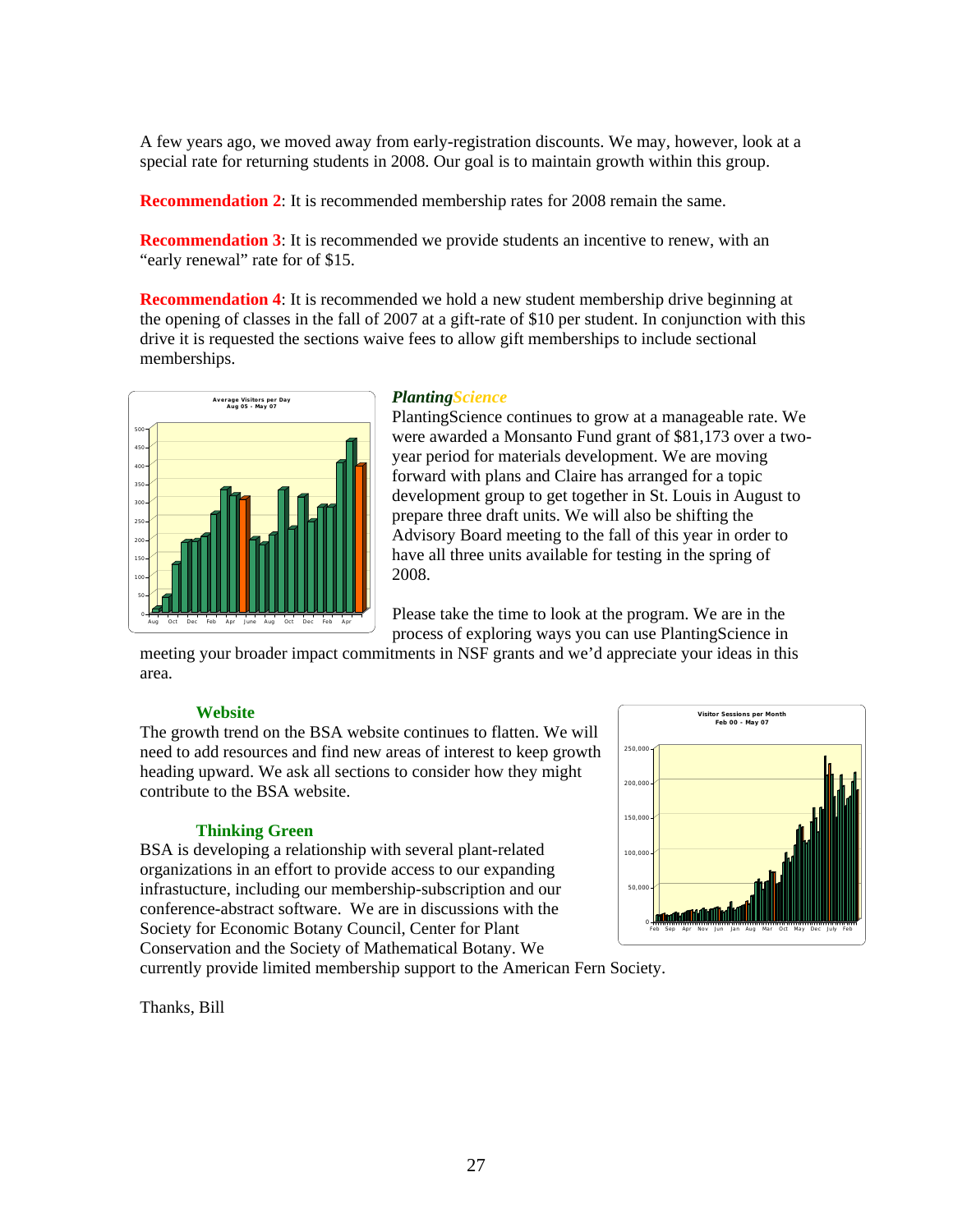A few years ago, we moved away from early-registration discounts. We may, however, look at a special rate for returning students in 2008. Our goal is to maintain growth within this group.

**Recommendation 2**: It is recommended membership rates for 2008 remain the same.

**Recommendation 3**: It is recommended we provide students an incentive to renew, with an "early renewal" rate for of $15.

**Recommendation 4**: It is recommended we hold a new student membership drive beginning at the opening of classes in the fall of 2007 at a gift-rate of $10 per student. In conjunction with this drive it is requested the sections waive fees to allow gift memberships to include sectional memberships.

### *PlantingScience*

PlantingScience continues to grow at a manageable rate. We were awarded a Monsanto Fund grant of $81,173 over a two-year period for materials development. We are moving forward with plans and Claire has arranged for a topic development group to get together in St. Louis in August to prepare three draft units. We will also be shifting the Advisory Board meeting to the fall of this year in order to have all three units available for testing in the spring of 2008.

Please take the time to look at the program. We are in the process of exploring ways you can use PlantingScience in meeting your broader impact commitments in NSF grants and we'd appreciate your ideas in this area.

### Website

The growth trend on the BSA website continues to flatten. We will need to add resources and find new areas of interest to keep growth heading upward. We ask all sections to consider how they might contribute to the BSA website.

### Thinking Green

BSA is developing a relationship with several plant-related organizations in an effort to provide access to our expanding infrastucture, including our membership-subscription and our conference-abstract software. We are in discussions with the Society for Economic Botany Council, Center for Plant Conservation and the Society of Mathematical Botany. We currently provide limited membership support to the American Fern Society.

Thanks, Bill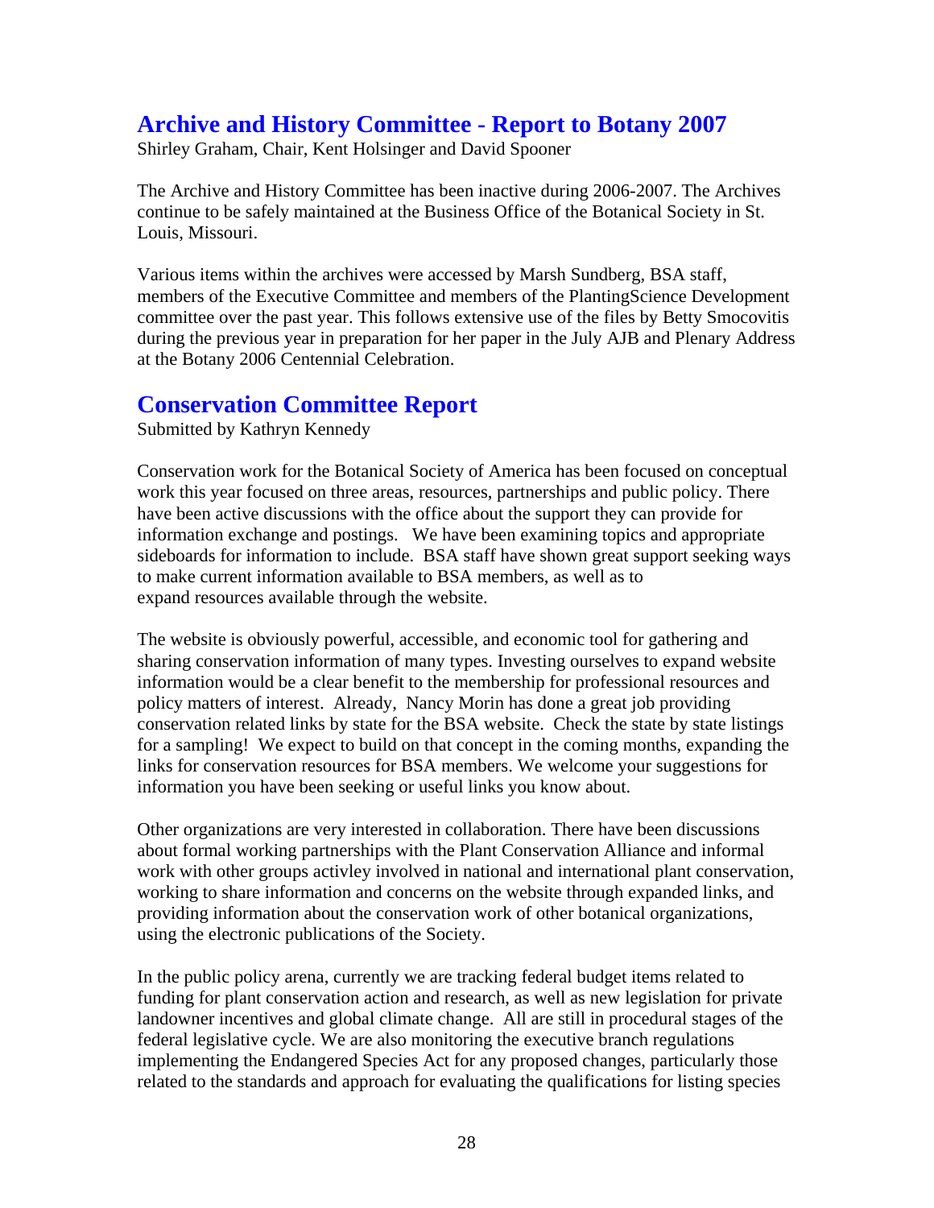## Archive and History Committee - Report to Botany 2007

Shirley Graham, Chair, Kent Holsinger and David Spooner

The Archive and History Committee has been inactive during 2006-2007. The Archives continue to be safely maintained at the Business Office of the Botanical Society in St. Louis, Missouri.

Various items within the archives were accessed by Marsh Sundberg, BSA staff, members of the Executive Committee and members of the PlantingScience Development committee over the past year. This follows extensive use of the files by Betty Smocovitis during the previous year in preparation for her paper in the July AJB and Plenary Address at the Botany 2006 Centennial Celebration.

## Conservation Committee Report

Submitted by Kathryn Kennedy

Conservation work for the Botanical Society of America has been focused on conceptual work this year focused on three areas, resources, partnerships and public policy. There have been active discussions with the office about the support they can provide for information exchange and postings. We have been examining topics and appropriate sideboards for information to include. BSA staff have shown great support seeking ways to make current information available to BSA members, as well as to expand resources available through the website.

The website is obviously powerful, accessible, and economic tool for gathering and sharing conservation information of many types. Investing ourselves to expand website information would be a clear benefit to the membership for professional resources and policy matters of interest. Already, Nancy Morin has done a great job providing conservation related links by state for the BSA website. Check the state by state listings for a sampling! We expect to build on that concept in the coming months, expanding the links for conservation resources for BSA members. We welcome your suggestions for information you have been seeking or useful links you know about.

Other organizations are very interested in collaboration. There have been discussions about formal working partnerships with the Plant Conservation Alliance and informal work with other groups activley involved in national and international plant conservation, working to share information and concerns on the website through expanded links, and providing information about the conservation work of other botanical organizations, using the electronic publications of the Society.

In the public policy arena, currently we are tracking federal budget items related to funding for plant conservation action and research, as well as new legislation for private landowner incentives and global climate change. All are still in procedural stages of the federal legislative cycle. We are also monitoring the executive branch regulations implementing the Endangered Species Act for any proposed changes, particularly those related to the standards and approach for evaluating the qualifications for listing species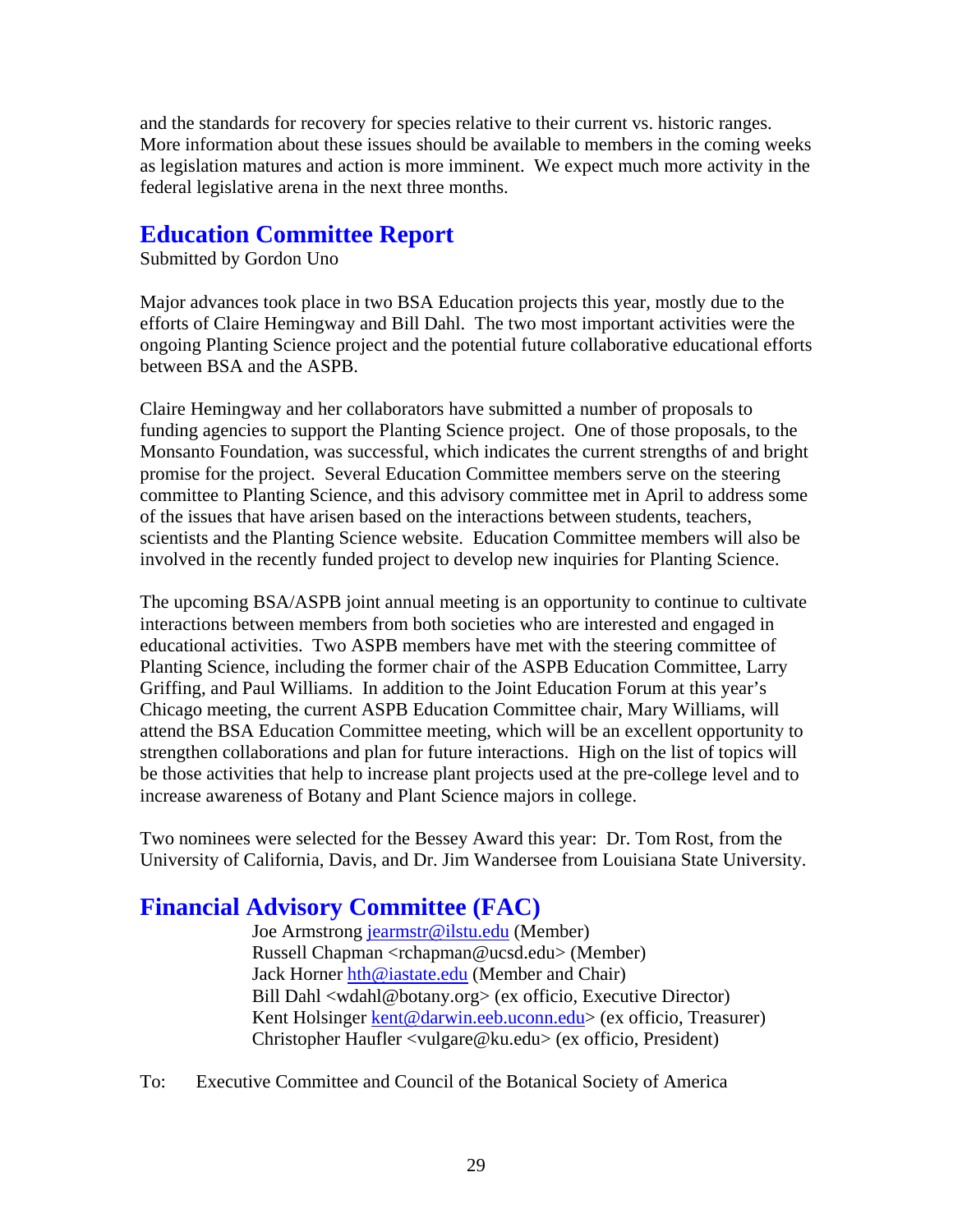and the standards for recovery for species relative to their current vs. historic ranges. More information about these issues should be available to members in the coming weeks as legislation matures and action is more imminent. We expect much more activity in the federal legislative arena in the next three months.

## Education Committee Report

Submitted by Gordon Uno

Major advances took place in two BSA Education projects this year, mostly due to the efforts of Claire Hemingway and Bill Dahl. The two most important activities were the ongoing Planting Science project and the potential future collaborative educational efforts between BSA and the ASPB.

Claire Hemingway and her collaborators have submitted a number of proposals to funding agencies to support the Planting Science project. One of those proposals, to the Monsanto Foundation, was successful, which indicates the current strengths of and bright promise for the project. Several Education Committee members serve on the steering committee to Planting Science, and this advisory committee met in April to address some of the issues that have arisen based on the interactions between students, teachers, scientists and the Planting Science website. Education Committee members will also be involved in the recently funded project to develop new inquiries for Planting Science.

The upcoming BSA/ASPB joint annual meeting is an opportunity to continue to cultivate interactions between members from both societies who are interested and engaged in educational activities. Two ASPB members have met with the steering committee of Planting Science, including the former chair of the ASPB Education Committee, Larry Griffing, and Paul Williams. In addition to the Joint Education Forum at this year's Chicago meeting, the current ASPB Education Committee chair, Mary Williams, will attend the BSA Education Committee meeting, which will be an excellent opportunity to strengthen collaborations and plan for future interactions. High on the list of topics will be those activities that help to increase plant projects used at the pre-college level and to increase awareness of Botany and Plant Science majors in college.

Two nominees were selected for the Bessey Award this year: Dr. Tom Rost, from the University of California, Davis, and Dr. Jim Wandersee from Louisiana State University.

## Financial Advisory Committee (FAC)

Joe Armstrong jearmstr@ilstu.edu (Member)
Russell Chapman <rchapman@ucsd.edu> (Member)
Jack Horner hth@iastate.edu (Member and Chair)
Bill Dahl <wdahl@botany.org> (ex officio, Executive Director)
Kent Holsinger kent@darwin.eeb.uconn.edu> (ex officio, Treasurer)
Christopher Haufler <vulgare@ku.edu> (ex officio, President)

To: Executive Committee and Council of the Botanical Society of America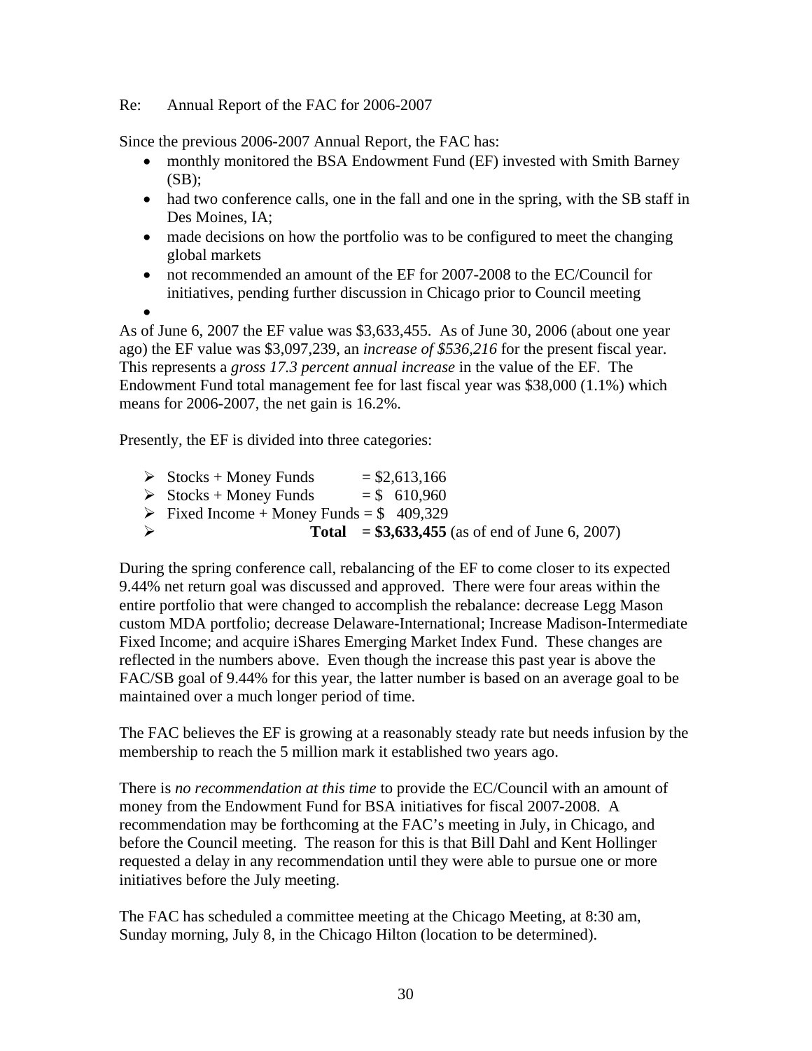Re: Annual Report of the FAC for 2006-2007

Since the previous 2006-2007 Annual Report, the FAC has:

- monthly monitored the BSA Endowment Fund (EF) invested with Smith Barney (SB);
- had two conference calls, one in the fall and one in the spring, with the SB staff in Des Moines, IA;
- made decisions on how the portfolio was to be configured to meet the changing global markets
- not recommended an amount of the EF for 2007-2008 to the EC/Council for initiatives, pending further discussion in Chicago prior to Council meeting
- 

As of June 6, 2007 the EF value was $3,633,455. As of June 30, 2006 (about one year ago) the EF value was $3,097,239, an *increase of $536,216* for the present fiscal year. This represents a *gross 17.3 percent annual increase* in the value of the EF. The Endowment Fund total management fee for last fiscal year was $38,000 (1.1%) which means for 2006-2007, the net gain is 16.2%.

Presently, the EF is divided into three categories:

- Stocks + Money Funds = $2,613,166
- Stocks + Money Funds = $ 610,960
- Fixed Income + Money Funds = $ 409,329
- **Total = $3,633,455** (as of end of June 6, 2007)

During the spring conference call, rebalancing of the EF to come closer to its expected 9.44% net return goal was discussed and approved. There were four areas within the entire portfolio that were changed to accomplish the rebalance: decrease Legg Mason custom MDA portfolio; decrease Delaware-International; Increase Madison-Intermediate Fixed Income; and acquire iShares Emerging Market Index Fund. These changes are reflected in the numbers above. Even though the increase this past year is above the FAC/SB goal of 9.44% for this year, the latter number is based on an average goal to be maintained over a much longer period of time.

The FAC believes the EF is growing at a reasonably steady rate but needs infusion by the membership to reach the 5 million mark it established two years ago.

There is *no recommendation at this time* to provide the EC/Council with an amount of money from the Endowment Fund for BSA initiatives for fiscal 2007-2008. A recommendation may be forthcoming at the FAC's meeting in July, in Chicago, and before the Council meeting. The reason for this is that Bill Dahl and Kent Hollinger requested a delay in any recommendation until they were able to pursue one or more initiatives before the July meeting.

The FAC has scheduled a committee meeting at the Chicago Meeting, at 8:30 am, Sunday morning, July 8, in the Chicago Hilton (location to be determined).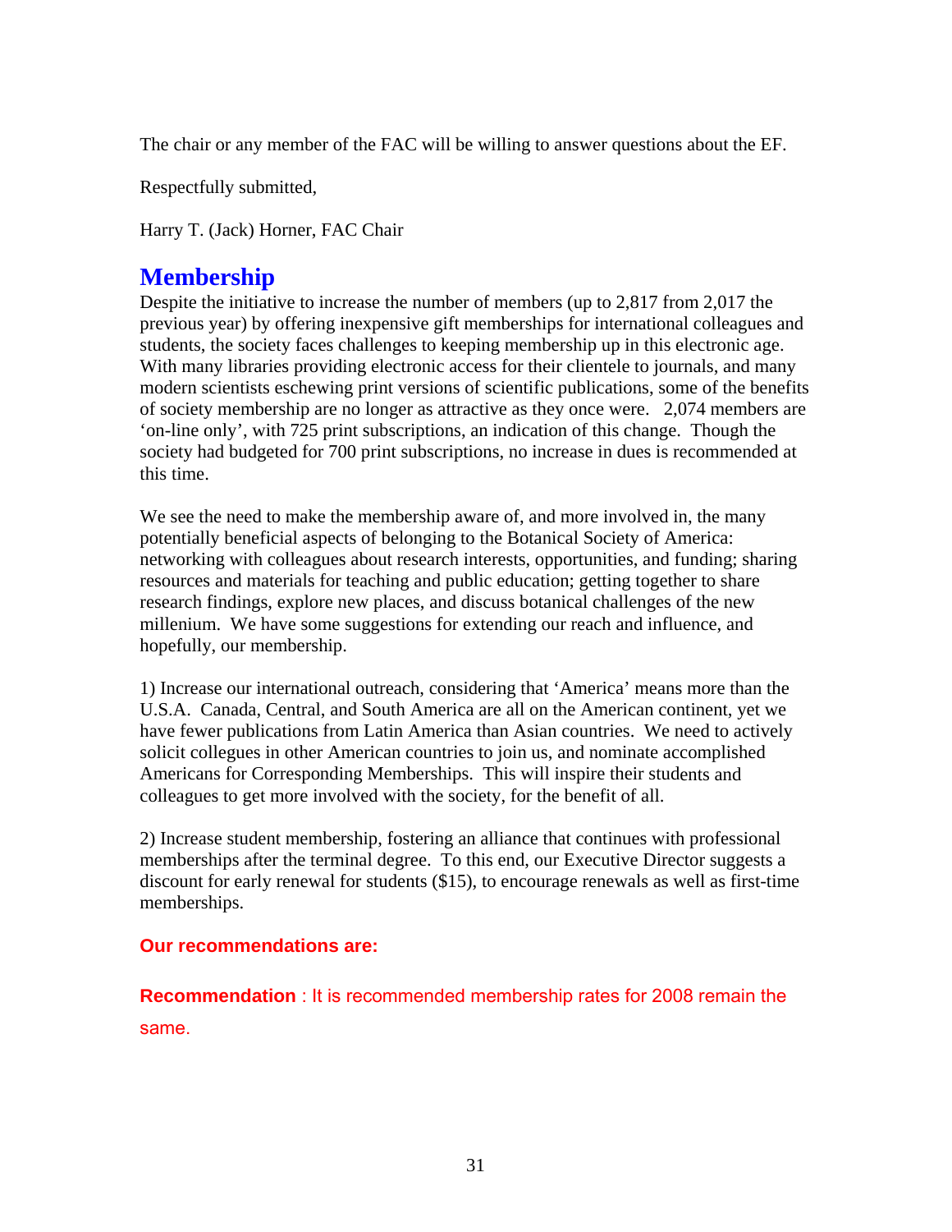The chair or any member of the FAC will be willing to answer questions about the EF.

Respectfully submitted,

Harry T. (Jack) Horner, FAC Chair

## Membership

Despite the initiative to increase the number of members (up to 2,817 from 2,017 the previous year) by offering inexpensive gift memberships for international colleagues and students, the society faces challenges to keeping membership up in this electronic age. With many libraries providing electronic access for their clientele to journals, and many modern scientists eschewing print versions of scientific publications, some of the benefits of society membership are no longer as attractive as they once were. 2,074 members are 'on-line only', with 725 print subscriptions, an indication of this change. Though the society had budgeted for 700 print subscriptions, no increase in dues is recommended at this time.

We see the need to make the membership aware of, and more involved in, the many potentially beneficial aspects of belonging to the Botanical Society of America: networking with colleagues about research interests, opportunities, and funding; sharing resources and materials for teaching and public education; getting together to share research findings, explore new places, and discuss botanical challenges of the new millenium. We have some suggestions for extending our reach and influence, and hopefully, our membership.

1) Increase our international outreach, considering that 'America' means more than the U.S.A. Canada, Central, and South America are all on the American continent, yet we have fewer publications from Latin America than Asian countries. We need to actively solicit collegues in other American countries to join us, and nominate accomplished Americans for Corresponding Memberships. This will inspire their students and colleagues to get more involved with the society, for the benefit of all.

2) Increase student membership, fostering an alliance that continues with professional memberships after the terminal degree. To this end, our Executive Director suggests a discount for early renewal for students ($15), to encourage renewals as well as first-time memberships.

**Our recommendations are:**

**Recommendation** : It is recommended membership rates for 2008 remain the same.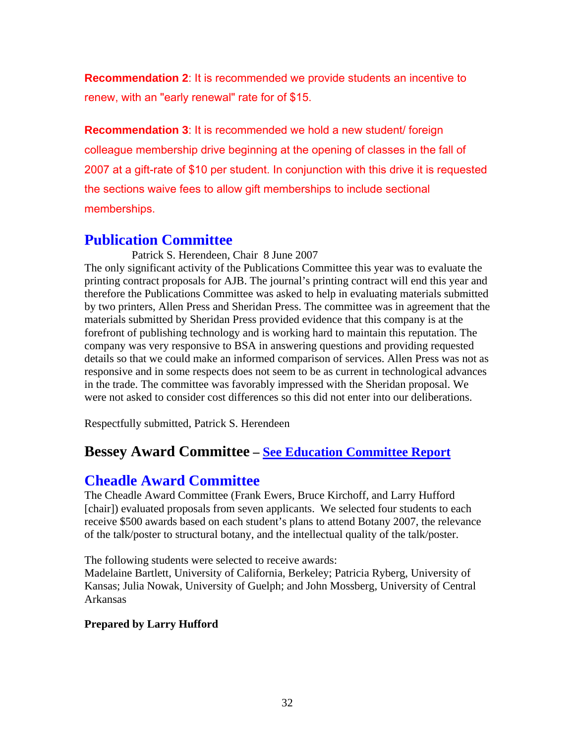**Recommendation 2**: It is recommended we provide students an incentive to renew, with an "early renewal" rate for of $15.

**Recommendation 3**: It is recommended we hold a new student/ foreign colleague membership drive beginning at the opening of classes in the fall of 2007 at a gift-rate of $10 per student. In conjunction with this drive it is requested the sections waive fees to allow gift memberships to include sectional memberships.

## Publication Committee

Patrick S. Herendeen, Chair 8 June 2007

The only significant activity of the Publications Committee this year was to evaluate the printing contract proposals for AJB. The journal's printing contract will end this year and therefore the Publications Committee was asked to help in evaluating materials submitted by two printers, Allen Press and Sheridan Press. The committee was in agreement that the materials submitted by Sheridan Press provided evidence that this company is at the forefront of publishing technology and is working hard to maintain this reputation. The company was very responsive to BSA in answering questions and providing requested details so that we could make an informed comparison of services. Allen Press was not as responsive and in some respects does not seem to be as current in technological advances in the trade. The committee was favorably impressed with the Sheridan proposal. We were not asked to consider cost differences so this did not enter into our deliberations.

Respectfully submitted, Patrick S. Herendeen

## Bessey Award Committee – See Education Committee Report

## Cheadle Award Committee

The Cheadle Award Committee (Frank Ewers, Bruce Kirchoff, and Larry Hufford [chair]) evaluated proposals from seven applicants. We selected four students to each receive $500 awards based on each student's plans to attend Botany 2007, the relevance of the talk/poster to structural botany, and the intellectual quality of the talk/poster.

The following students were selected to receive awards:
Madelaine Bartlett, University of California, Berkeley; Patricia Ryberg, University of Kansas; Julia Nowak, University of Guelph; and John Mossberg, University of Central Arkansas

**Prepared by Larry Hufford**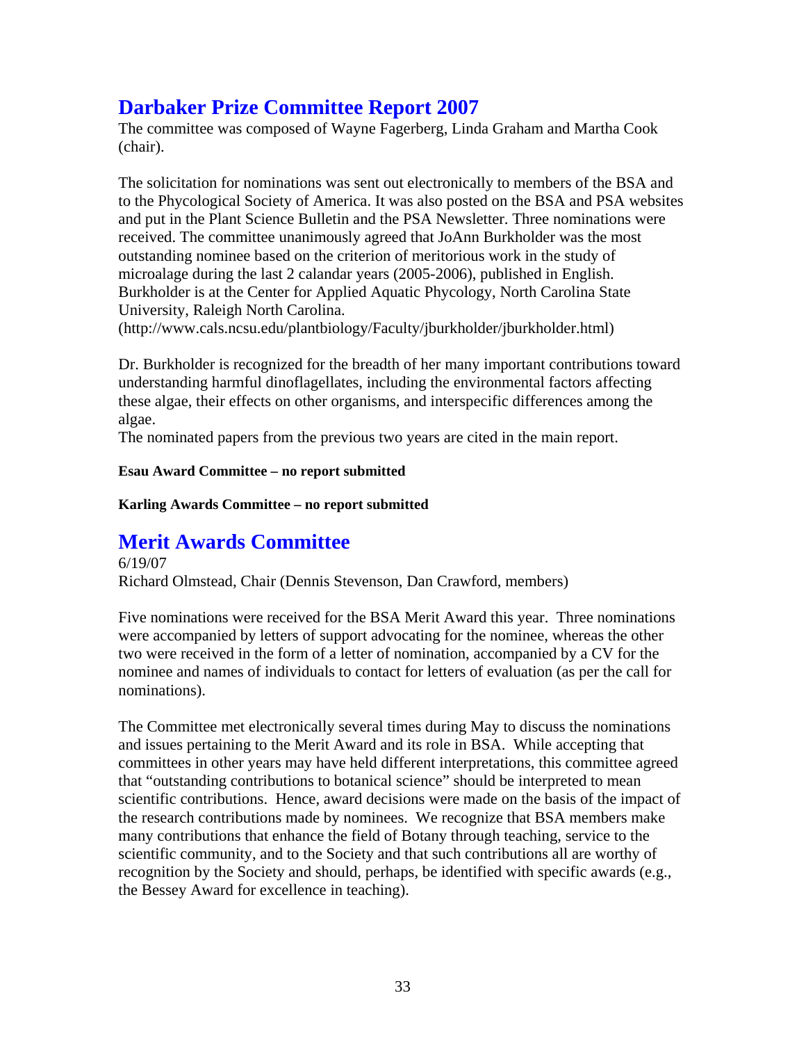## Darbaker Prize Committee Report 2007

The committee was composed of Wayne Fagerberg, Linda Graham and Martha Cook (chair).

The solicitation for nominations was sent out electronically to members of the BSA and to the Phycological Society of America. It was also posted on the BSA and PSA websites and put in the Plant Science Bulletin and the PSA Newsletter. Three nominations were received. The committee unanimously agreed that JoAnn Burkholder was the most outstanding nominee based on the criterion of meritorious work in the study of microalage during the last 2 calandar years (2005-2006), published in English. Burkholder is at the Center for Applied Aquatic Phycology, North Carolina State University, Raleigh North Carolina.
(http://www.cals.ncsu.edu/plantbiology/Faculty/jburkholder/jburkholder.html)

Dr. Burkholder is recognized for the breadth of her many important contributions toward understanding harmful dinoflagellates, including the environmental factors affecting these algae, their effects on other organisms, and interspecific differences among the algae.
The nominated papers from the previous two years are cited in the main report.

**Esau Award Committee – no report submitted**

**Karling Awards Committee – no report submitted**

## Merit Awards Committee

6/19/07
Richard Olmstead, Chair (Dennis Stevenson, Dan Crawford, members)

Five nominations were received for the BSA Merit Award this year. Three nominations were accompanied by letters of support advocating for the nominee, whereas the other two were received in the form of a letter of nomination, accompanied by a CV for the nominee and names of individuals to contact for letters of evaluation (as per the call for nominations).

The Committee met electronically several times during May to discuss the nominations and issues pertaining to the Merit Award and its role in BSA. While accepting that committees in other years may have held different interpretations, this committee agreed that "outstanding contributions to botanical science" should be interpreted to mean scientific contributions. Hence, award decisions were made on the basis of the impact of the research contributions made by nominees. We recognize that BSA members make many contributions that enhance the field of Botany through teaching, service to the scientific community, and to the Society and that such contributions all are worthy of recognition by the Society and should, perhaps, be identified with specific awards (e.g., the Bessey Award for excellence in teaching).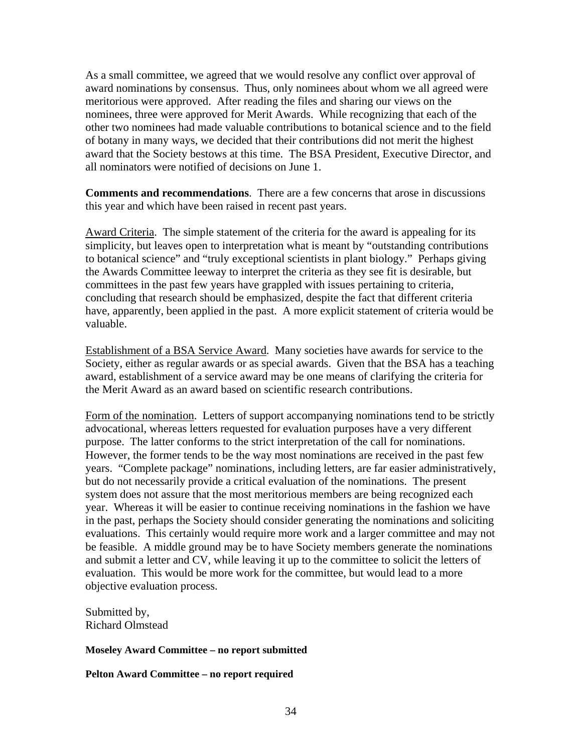As a small committee, we agreed that we would resolve any conflict over approval of award nominations by consensus. Thus, only nominees about whom we all agreed were meritorious were approved. After reading the files and sharing our views on the nominees, three were approved for Merit Awards. While recognizing that each of the other two nominees had made valuable contributions to botanical science and to the field of botany in many ways, we decided that their contributions did not merit the highest award that the Society bestows at this time. The BSA President, Executive Director, and all nominators were notified of decisions on June 1.

**Comments and recommendations**. There are a few concerns that arose in discussions this year and which have been raised in recent past years.

Award Criteria. The simple statement of the criteria for the award is appealing for its simplicity, but leaves open to interpretation what is meant by "outstanding contributions to botanical science" and "truly exceptional scientists in plant biology." Perhaps giving the Awards Committee leeway to interpret the criteria as they see fit is desirable, but committees in the past few years have grappled with issues pertaining to criteria, concluding that research should be emphasized, despite the fact that different criteria have, apparently, been applied in the past. A more explicit statement of criteria would be valuable.

Establishment of a BSA Service Award. Many societies have awards for service to the Society, either as regular awards or as special awards. Given that the BSA has a teaching award, establishment of a service award may be one means of clarifying the criteria for the Merit Award as an award based on scientific research contributions.

Form of the nomination. Letters of support accompanying nominations tend to be strictly advocational, whereas letters requested for evaluation purposes have a very different purpose. The latter conforms to the strict interpretation of the call for nominations. However, the former tends to be the way most nominations are received in the past few years. "Complete package" nominations, including letters, are far easier administratively, but do not necessarily provide a critical evaluation of the nominations. The present system does not assure that the most meritorious members are being recognized each year. Whereas it will be easier to continue receiving nominations in the fashion we have in the past, perhaps the Society should consider generating the nominations and soliciting evaluations. This certainly would require more work and a larger committee and may not be feasible. A middle ground may be to have Society members generate the nominations and submit a letter and CV, while leaving it up to the committee to solicit the letters of evaluation. This would be more work for the committee, but would lead to a more objective evaluation process.

Submitted by,
Richard Olmstead

**Moseley Award Committee – no report submitted**

**Pelton Award Committee – no report required**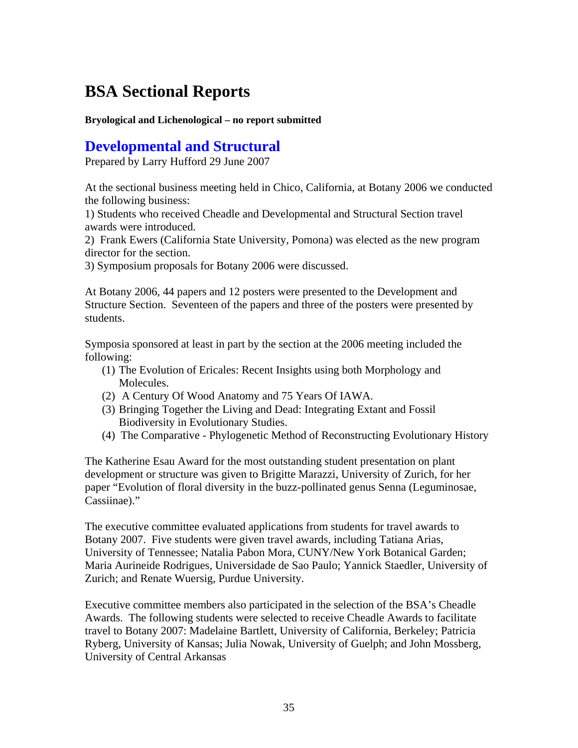# BSA Sectional Reports

**Bryological and Lichenological – no report submitted**

## Developmental and Structural

Prepared by Larry Hufford 29 June 2007

At the sectional business meeting held in Chico, California, at Botany 2006 we conducted the following business:

1) Students who received Cheadle and Developmental and Structural Section travel awards were introduced.

2) Frank Ewers (California State University, Pomona) was elected as the new program director for the section.

3) Symposium proposals for Botany 2006 were discussed.

At Botany 2006, 44 papers and 12 posters were presented to the Development and Structure Section. Seventeen of the papers and three of the posters were presented by students.

Symposia sponsored at least in part by the section at the 2006 meeting included the following:

(1) The Evolution of Ericales: Recent Insights using both Morphology and Molecules.

(2) A Century Of Wood Anatomy and 75 Years Of IAWA.

(3) Bringing Together the Living and Dead: Integrating Extant and Fossil Biodiversity in Evolutionary Studies.

(4) The Comparative - Phylogenetic Method of Reconstructing Evolutionary History

The Katherine Esau Award for the most outstanding student presentation on plant development or structure was given to Brigitte Marazzi, University of Zurich, for her paper "Evolution of floral diversity in the buzz-pollinated genus Senna (Leguminosae, Cassiinae)."

The executive committee evaluated applications from students for travel awards to Botany 2007. Five students were given travel awards, including Tatiana Arias, University of Tennessee; Natalia Pabon Mora, CUNY/New York Botanical Garden; Maria Aurineide Rodrigues, Universidade de Sao Paulo; Yannick Staedler, University of Zurich; and Renate Wuersig, Purdue University.

Executive committee members also participated in the selection of the BSA's Cheadle Awards. The following students were selected to receive Cheadle Awards to facilitate travel to Botany 2007: Madelaine Bartlett, University of California, Berkeley; Patricia Ryberg, University of Kansas; Julia Nowak, University of Guelph; and John Mossberg, University of Central Arkansas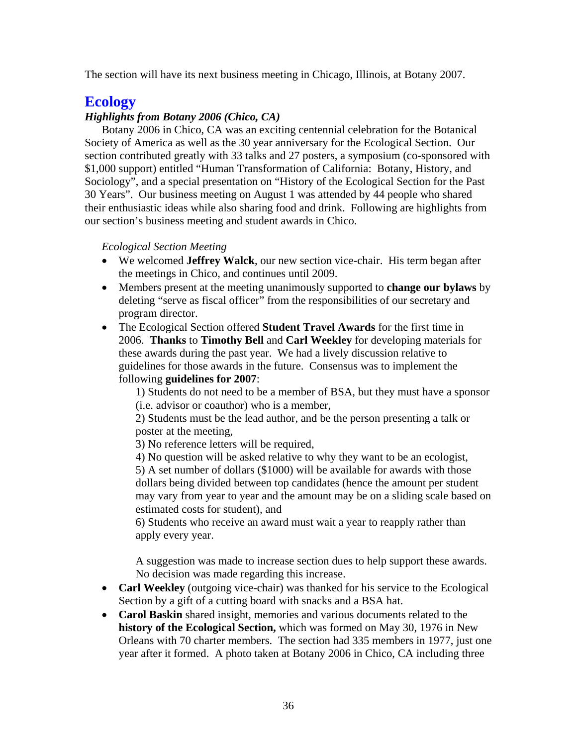The section will have its next business meeting in Chicago, Illinois, at Botany 2007.

## Ecology

### *Highlights from Botany 2006 (Chico, CA)*

Botany 2006 in Chico, CA was an exciting centennial celebration for the Botanical Society of America as well as the 30 year anniversary for the Ecological Section. Our section contributed greatly with 33 talks and 27 posters, a symposium (co-sponsored with $1,000 support) entitled "Human Transformation of California: Botany, History, and Sociology", and a special presentation on "History of the Ecological Section for the Past 30 Years". Our business meeting on August 1 was attended by 44 people who shared their enthusiastic ideas while also sharing food and drink. Following are highlights from our section's business meeting and student awards in Chico.

*Ecological Section Meeting*

- We welcomed **Jeffrey Walck**, our new section vice-chair. His term began after the meetings in Chico, and continues until 2009.
- Members present at the meeting unanimously supported to **change our bylaws** by deleting "serve as fiscal officer" from the responsibilities of our secretary and program director.
- The Ecological Section offered **Student Travel Awards** for the first time in 2006. **Thanks** to **Timothy Bell** and **Carl Weekley** for developing materials for these awards during the past year. We had a lively discussion relative to guidelines for those awards in the future. Consensus was to implement the following **guidelines for 2007**:

  1) Students do not need to be a member of BSA, but they must have a sponsor (i.e. advisor or coauthor) who is a member,

  2) Students must be the lead author, and be the person presenting a talk or poster at the meeting,

  3) No reference letters will be required,

  4) No question will be asked relative to why they want to be an ecologist,

  5) A set number of dollars ($1000) will be available for awards with those dollars being divided between top candidates (hence the amount per student may vary from year to year and the amount may be on a sliding scale based on estimated costs for student), and

  6) Students who receive an award must wait a year to reapply rather than apply every year.

  A suggestion was made to increase section dues to help support these awards. No decision was made regarding this increase.

- **Carl Weekley** (outgoing vice-chair) was thanked for his service to the Ecological Section by a gift of a cutting board with snacks and a BSA hat.
- **Carol Baskin** shared insight, memories and various documents related to the **history of the Ecological Section,** which was formed on May 30, 1976 in New Orleans with 70 charter members. The section had 335 members in 1977, just one year after it formed. A photo taken at Botany 2006 in Chico, CA including three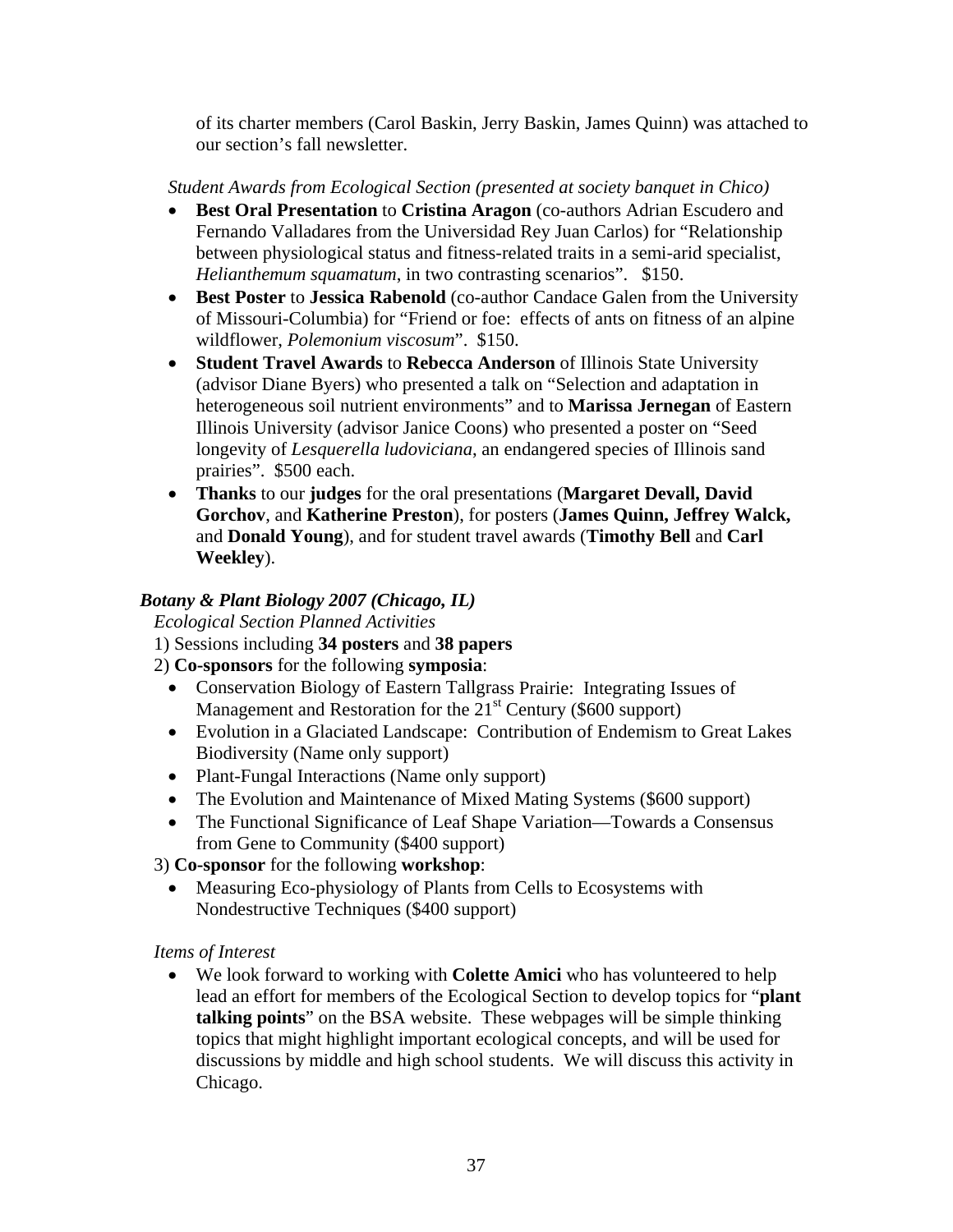of its charter members (Carol Baskin, Jerry Baskin, James Quinn) was attached to our section's fall newsletter.

*Student Awards from Ecological Section (presented at society banquet in Chico)*

- **Best Oral Presentation** to **Cristina Aragon** (co-authors Adrian Escudero and Fernando Valladares from the Universidad Rey Juan Carlos) for "Relationship between physiological status and fitness-related traits in a semi-arid specialist, *Helianthemum squamatum*, in two contrasting scenarios". $150.
- **Best Poster** to **Jessica Rabenold** (co-author Candace Galen from the University of Missouri-Columbia) for "Friend or foe: effects of ants on fitness of an alpine wildflower, *Polemonium viscosum*". $150.
- **Student Travel Awards** to **Rebecca Anderson** of Illinois State University (advisor Diane Byers) who presented a talk on "Selection and adaptation in heterogeneous soil nutrient environments" and to **Marissa Jernegan** of Eastern Illinois University (advisor Janice Coons) who presented a poster on "Seed longevity of *Lesquerella ludoviciana*, an endangered species of Illinois sand prairies". $500 each.
- **Thanks** to our **judges** for the oral presentations (**Margaret Devall, David Gorchov**, and **Katherine Preston**), for posters (**James Quinn, Jeffrey Walck,** and **Donald Young**), and for student travel awards (**Timothy Bell** and **Carl Weekley**).

***Botany & Plant Biology 2007 (Chicago, IL)***

*Ecological Section Planned Activities*

1) Sessions including **34 posters** and **38 papers**
2) **Co-sponsors** for the following **symposia**:
   - Conservation Biology of Eastern Tallgrass Prairie: Integrating Issues of Management and Restoration for the 21st Century ($600 support)
   - Evolution in a Glaciated Landscape: Contribution of Endemism to Great Lakes Biodiversity (Name only support)
   - Plant-Fungal Interactions (Name only support)
   - The Evolution and Maintenance of Mixed Mating Systems ($600 support)
   - The Functional Significance of Leaf Shape Variation—Towards a Consensus from Gene to Community ($400 support)
3) **Co-sponsor** for the following **workshop**:
   - Measuring Eco-physiology of Plants from Cells to Ecosystems with Nondestructive Techniques ($400 support)

*Items of Interest*

- We look forward to working with **Colette Amici** who has volunteered to help lead an effort for members of the Ecological Section to develop topics for "**plant talking points**" on the BSA website. These webpages will be simple thinking topics that might highlight important ecological concepts, and will be used for discussions by middle and high school students. We will discuss this activity in Chicago.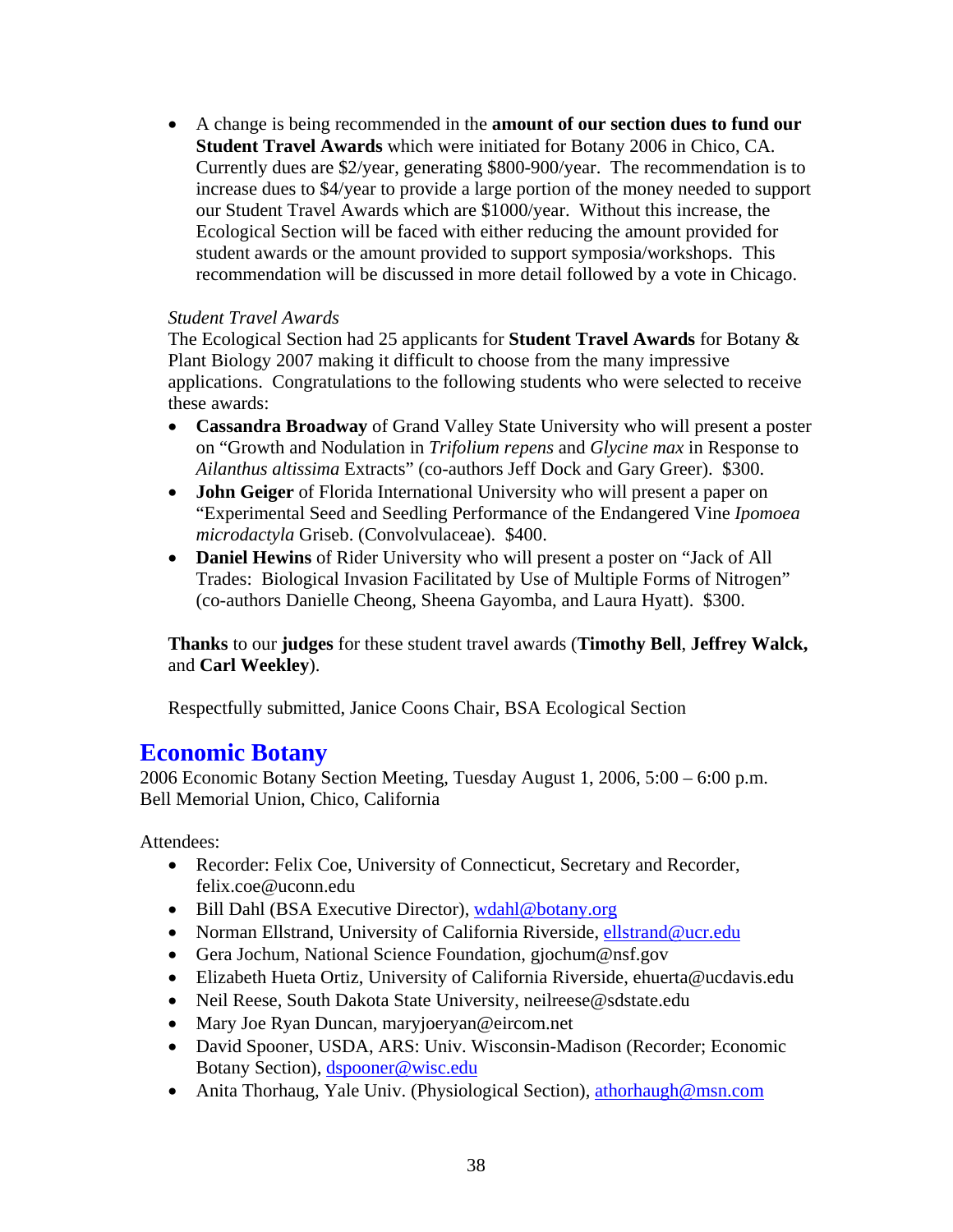- A change is being recommended in the **amount of our section dues to fund our Student Travel Awards** which were initiated for Botany 2006 in Chico, CA. Currently dues are $2/year, generating $800-900/year. The recommendation is to increase dues to $4/year to provide a large portion of the money needed to support our Student Travel Awards which are $1000/year. Without this increase, the Ecological Section will be faced with either reducing the amount provided for student awards or the amount provided to support symposia/workshops. This recommendation will be discussed in more detail followed by a vote in Chicago.

*Student Travel Awards*

The Ecological Section had 25 applicants for **Student Travel Awards** for Botany & Plant Biology 2007 making it difficult to choose from the many impressive applications. Congratulations to the following students who were selected to receive these awards:

- **Cassandra Broadway** of Grand Valley State University who will present a poster on "Growth and Nodulation in *Trifolium repens* and *Glycine max* in Response to *Ailanthus altissima* Extracts" (co-authors Jeff Dock and Gary Greer). $300.
- **John Geiger** of Florida International University who will present a paper on "Experimental Seed and Seedling Performance of the Endangered Vine *Ipomoea microdactyla* Griseb. (Convolvulaceae). $400.
- **Daniel Hewins** of Rider University who will present a poster on "Jack of All Trades: Biological Invasion Facilitated by Use of Multiple Forms of Nitrogen" (co-authors Danielle Cheong, Sheena Gayomba, and Laura Hyatt). $300.

**Thanks** to our **judges** for these student travel awards (**Timothy Bell**, **Jeffrey Walck,** and **Carl Weekley**).

Respectfully submitted, Janice Coons Chair, BSA Ecological Section

## Economic Botany

2006 Economic Botany Section Meeting, Tuesday August 1, 2006, 5:00 – 6:00 p.m.
Bell Memorial Union, Chico, California

Attendees:

- Recorder: Felix Coe, University of Connecticut, Secretary and Recorder, felix.coe@uconn.edu
- Bill Dahl (BSA Executive Director), wdahl@botany.org
- Norman Ellstrand, University of California Riverside, ellstrand@ucr.edu
- Gera Jochum, National Science Foundation, gjochum@nsf.gov
- Elizabeth Hueta Ortiz, University of California Riverside, ehuerta@ucdavis.edu
- Neil Reese, South Dakota State University, neilreese@sdstate.edu
- Mary Joe Ryan Duncan, maryjoeryan@eircom.net
- David Spooner, USDA, ARS: Univ. Wisconsin-Madison (Recorder; Economic Botany Section), dspooner@wisc.edu
- Anita Thorhaug, Yale Univ. (Physiological Section), athorhaugh@msn.com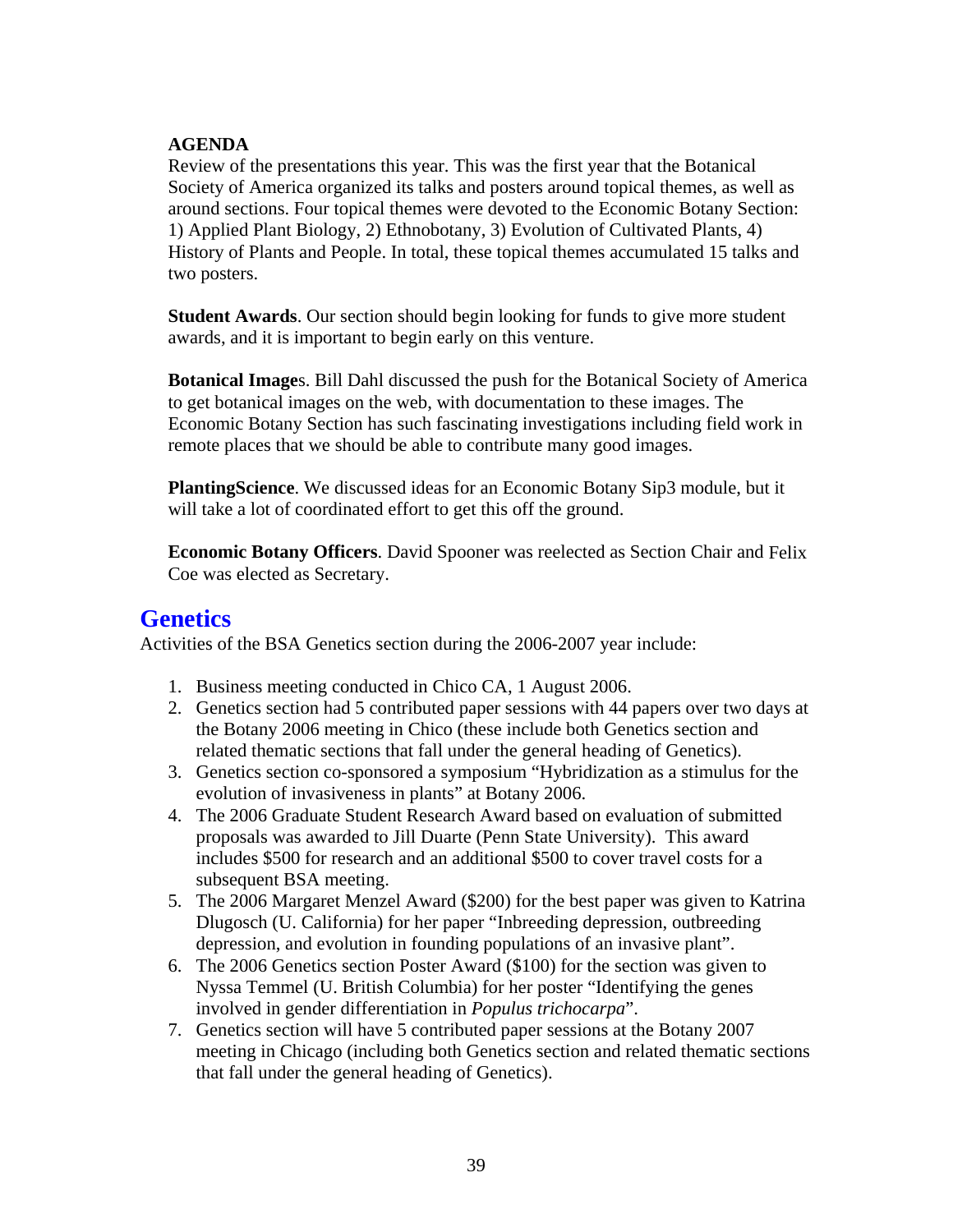**AGENDA**

Review of the presentations this year. This was the first year that the Botanical Society of America organized its talks and posters around topical themes, as well as around sections. Four topical themes were devoted to the Economic Botany Section: 1) Applied Plant Biology, 2) Ethnobotany, 3) Evolution of Cultivated Plants, 4) History of Plants and People. In total, these topical themes accumulated 15 talks and two posters.

**Student Awards**. Our section should begin looking for funds to give more student awards, and it is important to begin early on this venture.

**Botanical Image**s. Bill Dahl discussed the push for the Botanical Society of America to get botanical images on the web, with documentation to these images. The Economic Botany Section has such fascinating investigations including field work in remote places that we should be able to contribute many good images.

**PlantingScience**. We discussed ideas for an Economic Botany Sip3 module, but it will take a lot of coordinated effort to get this off the ground.

**Economic Botany Officers**. David Spooner was reelected as Section Chair and Felix Coe was elected as Secretary.

## Genetics

Activities of the BSA Genetics section during the 2006-2007 year include:

1. Business meeting conducted in Chico CA, 1 August 2006.
2. Genetics section had 5 contributed paper sessions with 44 papers over two days at the Botany 2006 meeting in Chico (these include both Genetics section and related thematic sections that fall under the general heading of Genetics).
3. Genetics section co-sponsored a symposium "Hybridization as a stimulus for the evolution of invasiveness in plants" at Botany 2006.
4. The 2006 Graduate Student Research Award based on evaluation of submitted proposals was awarded to Jill Duarte (Penn State University). This award includes $500 for research and an additional $500 to cover travel costs for a subsequent BSA meeting.
5. The 2006 Margaret Menzel Award ($200) for the best paper was given to Katrina Dlugosch (U. California) for her paper "Inbreeding depression, outbreeding depression, and evolution in founding populations of an invasive plant".
6. The 2006 Genetics section Poster Award ($100) for the section was given to Nyssa Temmel (U. British Columbia) for her poster "Identifying the genes involved in gender differentiation in *Populus trichocarpa*".
7. Genetics section will have 5 contributed paper sessions at the Botany 2007 meeting in Chicago (including both Genetics section and related thematic sections that fall under the general heading of Genetics).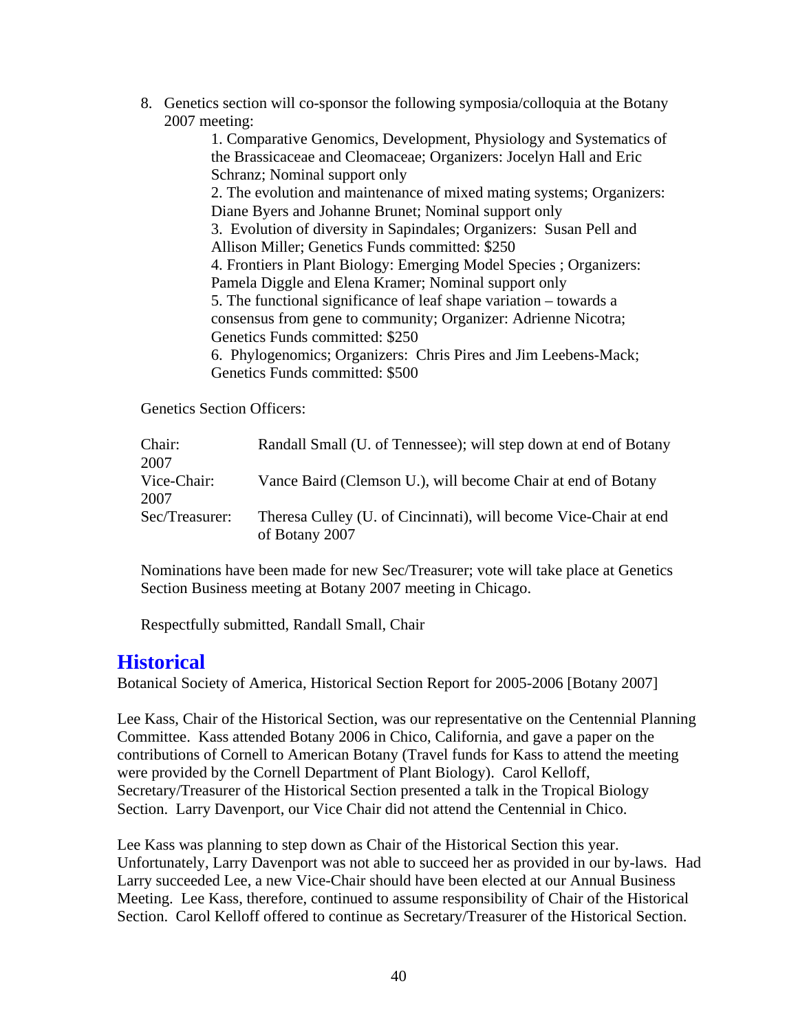8. Genetics section will co-sponsor the following symposia/colloquia at the Botany 2007 meeting:

   1. Comparative Genomics, Development, Physiology and Systematics of the Brassicaceae and Cleomaceae; Organizers: Jocelyn Hall and Eric Schranz; Nominal support only
   2. The evolution and maintenance of mixed mating systems; Organizers: Diane Byers and Johanne Brunet; Nominal support only
   3. Evolution of diversity in Sapindales; Organizers: Susan Pell and Allison Miller; Genetics Funds committed: $250
   4. Frontiers in Plant Biology: Emerging Model Species ; Organizers: Pamela Diggle and Elena Kramer; Nominal support only
   5. The functional significance of leaf shape variation – towards a consensus from gene to community; Organizer: Adrienne Nicotra; Genetics Funds committed: $250
   6. Phylogenomics; Organizers: Chris Pires and Jim Leebens-Mack; Genetics Funds committed: $500

Genetics Section Officers:

| | |
|---|---|
| Chair: | Randall Small (U. of Tennessee); will step down at end of Botany 2007 |
| Vice-Chair: | Vance Baird (Clemson U.), will become Chair at end of Botany 2007 |
| Sec/Treasurer: | Theresa Culley (U. of Cincinnati), will become Vice-Chair at end of Botany 2007 |

Nominations have been made for new Sec/Treasurer; vote will take place at Genetics Section Business meeting at Botany 2007 meeting in Chicago.

Respectfully submitted, Randall Small, Chair

## Historical

Botanical Society of America, Historical Section Report for 2005-2006 [Botany 2007]

Lee Kass, Chair of the Historical Section, was our representative on the Centennial Planning Committee. Kass attended Botany 2006 in Chico, California, and gave a paper on the contributions of Cornell to American Botany (Travel funds for Kass to attend the meeting were provided by the Cornell Department of Plant Biology). Carol Kelloff, Secretary/Treasurer of the Historical Section presented a talk in the Tropical Biology Section. Larry Davenport, our Vice Chair did not attend the Centennial in Chico.

Lee Kass was planning to step down as Chair of the Historical Section this year. Unfortunately, Larry Davenport was not able to succeed her as provided in our by-laws. Had Larry succeeded Lee, a new Vice-Chair should have been elected at our Annual Business Meeting. Lee Kass, therefore, continued to assume responsibility of Chair of the Historical Section. Carol Kelloff offered to continue as Secretary/Treasurer of the Historical Section.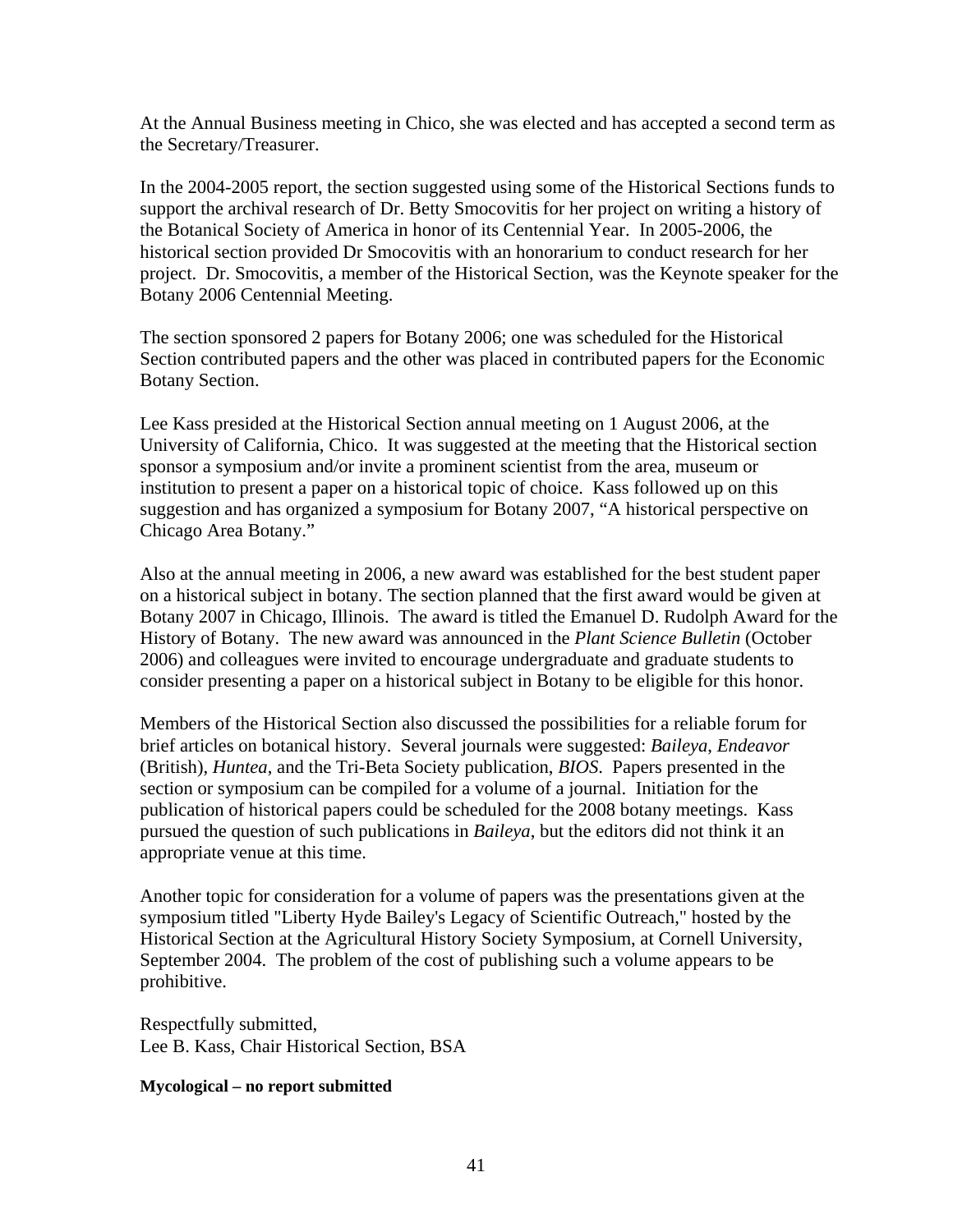At the Annual Business meeting in Chico, she was elected and has accepted a second term as the Secretary/Treasurer.

In the 2004-2005 report, the section suggested using some of the Historical Sections funds to support the archival research of Dr. Betty Smocovitis for her project on writing a history of the Botanical Society of America in honor of its Centennial Year. In 2005-2006, the historical section provided Dr Smocovitis with an honorarium to conduct research for her project. Dr. Smocovitis, a member of the Historical Section, was the Keynote speaker for the Botany 2006 Centennial Meeting.

The section sponsored 2 papers for Botany 2006; one was scheduled for the Historical Section contributed papers and the other was placed in contributed papers for the Economic Botany Section.

Lee Kass presided at the Historical Section annual meeting on 1 August 2006, at the University of California, Chico. It was suggested at the meeting that the Historical section sponsor a symposium and/or invite a prominent scientist from the area, museum or institution to present a paper on a historical topic of choice. Kass followed up on this suggestion and has organized a symposium for Botany 2007, "A historical perspective on Chicago Area Botany."

Also at the annual meeting in 2006, a new award was established for the best student paper on a historical subject in botany. The section planned that the first award would be given at Botany 2007 in Chicago, Illinois. The award is titled the Emanuel D. Rudolph Award for the History of Botany. The new award was announced in the *Plant Science Bulletin* (October 2006) and colleagues were invited to encourage undergraduate and graduate students to consider presenting a paper on a historical subject in Botany to be eligible for this honor.

Members of the Historical Section also discussed the possibilities for a reliable forum for brief articles on botanical history. Several journals were suggested: *Baileya*, *Endeavor* (British), *Huntea*, and the Tri-Beta Society publication, *BIOS*. Papers presented in the section or symposium can be compiled for a volume of a journal. Initiation for the publication of historical papers could be scheduled for the 2008 botany meetings. Kass pursued the question of such publications in *Baileya*, but the editors did not think it an appropriate venue at this time.

Another topic for consideration for a volume of papers was the presentations given at the symposium titled "Liberty Hyde Bailey's Legacy of Scientific Outreach," hosted by the Historical Section at the Agricultural History Society Symposium, at Cornell University, September 2004. The problem of the cost of publishing such a volume appears to be prohibitive.

Respectfully submitted,
Lee B. Kass, Chair Historical Section, BSA

**Mycological – no report submitted**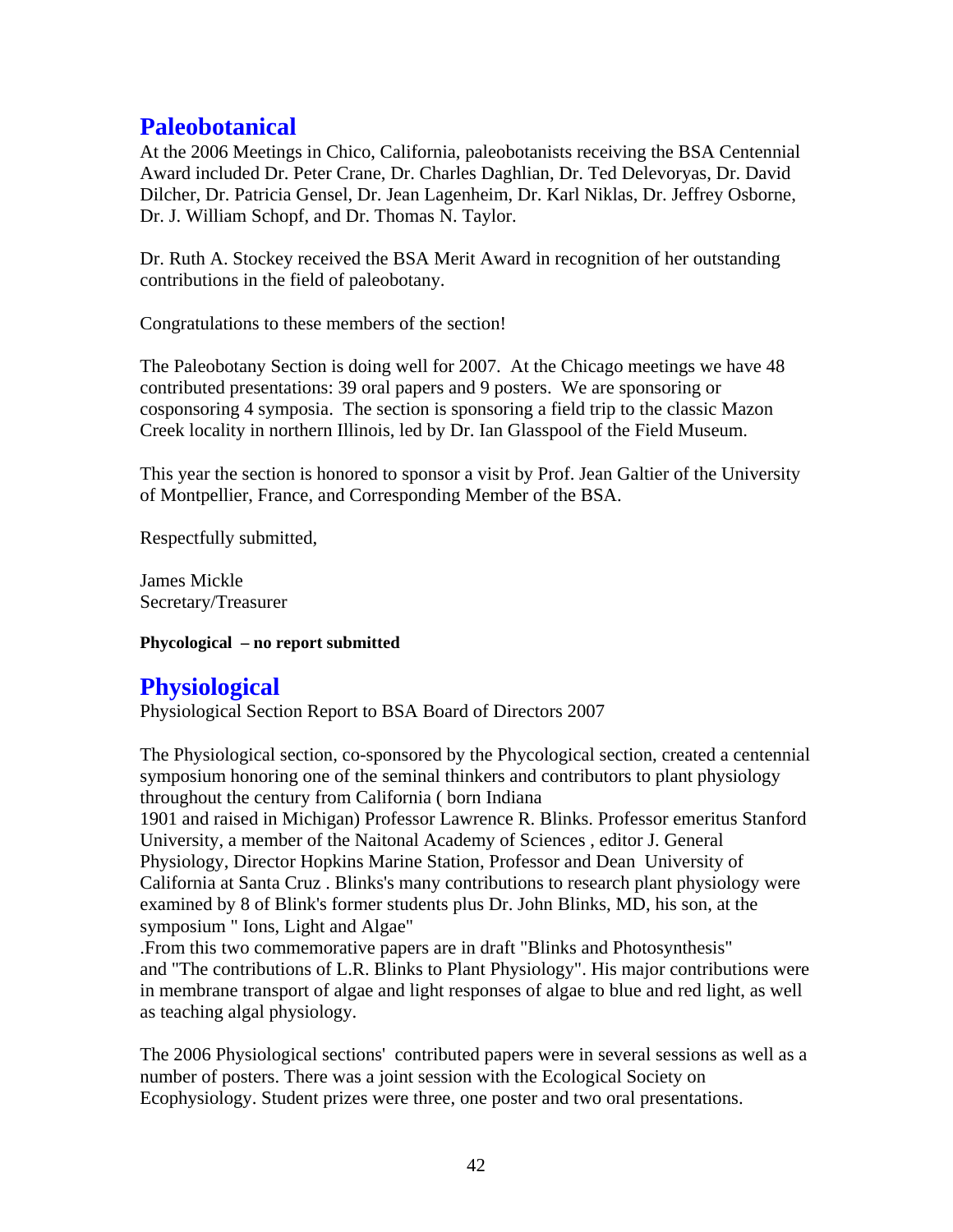## Paleobotanical

At the 2006 Meetings in Chico, California, paleobotanists receiving the BSA Centennial Award included Dr. Peter Crane, Dr. Charles Daghlian, Dr. Ted Delevoryas, Dr. David Dilcher, Dr. Patricia Gensel, Dr. Jean Lagenheim, Dr. Karl Niklas, Dr. Jeffrey Osborne, Dr. J. William Schopf, and Dr. Thomas N. Taylor.

Dr. Ruth A. Stockey received the BSA Merit Award in recognition of her outstanding contributions in the field of paleobotany.

Congratulations to these members of the section!

The Paleobotany Section is doing well for 2007. At the Chicago meetings we have 48 contributed presentations: 39 oral papers and 9 posters. We are sponsoring or cosponsoring 4 symposia. The section is sponsoring a field trip to the classic Mazon Creek locality in northern Illinois, led by Dr. Ian Glasspool of the Field Museum.

This year the section is honored to sponsor a visit by Prof. Jean Galtier of the University of Montpellier, France, and Corresponding Member of the BSA.

Respectfully submitted,

James Mickle
Secretary/Treasurer

**Phycological – no report submitted**

## Physiological

Physiological Section Report to BSA Board of Directors 2007

The Physiological section, co-sponsored by the Phycological section, created a centennial symposium honoring one of the seminal thinkers and contributors to plant physiology throughout the century from California ( born Indiana
1901 and raised in Michigan) Professor Lawrence R. Blinks. Professor emeritus Stanford University, a member of the Naitonal Academy of Sciences , editor J. General Physiology, Director Hopkins Marine Station, Professor and Dean University of California at Santa Cruz . Blinks's many contributions to research plant physiology were examined by 8 of Blink's former students plus Dr. John Blinks, MD, his son, at the symposium " Ions, Light and Algae"
.From this two commemorative papers are in draft "Blinks and Photosynthesis" and "The contributions of L.R. Blinks to Plant Physiology". His major contributions were in membrane transport of algae and light responses of algae to blue and red light, as well as teaching algal physiology.

The 2006 Physiological sections' contributed papers were in several sessions as well as a number of posters. There was a joint session with the Ecological Society on Ecophysiology. Student prizes were three, one poster and two oral presentations.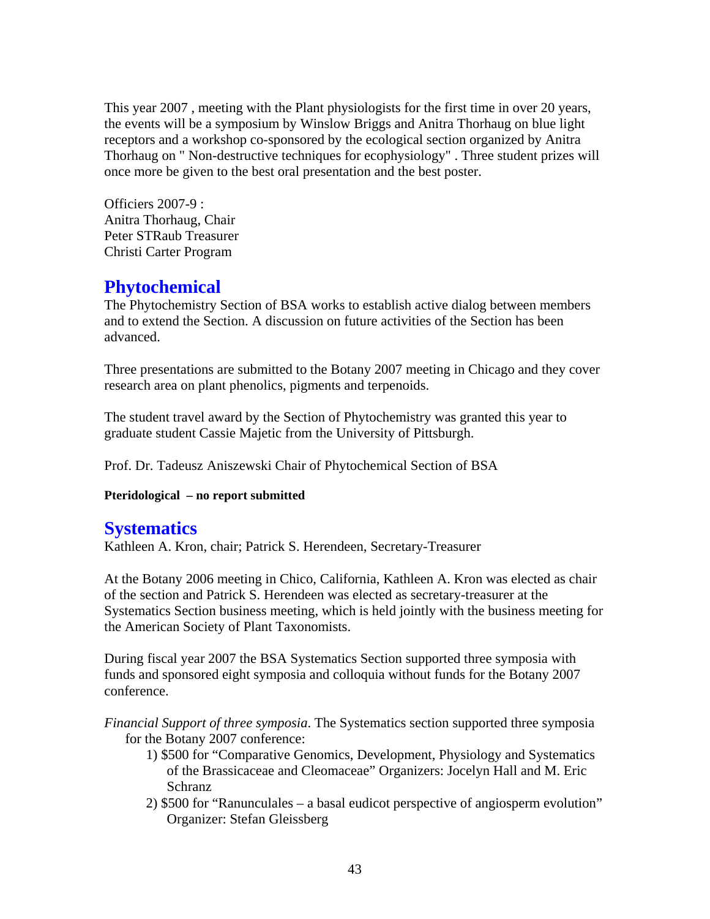This year 2007 , meeting with the Plant physiologists for the first time in over 20 years, the events will be a symposium by Winslow Briggs and Anitra Thorhaug on blue light receptors and a workshop co-sponsored by the ecological section organized by Anitra Thorhaug on " Non-destructive techniques for ecophysiology" . Three student prizes will once more be given to the best oral presentation and the best poster.

Officiers 2007-9 :
Anitra Thorhaug, Chair
Peter STRaub Treasurer
Christi Carter Program

## Phytochemical

The Phytochemistry Section of BSA works to establish active dialog between members and to extend the Section. A discussion on future activities of the Section has been advanced.

Three presentations are submitted to the Botany 2007 meeting in Chicago and they cover research area on plant phenolics, pigments and terpenoids.

The student travel award by the Section of Phytochemistry was granted this year to graduate student Cassie Majetic from the University of Pittsburgh.

Prof. Dr. Tadeusz Aniszewski Chair of Phytochemical Section of BSA

**Pteridological – no report submitted**

## Systematics

Kathleen A. Kron, chair; Patrick S. Herendeen, Secretary-Treasurer

At the Botany 2006 meeting in Chico, California, Kathleen A. Kron was elected as chair of the section and Patrick S. Herendeen was elected as secretary-treasurer at the Systematics Section business meeting, which is held jointly with the business meeting for the American Society of Plant Taxonomists.

During fiscal year 2007 the BSA Systematics Section supported three symposia with funds and sponsored eight symposia and colloquia without funds for the Botany 2007 conference.

*Financial Support of three symposia*. The Systematics section supported three symposia for the Botany 2007 conference:

1) $500 for "Comparative Genomics, Development, Physiology and Systematics of the Brassicaceae and Cleomaceae" Organizers: Jocelyn Hall and M. Eric Schranz
2) $500 for "Ranunculales – a basal eudicot perspective of angiosperm evolution" Organizer: Stefan Gleissberg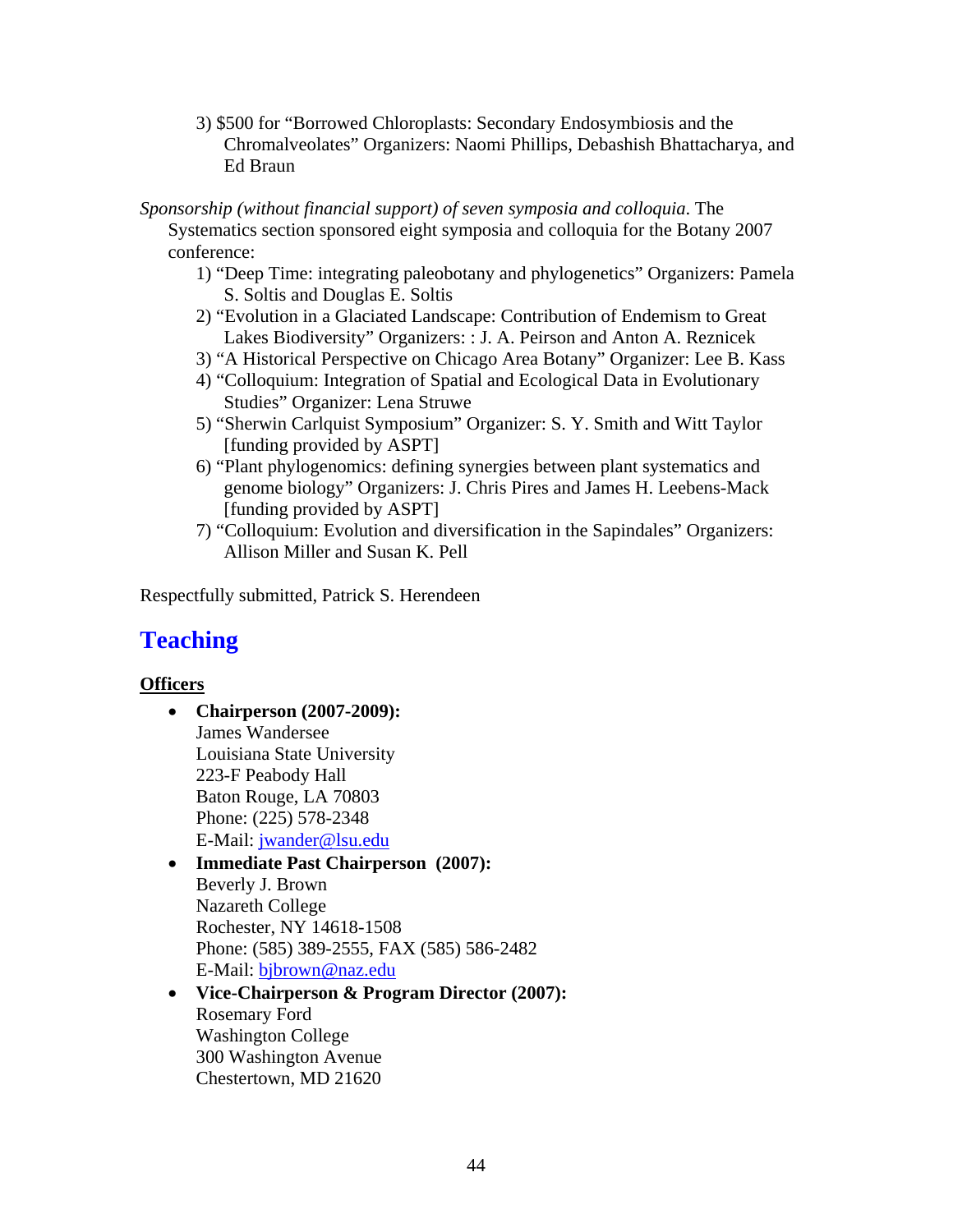3) $500 for "Borrowed Chloroplasts: Secondary Endosymbiosis and the Chromalveolates" Organizers: Naomi Phillips, Debashish Bhattacharya, and Ed Braun

*Sponsorship (without financial support) of seven symposia and colloquia*. The Systematics section sponsored eight symposia and colloquia for the Botany 2007 conference:

1) "Deep Time: integrating paleobotany and phylogenetics" Organizers: Pamela S. Soltis and Douglas E. Soltis
2) "Evolution in a Glaciated Landscape: Contribution of Endemism to Great Lakes Biodiversity" Organizers: : J. A. Peirson and Anton A. Reznicek
3) "A Historical Perspective on Chicago Area Botany" Organizer: Lee B. Kass
4) "Colloquium: Integration of Spatial and Ecological Data in Evolutionary Studies" Organizer: Lena Struwe
5) "Sherwin Carlquist Symposium" Organizer: S. Y. Smith and Witt Taylor [funding provided by ASPT]
6) "Plant phylogenomics: defining synergies between plant systematics and genome biology" Organizers: J. Chris Pires and James H. Leebens-Mack [funding provided by ASPT]
7) "Colloquium: Evolution and diversification in the Sapindales" Organizers: Allison Miller and Susan K. Pell

Respectfully submitted, Patrick S. Herendeen

# Teaching

**Officers**

- **Chairperson (2007-2009):**
  James Wandersee
  Louisiana State University
  223-F Peabody Hall
  Baton Rouge, LA 70803
  Phone: (225) 578-2348
  E-Mail: jwander@lsu.edu
- **Immediate Past Chairperson (2007):**
  Beverly J. Brown
  Nazareth College
  Rochester, NY 14618-1508
  Phone: (585) 389-2555, FAX (585) 586-2482
  E-Mail: bjbrown@naz.edu
- **Vice-Chairperson & Program Director (2007):**
  Rosemary Ford
  Washington College
  300 Washington Avenue
  Chestertown, MD 21620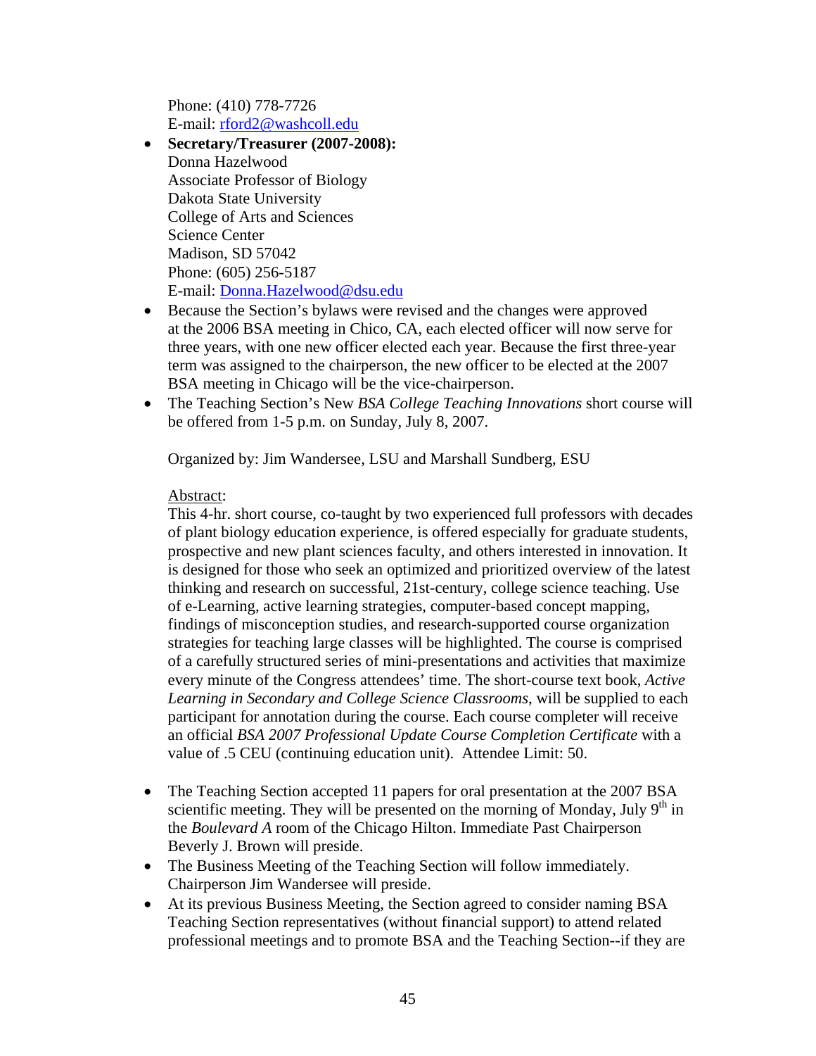Phone: (410) 778-7726
E-mail: rford2@washcoll.edu

- **Secretary/Treasurer (2007-2008):**
  Donna Hazelwood
  Associate Professor of Biology
  Dakota State University
  College of Arts and Sciences
  Science Center
  Madison, SD 57042
  Phone: (605) 256-5187
  E-mail: Donna.Hazelwood@dsu.edu
- Because the Section's bylaws were revised and the changes were approved at the 2006 BSA meeting in Chico, CA, each elected officer will now serve for three years, with one new officer elected each year. Because the first three-year term was assigned to the chairperson, the new officer to be elected at the 2007 BSA meeting in Chicago will be the vice-chairperson.
- The Teaching Section's New *BSA College Teaching Innovations* short course will be offered from 1-5 p.m. on Sunday, July 8, 2007.

  Organized by: Jim Wandersee, LSU and Marshall Sundberg, ESU

  Abstract:
  This 4-hr. short course, co-taught by two experienced full professors with decades of plant biology education experience, is offered especially for graduate students, prospective and new plant sciences faculty, and others interested in innovation. It is designed for those who seek an optimized and prioritized overview of the latest thinking and research on successful, 21st-century, college science teaching. Use of e-Learning, active learning strategies, computer-based concept mapping, findings of misconception studies, and research-supported course organization strategies for teaching large classes will be highlighted. The course is comprised of a carefully structured series of mini-presentations and activities that maximize every minute of the Congress attendees' time. The short-course text book, *Active Learning in Secondary and College Science Classrooms*, will be supplied to each participant for annotation during the course. Each course completer will receive an official *BSA 2007 Professional Update Course Completion Certificate* with a value of .5 CEU (continuing education unit). Attendee Limit: 50.

- The Teaching Section accepted 11 papers for oral presentation at the 2007 BSA scientific meeting. They will be presented on the morning of Monday, July 9th in the *Boulevard A* room of the Chicago Hilton. Immediate Past Chairperson Beverly J. Brown will preside.
- The Business Meeting of the Teaching Section will follow immediately. Chairperson Jim Wandersee will preside.
- At its previous Business Meeting, the Section agreed to consider naming BSA Teaching Section representatives (without financial support) to attend related professional meetings and to promote BSA and the Teaching Section--if they are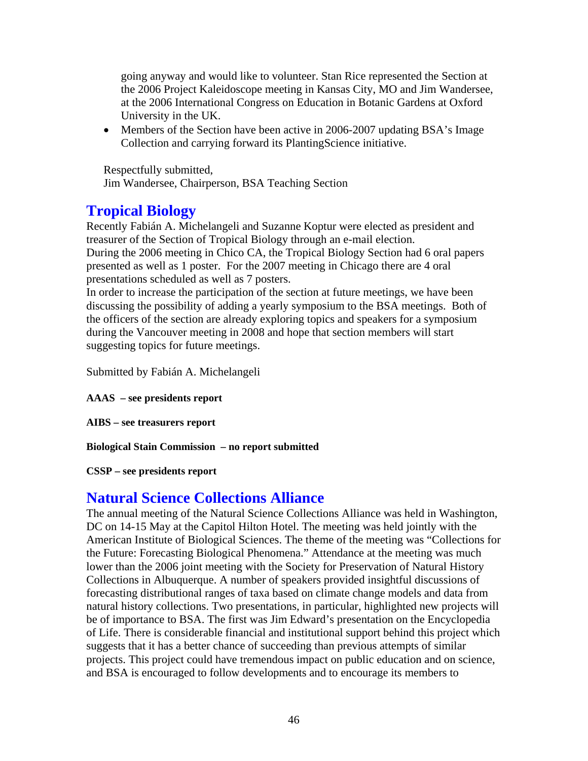going anyway and would like to volunteer. Stan Rice represented the Section at the 2006 Project Kaleidoscope meeting in Kansas City, MO and Jim Wandersee, at the 2006 International Congress on Education in Botanic Gardens at Oxford University in the UK.

- Members of the Section have been active in 2006-2007 updating BSA's Image Collection and carrying forward its PlantingScience initiative.

Respectfully submitted,
Jim Wandersee, Chairperson, BSA Teaching Section

## Tropical Biology

Recently Fabián A. Michelangeli and Suzanne Koptur were elected as president and treasurer of the Section of Tropical Biology through an e-mail election.
During the 2006 meeting in Chico CA, the Tropical Biology Section had 6 oral papers presented as well as 1 poster. For the 2007 meeting in Chicago there are 4 oral presentations scheduled as well as 7 posters.
In order to increase the participation of the section at future meetings, we have been discussing the possibility of adding a yearly symposium to the BSA meetings. Both of the officers of the section are already exploring topics and speakers for a symposium during the Vancouver meeting in 2008 and hope that section members will start suggesting topics for future meetings.

Submitted by Fabián A. Michelangeli

**AAAS – see presidents report**

**AIBS – see treasurers report**

**Biological Stain Commission – no report submitted**

**CSSP – see presidents report**

## Natural Science Collections Alliance

The annual meeting of the Natural Science Collections Alliance was held in Washington, DC on 14-15 May at the Capitol Hilton Hotel. The meeting was held jointly with the American Institute of Biological Sciences. The theme of the meeting was "Collections for the Future: Forecasting Biological Phenomena." Attendance at the meeting was much lower than the 2006 joint meeting with the Society for Preservation of Natural History Collections in Albuquerque. A number of speakers provided insightful discussions of forecasting distributional ranges of taxa based on climate change models and data from natural history collections. Two presentations, in particular, highlighted new projects will be of importance to BSA. The first was Jim Edward's presentation on the Encyclopedia of Life. There is considerable financial and institutional support behind this project which suggests that it has a better chance of succeeding than previous attempts of similar projects. This project could have tremendous impact on public education and on science, and BSA is encouraged to follow developments and to encourage its members to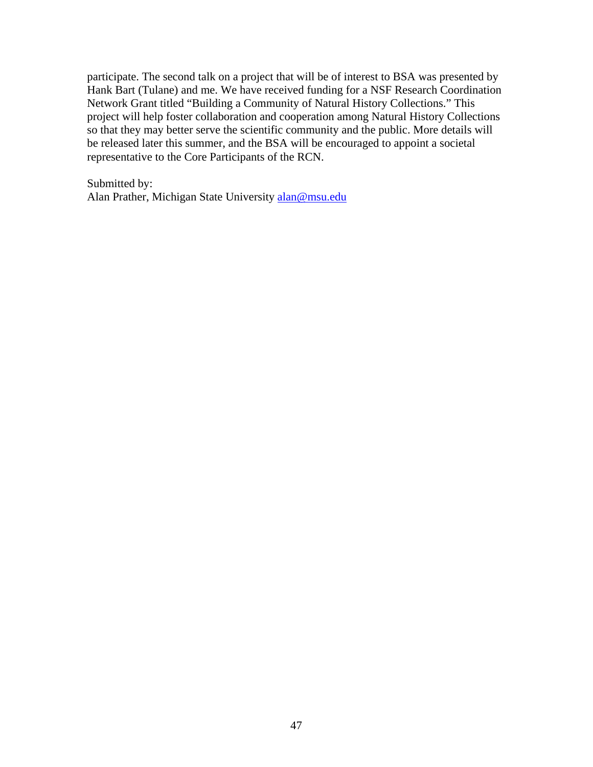participate. The second talk on a project that will be of interest to BSA was presented by Hank Bart (Tulane) and me. We have received funding for a NSF Research Coordination Network Grant titled "Building a Community of Natural History Collections." This project will help foster collaboration and cooperation among Natural History Collections so that they may better serve the scientific community and the public. More details will be released later this summer, and the BSA will be encouraged to appoint a societal representative to the Core Participants of the RCN.

Submitted by:
Alan Prather, Michigan State University alan@msu.edu